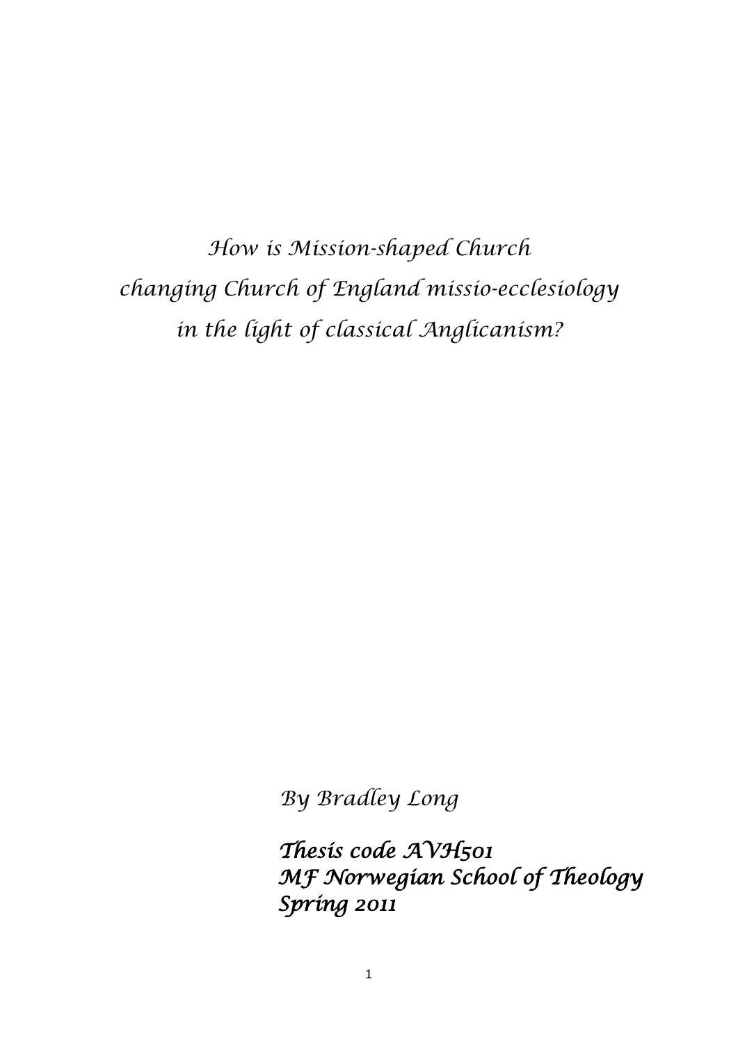*How is Mission-shaped Church*
*changing Church of England missio-ecclesiology*
*in the light of classical Anglicanism?*

*By Bradley Long*

***Thesis code AVH501***
***MF Norwegian School of Theology***
***Spring 2011***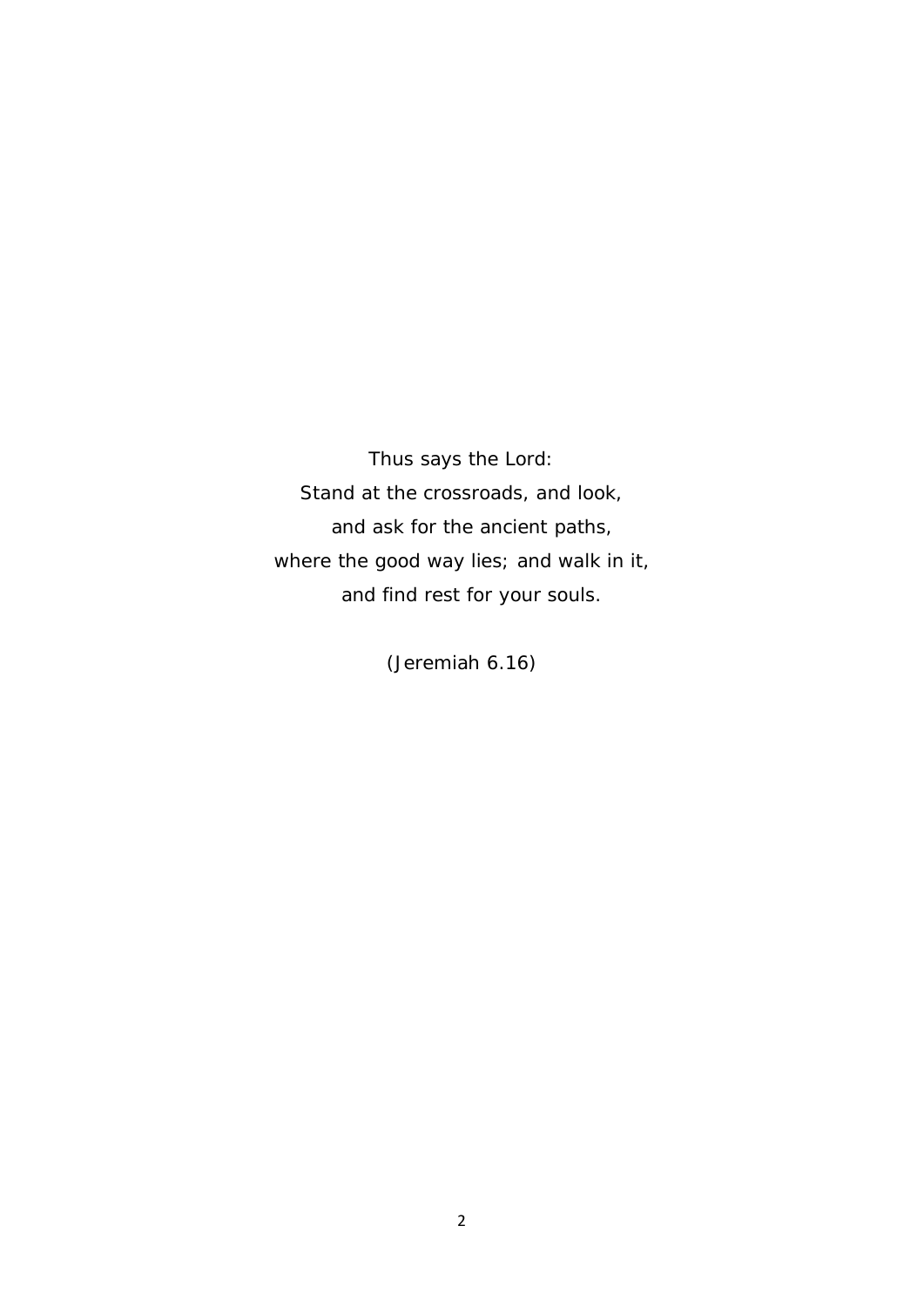Thus says the Lord:  
Stand at the crossroads, and look,  
and ask for the ancient paths,  
where the good way lies; and walk in it,  
and find rest for your souls.

(Jeremiah 6.16)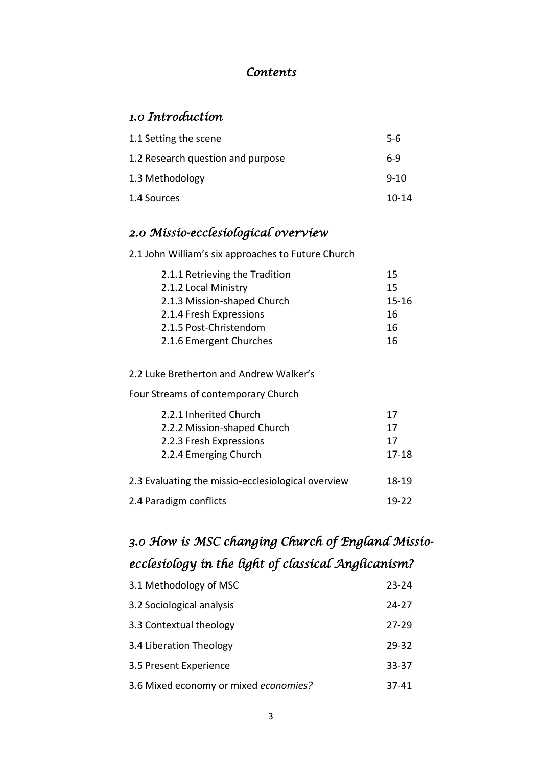*Contents*

## *1.0 Introduction*

| | |
|---|---|
| 1.1 Setting the scene | 5-6 |
| 1.2 Research question and purpose | 6-9 |
| 1.3 Methodology | 9-10 |
| 1.4 Sources | 10-14 |

## *2.0 Missio-ecclesiological overview*

2.1 John William's six approaches to Future Church

| | |
|---|---|
| 2.1.1 Retrieving the Tradition | 15 |
| 2.1.2 Local Ministry | 15 |
| 2.1.3 Mission-shaped Church | 15-16 |
| 2.1.4 Fresh Expressions | 16 |
| 2.1.5 Post-Christendom | 16 |
| 2.1.6 Emergent Churches | 16 |

2.2 Luke Bretherton and Andrew Walker's

Four Streams of contemporary Church

| | |
|---|---|
| 2.2.1 Inherited Church | 17 |
| 2.2.2 Mission-shaped Church | 17 |
| 2.2.3 Fresh Expressions | 17 |
| 2.2.4 Emerging Church | 17-18 |

| | |
|---|---|
| 2.3 Evaluating the missio-ecclesiological overview | 18-19 |
| 2.4 Paradigm conflicts | 19-22 |

## *3.0 How is MSC changing Church of England Missio-ecclesiology in the light of classical Anglicanism?*

| | |
|---|---|
| 3.1 Methodology of MSC | 23-24 |
| 3.2 Sociological analysis | 24-27 |
| 3.3 Contextual theology | 27-29 |
| 3.4 Liberation Theology | 29-32 |
| 3.5 Present Experience | 33-37 |
| 3.6 Mixed economy or mixed *economies?* | 37-41 |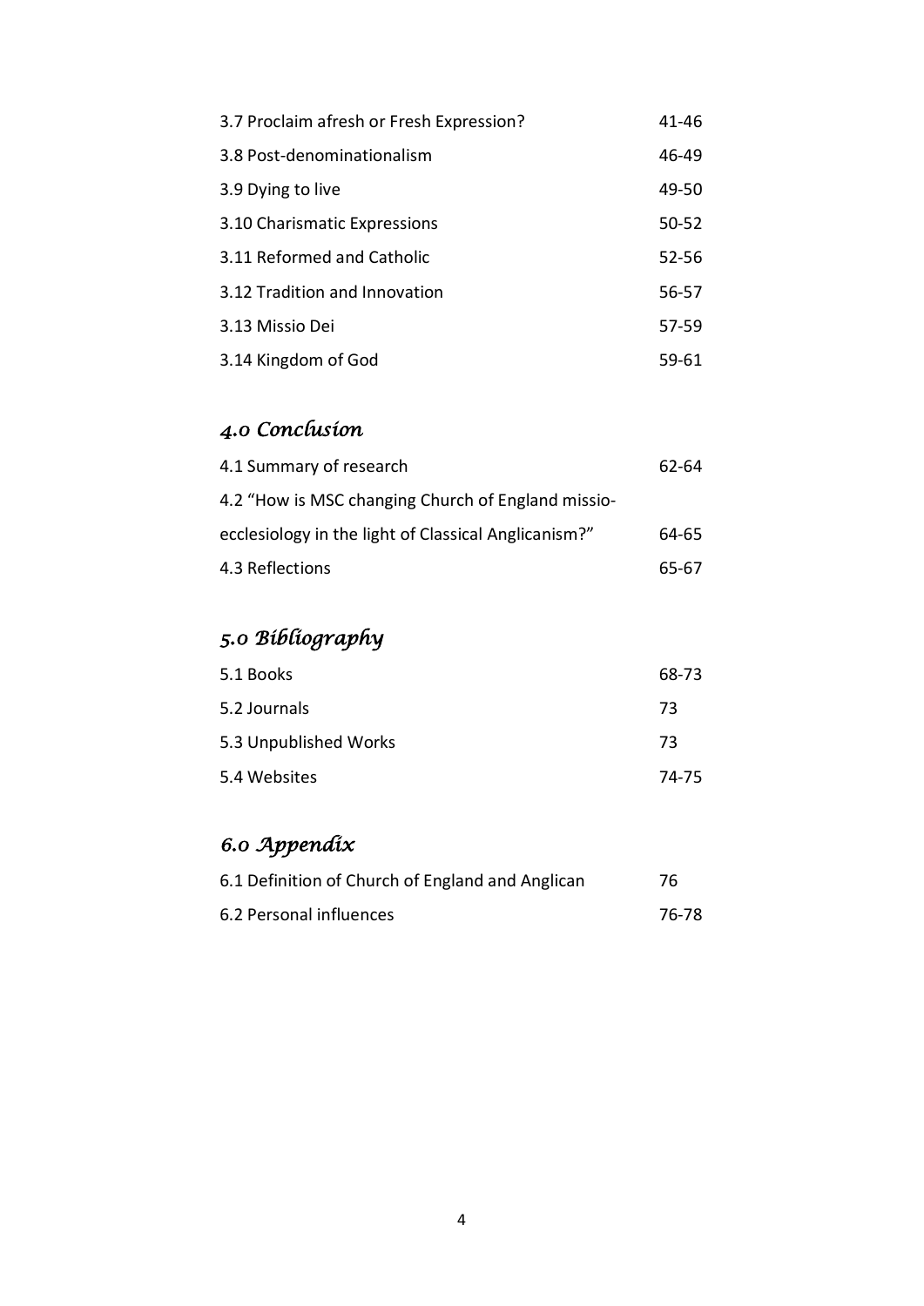| | |
|---|---|
| 3.7 Proclaim afresh or Fresh Expression? | 41-46 |
| 3.8 Post-denominationalism | 46-49 |
| 3.9 Dying to live | 49-50 |
| 3.10 Charismatic Expressions | 50-52 |
| 3.11 Reformed and Catholic | 52-56 |
| 3.12 Tradition and Innovation | 56-57 |
| 3.13 Missio Dei | 57-59 |
| 3.14 Kingdom of God | 59-61 |

## *4.0 Conclusion*

| | |
|---|---|
| 4.1 Summary of research | 62-64 |
| 4.2 "How is MSC changing Church of England missio-ecclesiology in the light of Classical Anglicanism?" | 64-65 |
| 4.3 Reflections | 65-67 |

## *5.0 Bibliography*

| | |
|---|---|
| 5.1 Books | 68-73 |
| 5.2 Journals | 73 |
| 5.3 Unpublished Works | 73 |
| 5.4 Websites | 74-75 |

## *6.0 Appendix*

| | |
|---|---|
| 6.1 Definition of Church of England and Anglican | 76 |
| 6.2 Personal influences | 76-78 |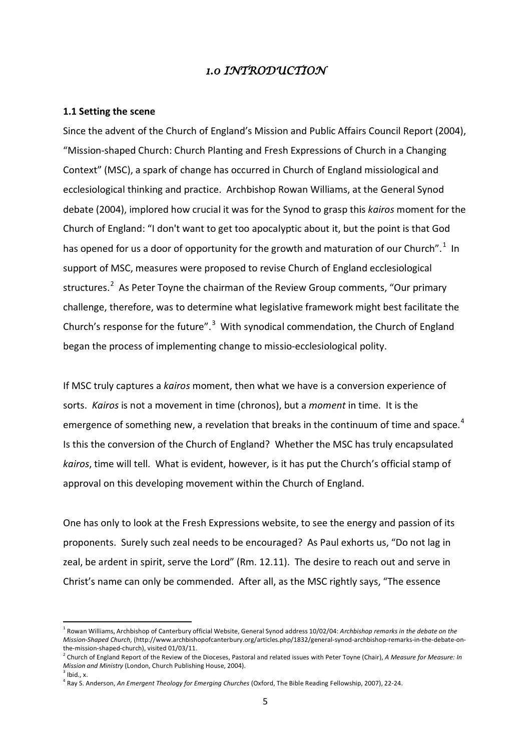# *1.0 INTRODUCTION*

### 1.1 Setting the scene

Since the advent of the Church of England's Mission and Public Affairs Council Report (2004), "Mission-shaped Church: Church Planting and Fresh Expressions of Church in a Changing Context" (MSC), a spark of change has occurred in Church of England missiological and ecclesiological thinking and practice. Archbishop Rowan Williams, at the General Synod debate (2004), implored how crucial it was for the Synod to grasp this *kairos* moment for the Church of England: "I don't want to get too apocalyptic about it, but the point is that God has opened for us a door of opportunity for the growth and maturation of our Church".[1] In support of MSC, measures were proposed to revise Church of England ecclesiological structures.[2] As Peter Toyne the chairman of the Review Group comments, "Our primary challenge, therefore, was to determine what legislative framework might best facilitate the Church's response for the future".[3] With synodical commendation, the Church of England began the process of implementing change to missio-ecclesiological polity.

If MSC truly captures a *kairos* moment, then what we have is a conversion experience of sorts. *Kairos* is not a movement in time (chronos), but a *moment* in time. It is the emergence of something new, a revelation that breaks in the continuum of time and space.[4] Is this the conversion of the Church of England? Whether the MSC has truly encapsulated *kairos*, time will tell. What is evident, however, is it has put the Church's official stamp of approval on this developing movement within the Church of England.

One has only to look at the Fresh Expressions website, to see the energy and passion of its proponents. Surely such zeal needs to be encouraged? As Paul exhorts us, "Do not lag in zeal, be ardent in spirit, serve the Lord" (Rm. 12.11). The desire to reach out and serve in Christ's name can only be commended. After all, as the MSC rightly says, "The essence

---

[1] Rowan Williams, Archbishop of Canterbury official Website, General Synod address 10/02/04: *Archbishop remarks in the debate on the Mission-Shaped Church,* (http://www.archbishopofcanterbury.org/articles.php/1832/general-synod-archbishop-remarks-in-the-debate-on-the-mission-shaped-church), visited 01/03/11.

[2] Church of England Report of the Review of the Dioceses, Pastoral and related issues with Peter Toyne (Chair), *A Measure for Measure: In Mission and Ministry* (London, Church Publishing House, 2004).

[3] Ibid., x.

[4] Ray S. Anderson, *An Emergent Theology for Emerging Churches* (Oxford, The Bible Reading Fellowship, 2007), 22-24.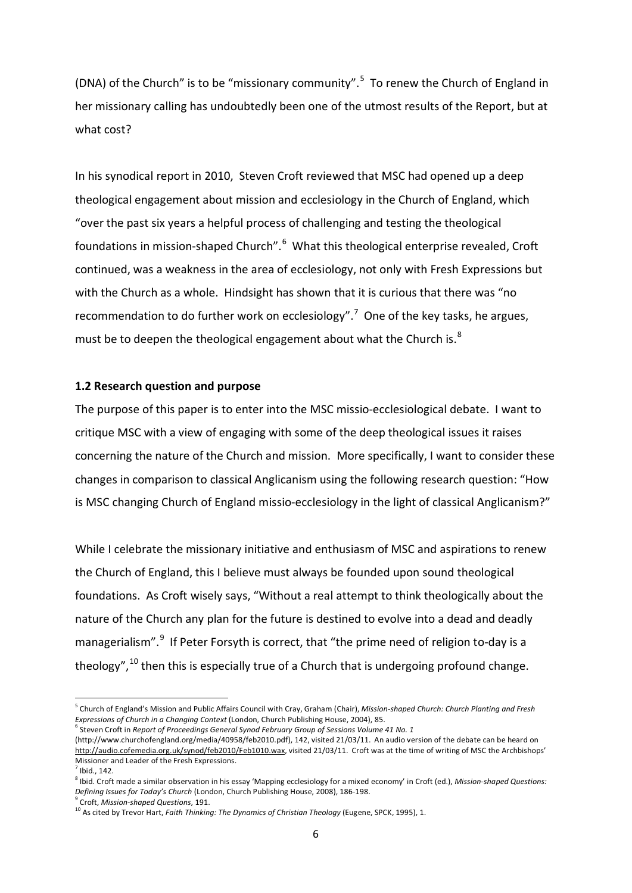(DNA) of the Church" is to be "missionary community".[5] To renew the Church of England in her missionary calling has undoubtedly been one of the utmost results of the Report, but at what cost?

In his synodical report in 2010, Steven Croft reviewed that MSC had opened up a deep theological engagement about mission and ecclesiology in the Church of England, which "over the past six years a helpful process of challenging and testing the theological foundations in mission-shaped Church".[6] What this theological enterprise revealed, Croft continued, was a weakness in the area of ecclesiology, not only with Fresh Expressions but with the Church as a whole. Hindsight has shown that it is curious that there was "no recommendation to do further work on ecclesiology".[7] One of the key tasks, he argues, must be to deepen the theological engagement about what the Church is.[8]

### 1.2 Research question and purpose

The purpose of this paper is to enter into the MSC missio-ecclesiological debate. I want to critique MSC with a view of engaging with some of the deep theological issues it raises concerning the nature of the Church and mission. More specifically, I want to consider these changes in comparison to classical Anglicanism using the following research question: "How is MSC changing Church of England missio-ecclesiology in the light of classical Anglicanism?"

While I celebrate the missionary initiative and enthusiasm of MSC and aspirations to renew the Church of England, this I believe must always be founded upon sound theological foundations. As Croft wisely says, "Without a real attempt to think theologically about the nature of the Church any plan for the future is destined to evolve into a dead and deadly managerialism".[9] If Peter Forsyth is correct, that "the prime need of religion to-day is a theology",[10] then this is especially true of a Church that is undergoing profound change.

---

[5] Church of England's Mission and Public Affairs Council with Cray, Graham (Chair), *Mission-shaped Church: Church Planting and Fresh Expressions of Church in a Changing Context* (London, Church Publishing House, 2004), 85.

[6] Steven Croft in *Report of Proceedings General Synod February Group of Sessions Volume 41 No. 1* (http://www.churchofengland.org/media/40958/feb2010.pdf), 142, visited 21/03/11. An audio version of the debate can be heard on http://audio.cofemedia.org.uk/synod/feb2010/Feb1010.wax, visited 21/03/11. Croft was at the time of writing of MSC the Archbishops' Missioner and Leader of the Fresh Expressions.

[7] Ibid., 142.

[8] Ibid. Croft made a similar observation in his essay 'Mapping ecclesiology for a mixed economy' in Croft (ed.), *Mission-shaped Questions: Defining Issues for Today's Church* (London, Church Publishing House, 2008), 186-198.

[9] Croft, *Mission-shaped Questions*, 191.

[10] As cited by Trevor Hart, *Faith Thinking: The Dynamics of Christian Theology* (Eugene, SPCK, 1995), 1.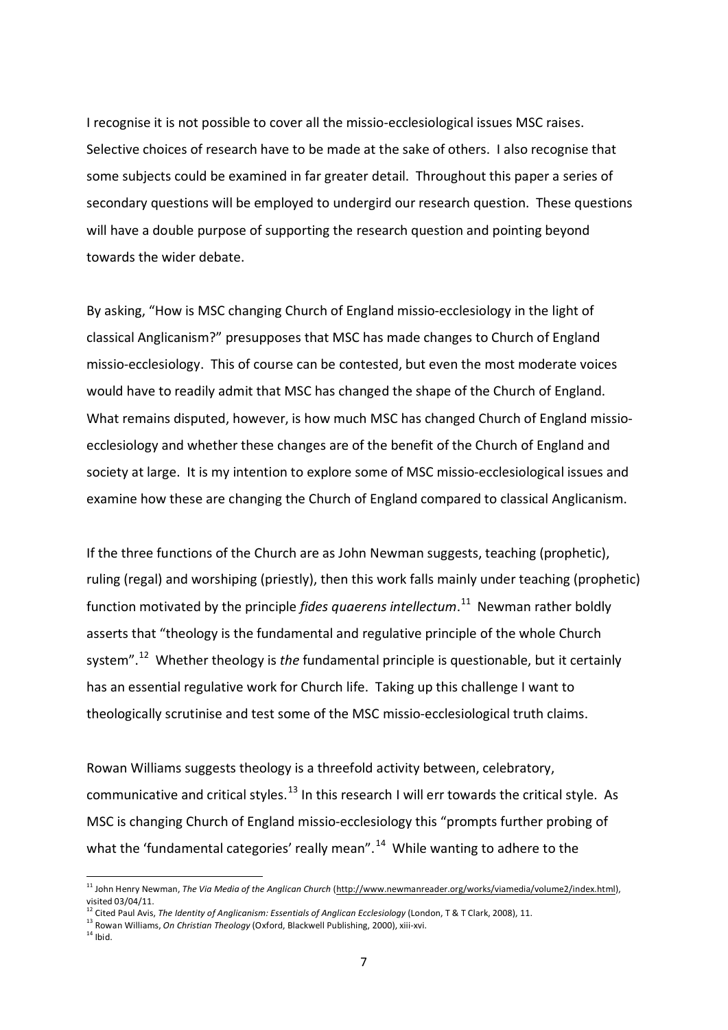I recognise it is not possible to cover all the missio-ecclesiological issues MSC raises. Selective choices of research have to be made at the sake of others. I also recognise that some subjects could be examined in far greater detail. Throughout this paper a series of secondary questions will be employed to undergird our research question. These questions will have a double purpose of supporting the research question and pointing beyond towards the wider debate.

By asking, "How is MSC changing Church of England missio-ecclesiology in the light of classical Anglicanism?" presupposes that MSC has made changes to Church of England missio-ecclesiology. This of course can be contested, but even the most moderate voices would have to readily admit that MSC has changed the shape of the Church of England. What remains disputed, however, is how much MSC has changed Church of England missio-ecclesiology and whether these changes are of the benefit of the Church of England and society at large. It is my intention to explore some of MSC missio-ecclesiological issues and examine how these are changing the Church of England compared to classical Anglicanism.

If the three functions of the Church are as John Newman suggests, teaching (prophetic), ruling (regal) and worshiping (priestly), then this work falls mainly under teaching (prophetic) function motivated by the principle *fides quaerens intellectum*.[11] Newman rather boldly asserts that "theology is the fundamental and regulative principle of the whole Church system".[12] Whether theology is *the* fundamental principle is questionable, but it certainly has an essential regulative work for Church life. Taking up this challenge I want to theologically scrutinise and test some of the MSC missio-ecclesiological truth claims.

Rowan Williams suggests theology is a threefold activity between, celebratory, communicative and critical styles.[13] In this research I will err towards the critical style. As MSC is changing Church of England missio-ecclesiology this "prompts further probing of what the 'fundamental categories' really mean".[14] While wanting to adhere to the

---

[11] John Henry Newman, *The Via Media of the Anglican Church* (http://www.newmanreader.org/works/viamedia/volume2/index.html), visited 03/04/11.

[12] Cited Paul Avis, *The Identity of Anglicanism: Essentials of Anglican Ecclesiology* (London, T & T Clark, 2008), 11.

[13] Rowan Williams, *On Christian Theology* (Oxford, Blackwell Publishing, 2000), xiii-xvi.

[14] Ibid.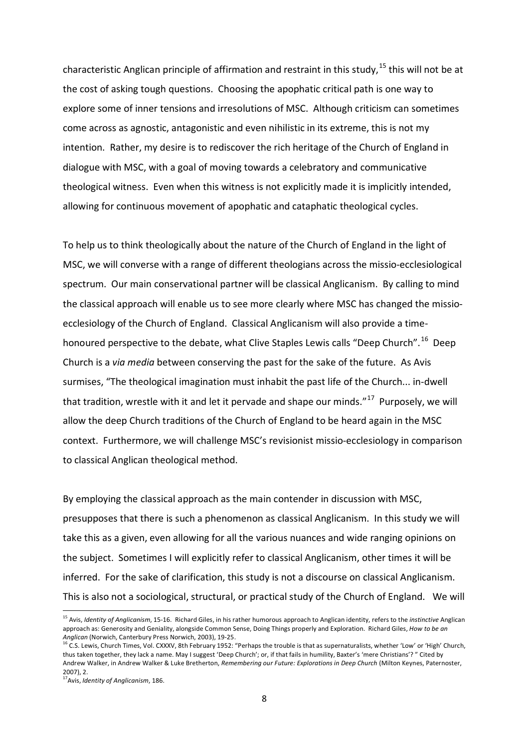characteristic Anglican principle of affirmation and restraint in this study,[15] this will not be at the cost of asking tough questions. Choosing the apophatic critical path is one way to explore some of inner tensions and irresolutions of MSC. Although criticism can sometimes come across as agnostic, antagonistic and even nihilistic in its extreme, this is not my intention. Rather, my desire is to rediscover the rich heritage of the Church of England in dialogue with MSC, with a goal of moving towards a celebratory and communicative theological witness. Even when this witness is not explicitly made it is implicitly intended, allowing for continuous movement of apophatic and cataphatic theological cycles.

To help us to think theologically about the nature of the Church of England in the light of MSC, we will converse with a range of different theologians across the missio-ecclesiological spectrum. Our main conservational partner will be classical Anglicanism. By calling to mind the classical approach will enable us to see more clearly where MSC has changed the missio-ecclesiology of the Church of England. Classical Anglicanism will also provide a time-honoured perspective to the debate, what Clive Staples Lewis calls "Deep Church".[16] Deep Church is a *via media* between conserving the past for the sake of the future. As Avis surmises, "The theological imagination must inhabit the past life of the Church... in-dwell that tradition, wrestle with it and let it pervade and shape our minds."[17] Purposely, we will allow the deep Church traditions of the Church of England to be heard again in the MSC context. Furthermore, we will challenge MSC's revisionist missio-ecclesiology in comparison to classical Anglican theological method.

By employing the classical approach as the main contender in discussion with MSC, presupposes that there is such a phenomenon as classical Anglicanism. In this study we will take this as a given, even allowing for all the various nuances and wide ranging opinions on the subject. Sometimes I will explicitly refer to classical Anglicanism, other times it will be inferred. For the sake of clarification, this study is not a discourse on classical Anglicanism. This is also not a sociological, structural, or practical study of the Church of England. We will

---

[15] Avis, *Identity of Anglicanism*, 15-16. Richard Giles, in his rather humorous approach to Anglican identity, refers to the *instinctive* Anglican approach as: Generosity and Geniality, alongside Common Sense, Doing Things properly and Exploration. Richard Giles, *How to be an Anglican* (Norwich, Canterbury Press Norwich, 2003), 19-25.

[16] C.S. Lewis, Church Times, Vol. CXXXV, 8th February 1952: "Perhaps the trouble is that as supernaturalists, whether 'Low' or 'High' Church, thus taken together, they lack a name. May I suggest 'Deep Church'; or, if that fails in humility, Baxter's 'mere Christians'? " Cited by Andrew Walker, in Andrew Walker & Luke Bretherton, *Remembering our Future: Explorations in Deep Church* (Milton Keynes, Paternoster, 2007), 2.

[17] Avis, *Identity of Anglicanism*, 186.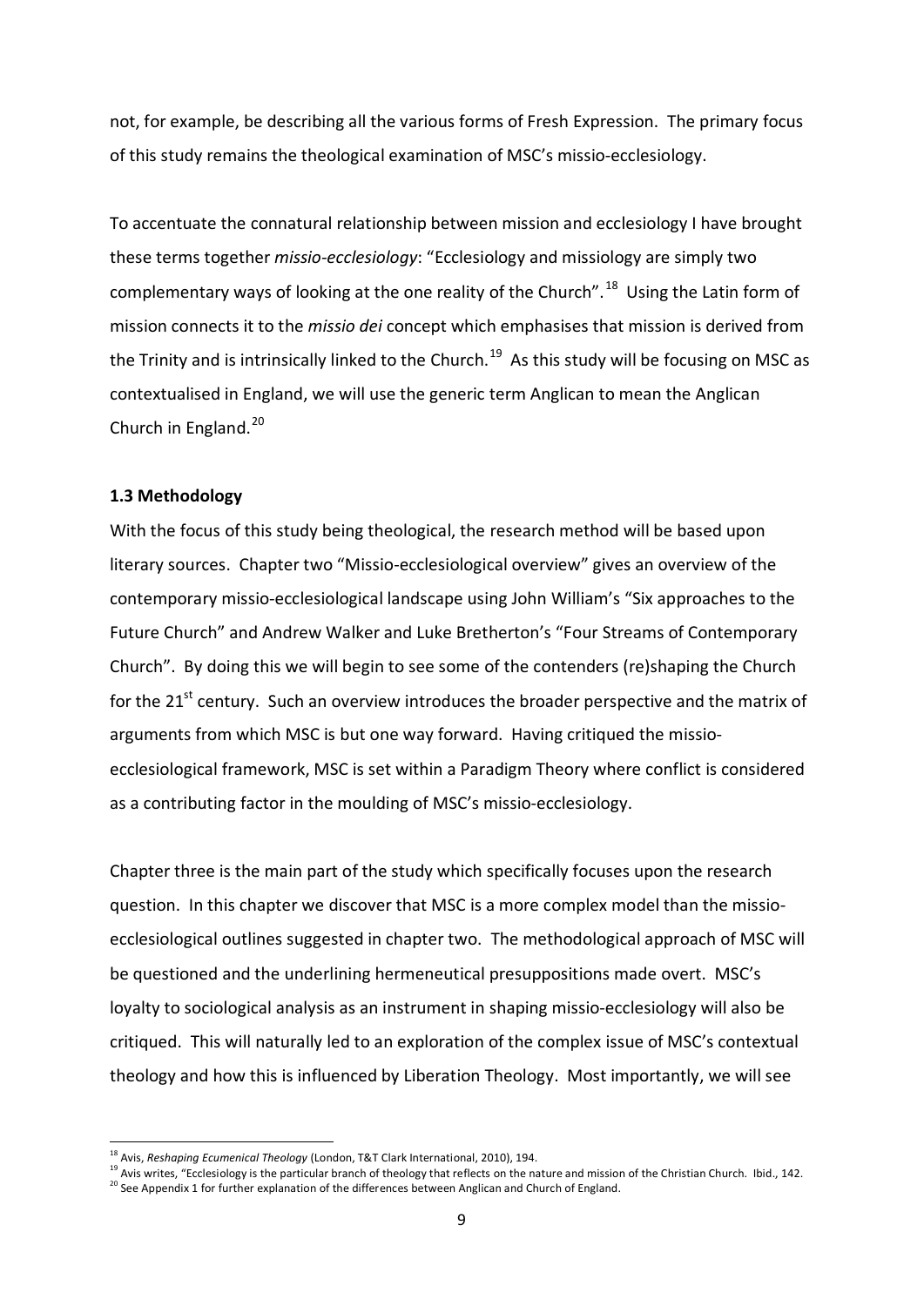not, for example, be describing all the various forms of Fresh Expression. The primary focus of this study remains the theological examination of MSC's missio-ecclesiology.

To accentuate the connatural relationship between mission and ecclesiology I have brought these terms together *missio-ecclesiology*: "Ecclesiology and missiology are simply two complementary ways of looking at the one reality of the Church".[18] Using the Latin form of mission connects it to the *missio dei* concept which emphasises that mission is derived from the Trinity and is intrinsically linked to the Church.[19] As this study will be focusing on MSC as contextualised in England, we will use the generic term Anglican to mean the Anglican Church in England.[20]

### 1.3 Methodology

With the focus of this study being theological, the research method will be based upon literary sources. Chapter two "Missio-ecclesiological overview" gives an overview of the contemporary missio-ecclesiological landscape using John William's "Six approaches to the Future Church" and Andrew Walker and Luke Bretherton's "Four Streams of Contemporary Church". By doing this we will begin to see some of the contenders (re)shaping the Church for the 21[st] century. Such an overview introduces the broader perspective and the matrix of arguments from which MSC is but one way forward. Having critiqued the missio-ecclesiological framework, MSC is set within a Paradigm Theory where conflict is considered as a contributing factor in the moulding of MSC's missio-ecclesiology.

Chapter three is the main part of the study which specifically focuses upon the research question. In this chapter we discover that MSC is a more complex model than the missio-ecclesiological outlines suggested in chapter two. The methodological approach of MSC will be questioned and the underlining hermeneutical presuppositions made overt. MSC's loyalty to sociological analysis as an instrument in shaping missio-ecclesiology will also be critiqued. This will naturally led to an exploration of the complex issue of MSC's contextual theology and how this is influenced by Liberation Theology. Most importantly, we will see

---

[18] Avis, *Reshaping Ecumenical Theology* (London, T&T Clark International, 2010), 194.

[19] Avis writes, "Ecclesiology is the particular branch of theology that reflects on the nature and mission of the Christian Church. Ibid., 142.

[20] See Appendix 1 for further explanation of the differences between Anglican and Church of England.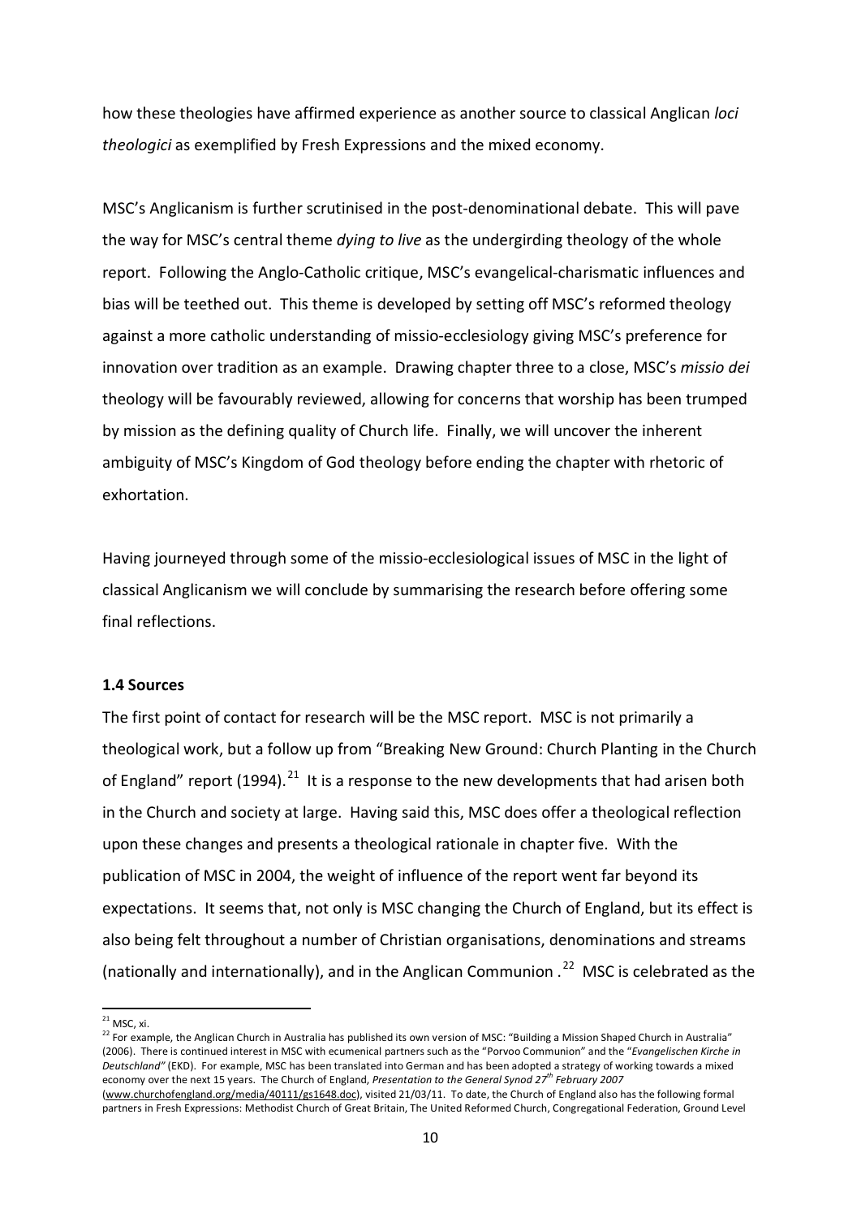how these theologies have affirmed experience as another source to classical Anglican *loci theologici* as exemplified by Fresh Expressions and the mixed economy.

MSC's Anglicanism is further scrutinised in the post-denominational debate. This will pave the way for MSC's central theme *dying to live* as the undergirding theology of the whole report. Following the Anglo-Catholic critique, MSC's evangelical-charismatic influences and bias will be teethed out. This theme is developed by setting off MSC's reformed theology against a more catholic understanding of missio-ecclesiology giving MSC's preference for innovation over tradition as an example. Drawing chapter three to a close, MSC's *missio dei* theology will be favourably reviewed, allowing for concerns that worship has been trumped by mission as the defining quality of Church life. Finally, we will uncover the inherent ambiguity of MSC's Kingdom of God theology before ending the chapter with rhetoric of exhortation.

Having journeyed through some of the missio-ecclesiological issues of MSC in the light of classical Anglicanism we will conclude by summarising the research before offering some final reflections.

### 1.4 Sources

The first point of contact for research will be the MSC report. MSC is not primarily a theological work, but a follow up from "Breaking New Ground: Church Planting in the Church of England" report (1994).[21] It is a response to the new developments that had arisen both in the Church and society at large. Having said this, MSC does offer a theological reflection upon these changes and presents a theological rationale in chapter five. With the publication of MSC in 2004, the weight of influence of the report went far beyond its expectations. It seems that, not only is MSC changing the Church of England, but its effect is also being felt throughout a number of Christian organisations, denominations and streams (nationally and internationally), and in the Anglican Communion .[22] MSC is celebrated as the

---

[21] MSC, xi.

[22] For example, the Anglican Church in Australia has published its own version of MSC: "Building a Mission Shaped Church in Australia" (2006). There is continued interest in MSC with ecumenical partners such as the "Porvoo Communion" and the "*Evangelischen Kirche in Deutschland"* (EKD). For example, MSC has been translated into German and has been adopted a strategy of working towards a mixed economy over the next 15 years. The Church of England, *Presentation to the General Synod 27th February 2007* (www.churchofengland.org/media/40111/gs1648.doc), visited 21/03/11. To date, the Church of England also has the following formal partners in Fresh Expressions: Methodist Church of Great Britain, The United Reformed Church, Congregational Federation, Ground Level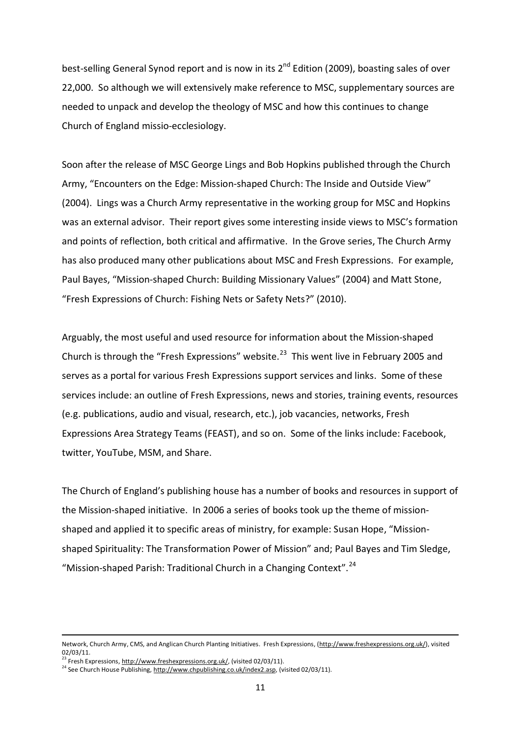best-selling General Synod report and is now in its 2nd Edition (2009), boasting sales of over 22,000. So although we will extensively make reference to MSC, supplementary sources are needed to unpack and develop the theology of MSC and how this continues to change Church of England missio-ecclesiology.

Soon after the release of MSC George Lings and Bob Hopkins published through the Church Army, "Encounters on the Edge: Mission-shaped Church: The Inside and Outside View" (2004). Lings was a Church Army representative in the working group for MSC and Hopkins was an external advisor. Their report gives some interesting inside views to MSC's formation and points of reflection, both critical and affirmative. In the Grove series, The Church Army has also produced many other publications about MSC and Fresh Expressions. For example, Paul Bayes, "Mission-shaped Church: Building Missionary Values" (2004) and Matt Stone, "Fresh Expressions of Church: Fishing Nets or Safety Nets?" (2010).

Arguably, the most useful and used resource for information about the Mission-shaped Church is through the "Fresh Expressions" website.[23] This went live in February 2005 and serves as a portal for various Fresh Expressions support services and links. Some of these services include: an outline of Fresh Expressions, news and stories, training events, resources (e.g. publications, audio and visual, research, etc.), job vacancies, networks, Fresh Expressions Area Strategy Teams (FEAST), and so on. Some of the links include: Facebook, twitter, YouTube, MSM, and Share.

The Church of England's publishing house has a number of books and resources in support of the Mission-shaped initiative. In 2006 a series of books took up the theme of mission-shaped and applied it to specific areas of ministry, for example: Susan Hope, "Mission-shaped Spirituality: The Transformation Power of Mission" and; Paul Bayes and Tim Sledge, "Mission-shaped Parish: Traditional Church in a Changing Context".[24]

---

Network, Church Army, CMS, and Anglican Church Planting Initiatives. Fresh Expressions, (http://www.freshexpressions.org.uk/), visited 02/03/11.

[23] Fresh Expressions, http://www.freshexpressions.org.uk/, (visited 02/03/11).

[24] See Church House Publishing, http://www.chpublishing.co.uk/index2.asp, (visited 02/03/11).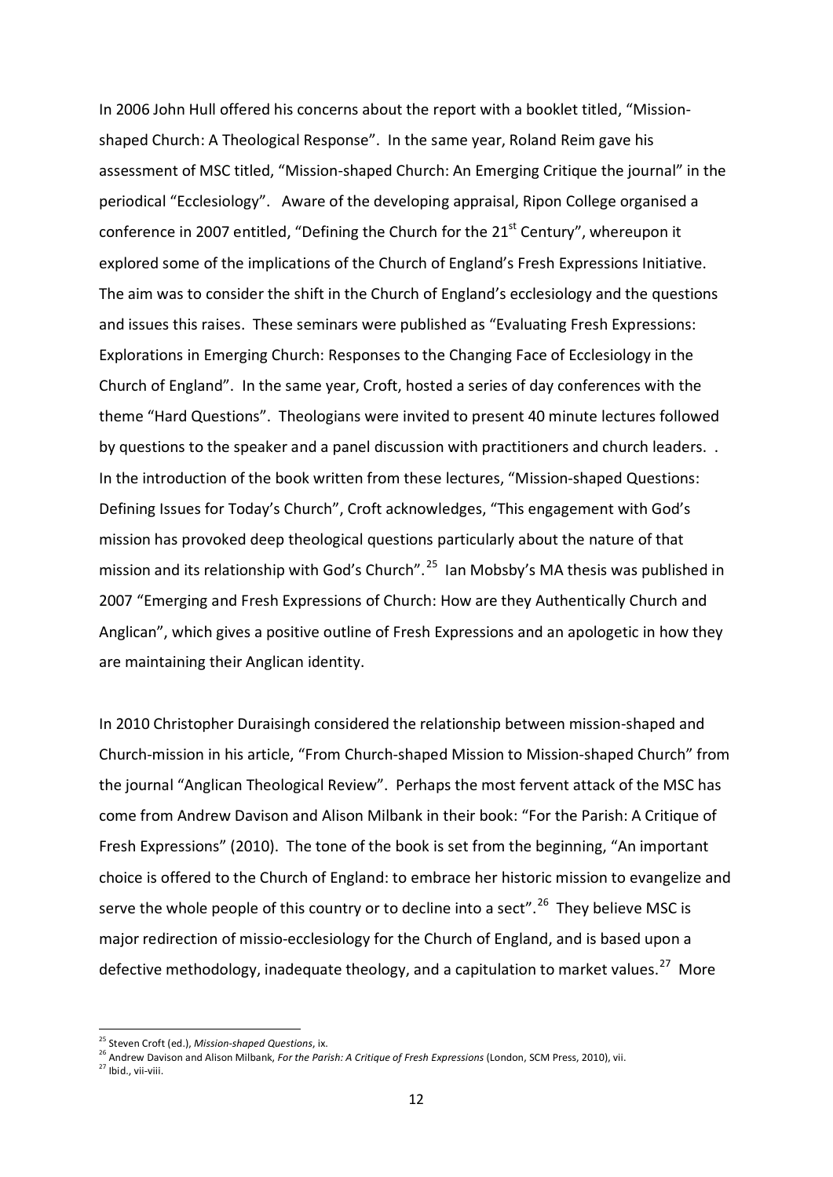In 2006 John Hull offered his concerns about the report with a booklet titled, “Mission-shaped Church: A Theological Response”. In the same year, Roland Reim gave his assessment of MSC titled, “Mission-shaped Church: An Emerging Critique the journal” in the periodical “Ecclesiology”. Aware of the developing appraisal, Ripon College organised a conference in 2007 entitled, “Defining the Church for the 21st Century”, whereupon it explored some of the implications of the Church of England’s Fresh Expressions Initiative. The aim was to consider the shift in the Church of England’s ecclesiology and the questions and issues this raises. These seminars were published as “Evaluating Fresh Expressions: Explorations in Emerging Church: Responses to the Changing Face of Ecclesiology in the Church of England”. In the same year, Croft, hosted a series of day conferences with the theme “Hard Questions”. Theologians were invited to present 40 minute lectures followed by questions to the speaker and a panel discussion with practitioners and church leaders. . In the introduction of the book written from these lectures, “Mission-shaped Questions: Defining Issues for Today’s Church”, Croft acknowledges, “This engagement with God’s mission has provoked deep theological questions particularly about the nature of that mission and its relationship with God’s Church”.[25] Ian Mobsby’s MA thesis was published in 2007 “Emerging and Fresh Expressions of Church: How are they Authentically Church and Anglican”, which gives a positive outline of Fresh Expressions and an apologetic in how they are maintaining their Anglican identity.

In 2010 Christopher Duraisingh considered the relationship between mission-shaped and Church-mission in his article, “From Church-shaped Mission to Mission-shaped Church” from the journal “Anglican Theological Review”. Perhaps the most fervent attack of the MSC has come from Andrew Davison and Alison Milbank in their book: “For the Parish: A Critique of Fresh Expressions” (2010). The tone of the book is set from the beginning, “An important choice is offered to the Church of England: to embrace her historic mission to evangelize and serve the whole people of this country or to decline into a sect”.[26] They believe MSC is major redirection of missio-ecclesiology for the Church of England, and is based upon a defective methodology, inadequate theology, and a capitulation to market values.[27] More

---

[25] Steven Croft (ed.), *Mission-shaped Questions*, ix.

[26] Andrew Davison and Alison Milbank, *For the Parish: A Critique of Fresh Expressions* (London, SCM Press, 2010), vii.

[27] Ibid., vii-viii.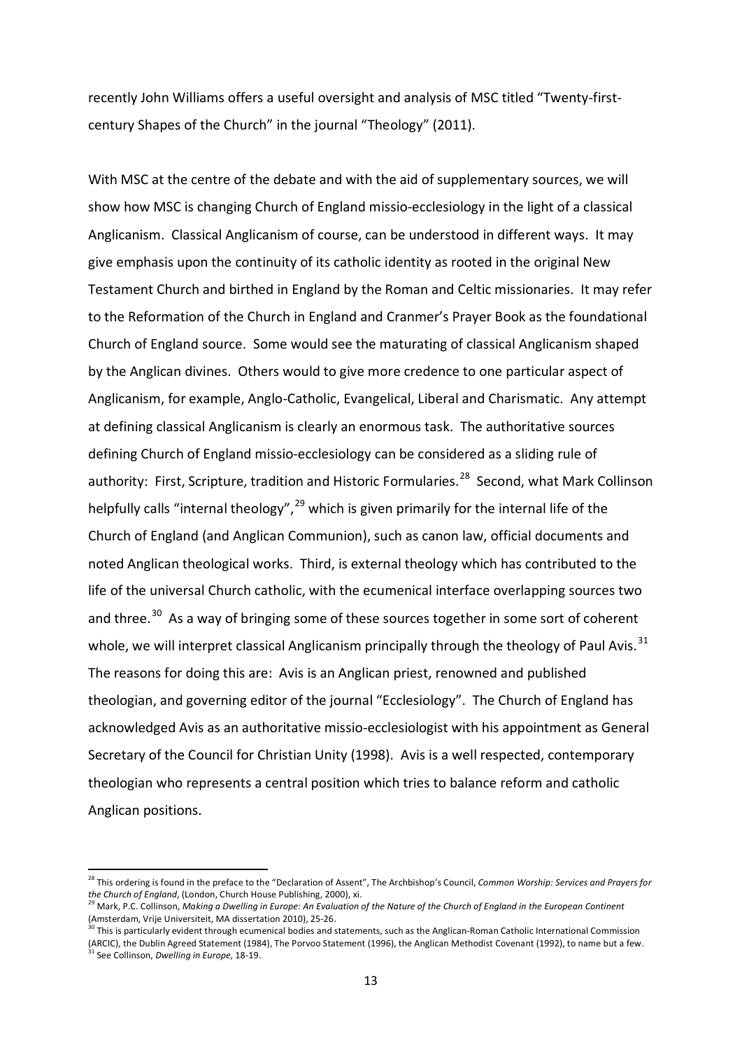recently John Williams offers a useful oversight and analysis of MSC titled "Twenty-first-century Shapes of the Church" in the journal "Theology" (2011).

With MSC at the centre of the debate and with the aid of supplementary sources, we will show how MSC is changing Church of England missio-ecclesiology in the light of a classical Anglicanism. Classical Anglicanism of course, can be understood in different ways. It may give emphasis upon the continuity of its catholic identity as rooted in the original New Testament Church and birthed in England by the Roman and Celtic missionaries. It may refer to the Reformation of the Church in England and Cranmer's Prayer Book as the foundational Church of England source. Some would see the maturating of classical Anglicanism shaped by the Anglican divines. Others would to give more credence to one particular aspect of Anglicanism, for example, Anglo-Catholic, Evangelical, Liberal and Charismatic. Any attempt at defining classical Anglicanism is clearly an enormous task. The authoritative sources defining Church of England missio-ecclesiology can be considered as a sliding rule of authority: First, Scripture, tradition and Historic Formularies.[28] Second, what Mark Collinson helpfully calls "internal theology",[29] which is given primarily for the internal life of the Church of England (and Anglican Communion), such as canon law, official documents and noted Anglican theological works. Third, is external theology which has contributed to the life of the universal Church catholic, with the ecumenical interface overlapping sources two and three.[30] As a way of bringing some of these sources together in some sort of coherent whole, we will interpret classical Anglicanism principally through the theology of Paul Avis.[31] The reasons for doing this are: Avis is an Anglican priest, renowned and published theologian, and governing editor of the journal "Ecclesiology". The Church of England has acknowledged Avis as an authoritative missio-ecclesiologist with his appointment as General Secretary of the Council for Christian Unity (1998). Avis is a well respected, contemporary theologian who represents a central position which tries to balance reform and catholic Anglican positions.

---

[28] This ordering is found in the preface to the "Declaration of Assent", The Archbishop's Council, *Common Worship: Services and Prayers for the Church of England*, (London, Church House Publishing, 2000), xi.

[29] Mark, P.C. Collinson, *Making a Dwelling in Europe: An Evaluation of the Nature of the Church of England in the European Continent* (Amsterdam, Vrije Universiteit, MA dissertation 2010), 25-26.

[30] This is particularly evident through ecumenical bodies and statements, such as the Anglican-Roman Catholic International Commission (ARCIC), the Dublin Agreed Statement (1984), The Porvoo Statement (1996), the Anglican Methodist Covenant (1992), to name but a few.

[31] See Collinson, *Dwelling in Europe,* 18-19.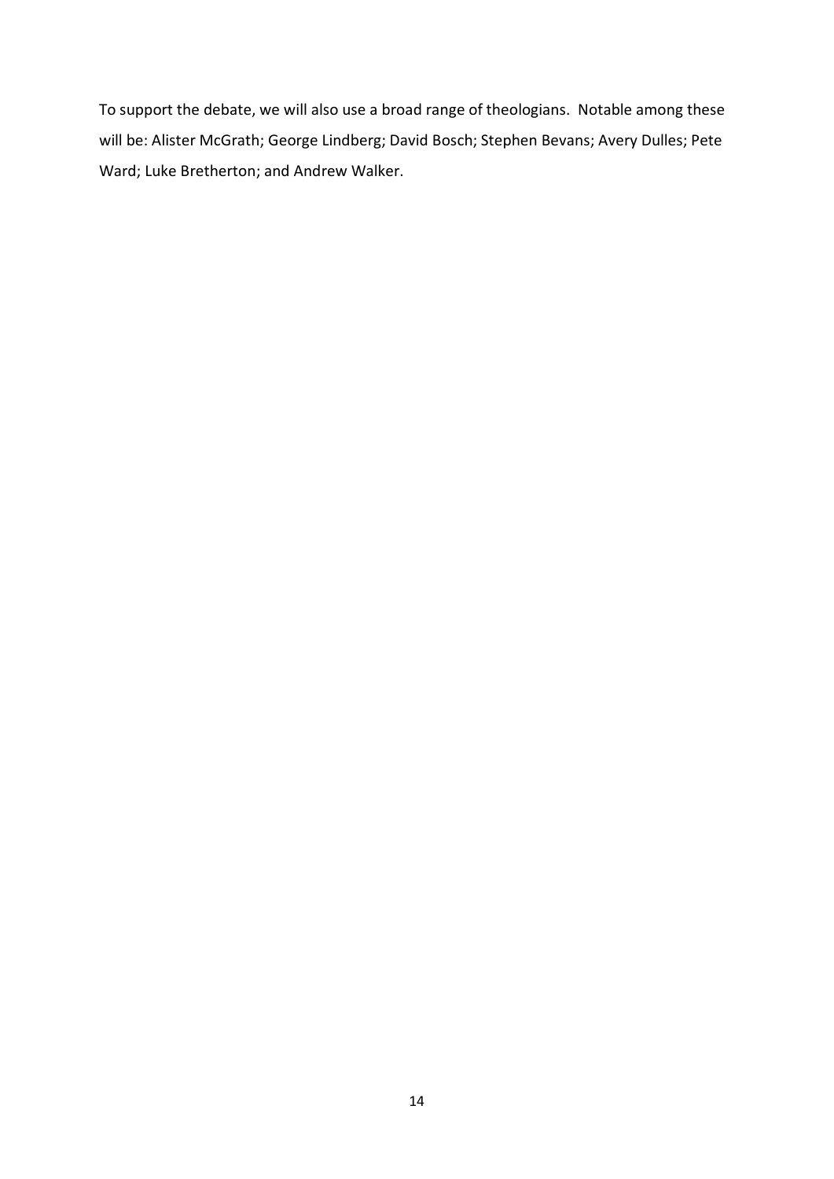To support the debate, we will also use a broad range of theologians. Notable among these will be: Alister McGrath; George Lindberg; David Bosch; Stephen Bevans; Avery Dulles; Pete Ward; Luke Bretherton; and Andrew Walker.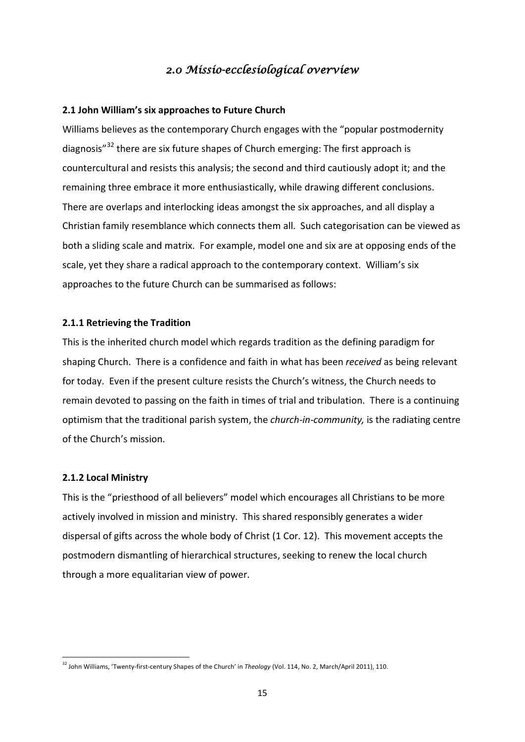# *2.0 Missio-ecclesiological overview*

## 2.1 John William's six approaches to Future Church

Williams believes as the contemporary Church engages with the "popular postmodernity diagnosis"[32] there are six future shapes of Church emerging: The first approach is countercultural and resists this analysis; the second and third cautiously adopt it; and the remaining three embrace it more enthusiastically, while drawing different conclusions. There are overlaps and interlocking ideas amongst the six approaches, and all display a Christian family resemblance which connects them all. Such categorisation can be viewed as both a sliding scale and matrix. For example, model one and six are at opposing ends of the scale, yet they share a radical approach to the contemporary context. William's six approaches to the future Church can be summarised as follows:

### 2.1.1 Retrieving the Tradition

This is the inherited church model which regards tradition as the defining paradigm for shaping Church. There is a confidence and faith in what has been *received* as being relevant for today. Even if the present culture resists the Church's witness, the Church needs to remain devoted to passing on the faith in times of trial and tribulation. There is a continuing optimism that the traditional parish system, the *church-in-community,* is the radiating centre of the Church's mission.

### 2.1.2 Local Ministry

This is the "priesthood of all believers" model which encourages all Christians to be more actively involved in mission and ministry. This shared responsibly generates a wider dispersal of gifts across the whole body of Christ (1 Cor. 12). This movement accepts the postmodern dismantling of hierarchical structures, seeking to renew the local church through a more equalitarian view of power.

---

[32] John Williams, 'Twenty-first-century Shapes of the Church' in *Theology* (Vol. 114, No. 2, March/April 2011), 110.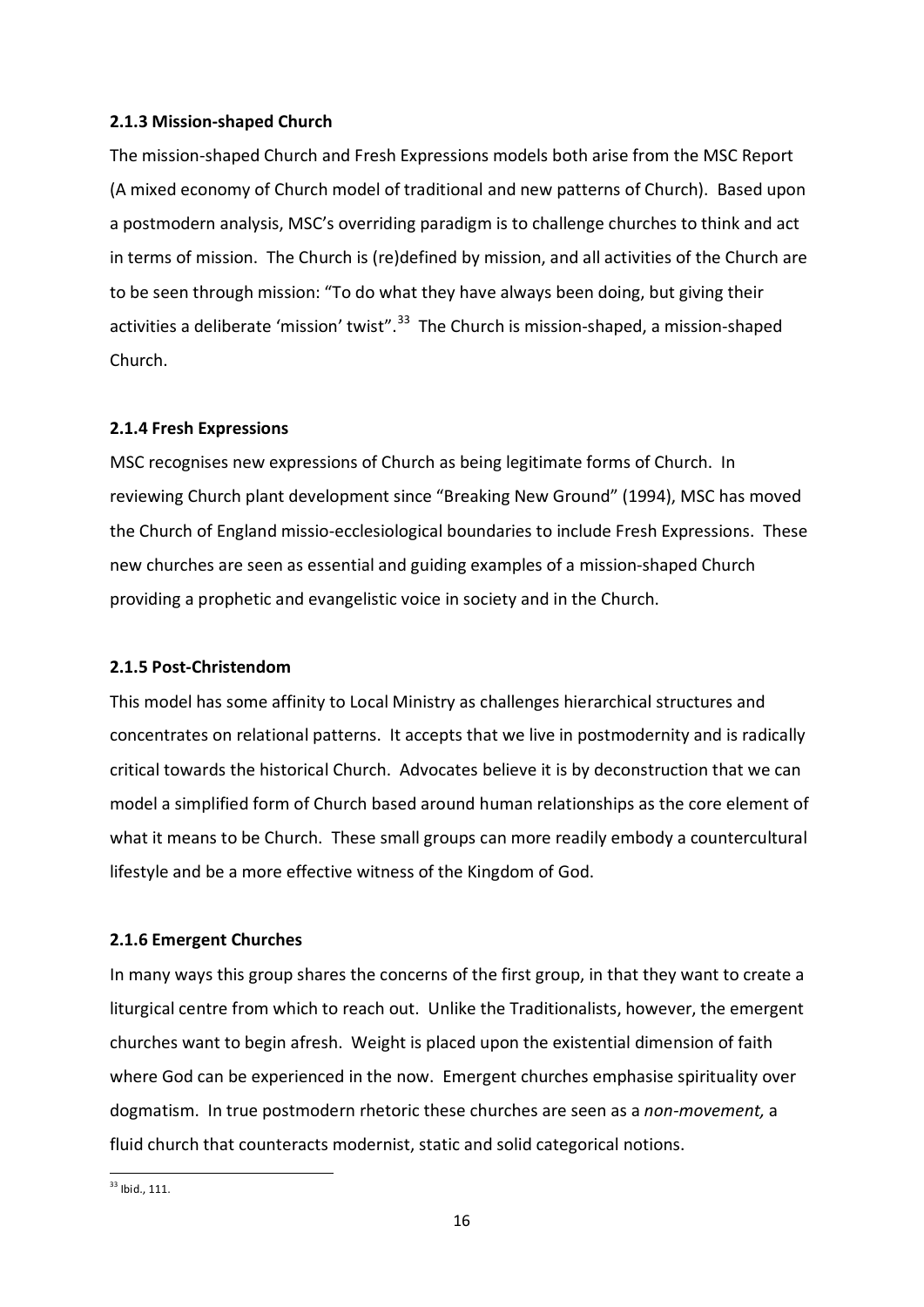#### 2.1.3 Mission-shaped Church

The mission-shaped Church and Fresh Expressions models both arise from the MSC Report (A mixed economy of Church model of traditional and new patterns of Church). Based upon a postmodern analysis, MSC's overriding paradigm is to challenge churches to think and act in terms of mission. The Church is (re)defined by mission, and all activities of the Church are to be seen through mission: "To do what they have always been doing, but giving their activities a deliberate 'mission' twist".[33] The Church is mission-shaped, a mission-shaped Church.

#### 2.1.4 Fresh Expressions

MSC recognises new expressions of Church as being legitimate forms of Church. In reviewing Church plant development since "Breaking New Ground" (1994), MSC has moved the Church of England missio-ecclesiological boundaries to include Fresh Expressions. These new churches are seen as essential and guiding examples of a mission-shaped Church providing a prophetic and evangelistic voice in society and in the Church.

#### 2.1.5 Post-Christendom

This model has some affinity to Local Ministry as challenges hierarchical structures and concentrates on relational patterns. It accepts that we live in postmodernity and is radically critical towards the historical Church. Advocates believe it is by deconstruction that we can model a simplified form of Church based around human relationships as the core element of what it means to be Church. These small groups can more readily embody a countercultural lifestyle and be a more effective witness of the Kingdom of God.

#### 2.1.6 Emergent Churches

In many ways this group shares the concerns of the first group, in that they want to create a liturgical centre from which to reach out. Unlike the Traditionalists, however, the emergent churches want to begin afresh. Weight is placed upon the existential dimension of faith where God can be experienced in the now. Emergent churches emphasise spirituality over dogmatism. In true postmodern rhetoric these churches are seen as a *non-movement,* a fluid church that counteracts modernist, static and solid categorical notions.

---

[33] Ibid., 111.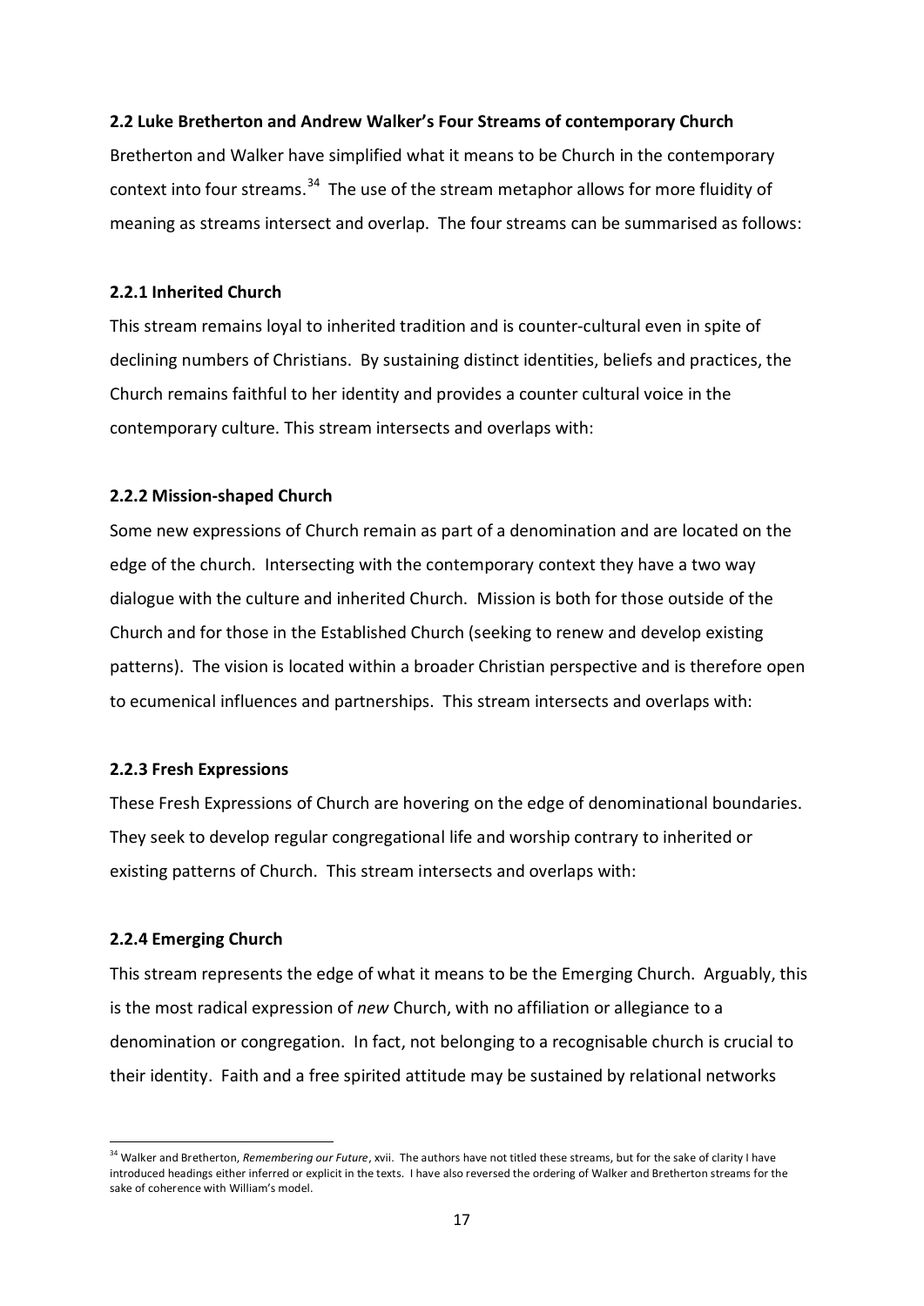### 2.2 Luke Bretherton and Andrew Walker's Four Streams of contemporary Church

Bretherton and Walker have simplified what it means to be Church in the contemporary context into four streams.[34] The use of the stream metaphor allows for more fluidity of meaning as streams intersect and overlap. The four streams can be summarised as follows:

#### 2.2.1 Inherited Church

This stream remains loyal to inherited tradition and is counter-cultural even in spite of declining numbers of Christians. By sustaining distinct identities, beliefs and practices, the Church remains faithful to her identity and provides a counter cultural voice in the contemporary culture. This stream intersects and overlaps with:

#### 2.2.2 Mission-shaped Church

Some new expressions of Church remain as part of a denomination and are located on the edge of the church. Intersecting with the contemporary context they have a two way dialogue with the culture and inherited Church. Mission is both for those outside of the Church and for those in the Established Church (seeking to renew and develop existing patterns). The vision is located within a broader Christian perspective and is therefore open to ecumenical influences and partnerships. This stream intersects and overlaps with:

#### 2.2.3 Fresh Expressions

These Fresh Expressions of Church are hovering on the edge of denominational boundaries. They seek to develop regular congregational life and worship contrary to inherited or existing patterns of Church. This stream intersects and overlaps with:

#### 2.2.4 Emerging Church

This stream represents the edge of what it means to be the Emerging Church. Arguably, this is the most radical expression of *new* Church, with no affiliation or allegiance to a denomination or congregation. In fact, not belonging to a recognisable church is crucial to their identity. Faith and a free spirited attitude may be sustained by relational networks

---

[34] Walker and Bretherton, *Remembering our Future*, xvii. The authors have not titled these streams, but for the sake of clarity I have introduced headings either inferred or explicit in the texts. I have also reversed the ordering of Walker and Bretherton streams for the sake of coherence with William's model.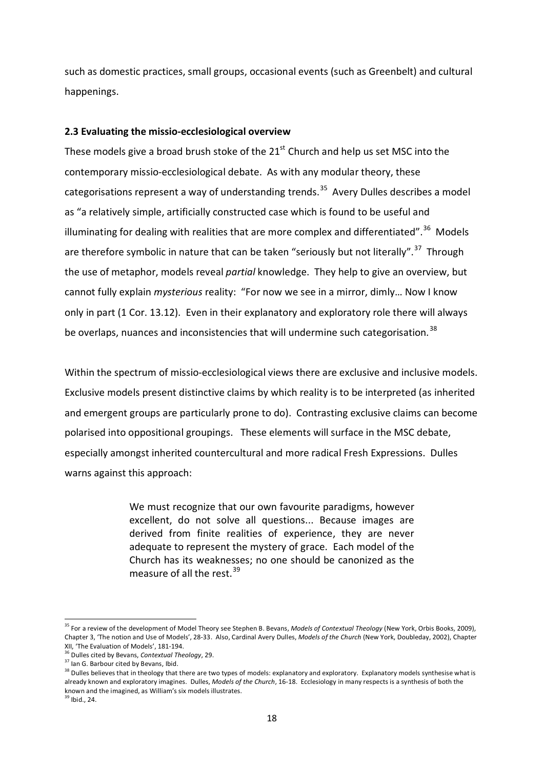such as domestic practices, small groups, occasional events (such as Greenbelt) and cultural happenings.

### 2.3 Evaluating the missio-ecclesiological overview

These models give a broad brush stoke of the 21st Church and help us set MSC into the contemporary missio-ecclesiological debate. As with any modular theory, these categorisations represent a way of understanding trends.[35] Avery Dulles describes a model as "a relatively simple, artificially constructed case which is found to be useful and illuminating for dealing with realities that are more complex and differentiated".[36] Models are therefore symbolic in nature that can be taken "seriously but not literally".[37] Through the use of metaphor, models reveal *partial* knowledge. They help to give an overview, but cannot fully explain *mysterious* reality: "For now we see in a mirror, dimly… Now I know only in part (1 Cor. 13.12). Even in their explanatory and exploratory role there will always be overlaps, nuances and inconsistencies that will undermine such categorisation.[38]

Within the spectrum of missio-ecclesiological views there are exclusive and inclusive models. Exclusive models present distinctive claims by which reality is to be interpreted (as inherited and emergent groups are particularly prone to do). Contrasting exclusive claims can become polarised into oppositional groupings. These elements will surface in the MSC debate, especially amongst inherited countercultural and more radical Fresh Expressions. Dulles warns against this approach:

> We must recognize that our own favourite paradigms, however excellent, do not solve all questions... Because images are derived from finite realities of experience, they are never adequate to represent the mystery of grace. Each model of the Church has its weaknesses; no one should be canonized as the measure of all the rest.[39]

---

[35] For a review of the development of Model Theory see Stephen B. Bevans, *Models of Contextual Theology* (New York, Orbis Books, 2009), Chapter 3, 'The notion and Use of Models', 28-33. Also, Cardinal Avery Dulles, *Models of the Church* (New York, Doubleday, 2002), Chapter XII, 'The Evaluation of Models', 181-194.

[36] Dulles cited by Bevans, *Contextual Theology*, 29.

[37] Ian G. Barbour cited by Bevans, Ibid.

[38] Dulles believes that in theology that there are two types of models: explanatory and exploratory. Explanatory models synthesise what is already known and exploratory imagines. Dulles, *Models of the Church*, 16-18. Ecclesiology in many respects is a synthesis of both the known and the imagined, as William's six models illustrates.

[39] Ibid., 24.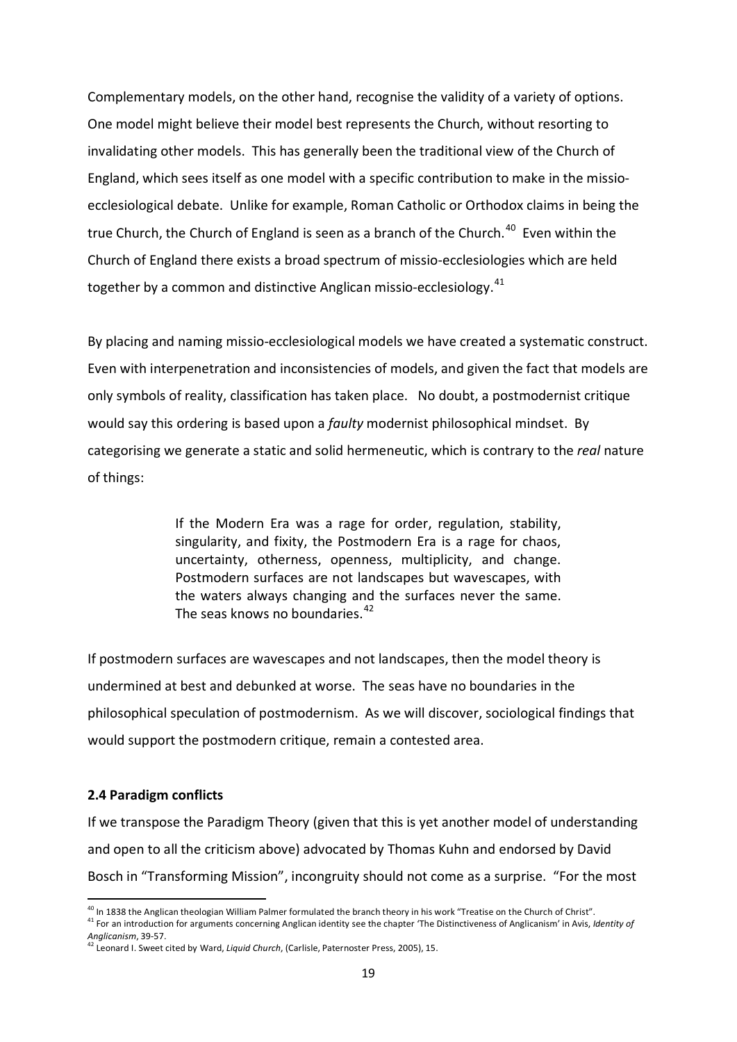Complementary models, on the other hand, recognise the validity of a variety of options. One model might believe their model best represents the Church, without resorting to invalidating other models. This has generally been the traditional view of the Church of England, which sees itself as one model with a specific contribution to make in the missio-ecclesiological debate. Unlike for example, Roman Catholic or Orthodox claims in being the true Church, the Church of England is seen as a branch of the Church.[40] Even within the Church of England there exists a broad spectrum of missio-ecclesiologies which are held together by a common and distinctive Anglican missio-ecclesiology.[41]

By placing and naming missio-ecclesiological models we have created a systematic construct. Even with interpenetration and inconsistencies of models, and given the fact that models are only symbols of reality, classification has taken place. No doubt, a postmodernist critique would say this ordering is based upon a *faulty* modernist philosophical mindset. By categorising we generate a static and solid hermeneutic, which is contrary to the *real* nature of things:

> If the Modern Era was a rage for order, regulation, stability, singularity, and fixity, the Postmodern Era is a rage for chaos, uncertainty, otherness, openness, multiplicity, and change. Postmodern surfaces are not landscapes but wavescapes, with the waters always changing and the surfaces never the same. The seas knows no boundaries.[42]

If postmodern surfaces are wavescapes and not landscapes, then the model theory is undermined at best and debunked at worse. The seas have no boundaries in the philosophical speculation of postmodernism. As we will discover, sociological findings that would support the postmodern critique, remain a contested area.

**2.4 Paradigm conflicts**

If we transpose the Paradigm Theory (given that this is yet another model of understanding and open to all the criticism above) advocated by Thomas Kuhn and endorsed by David Bosch in "Transforming Mission", incongruity should not come as a surprise. "For the most

---

[40] In 1838 the Anglican theologian William Palmer formulated the branch theory in his work "Treatise on the Church of Christ".

[41] For an introduction for arguments concerning Anglican identity see the chapter 'The Distinctiveness of Anglicanism' in Avis, *Identity of Anglicanism*, 39-57.

[42] Leonard I. Sweet cited by Ward, *Liquid Church*, (Carlisle, Paternoster Press, 2005), 15.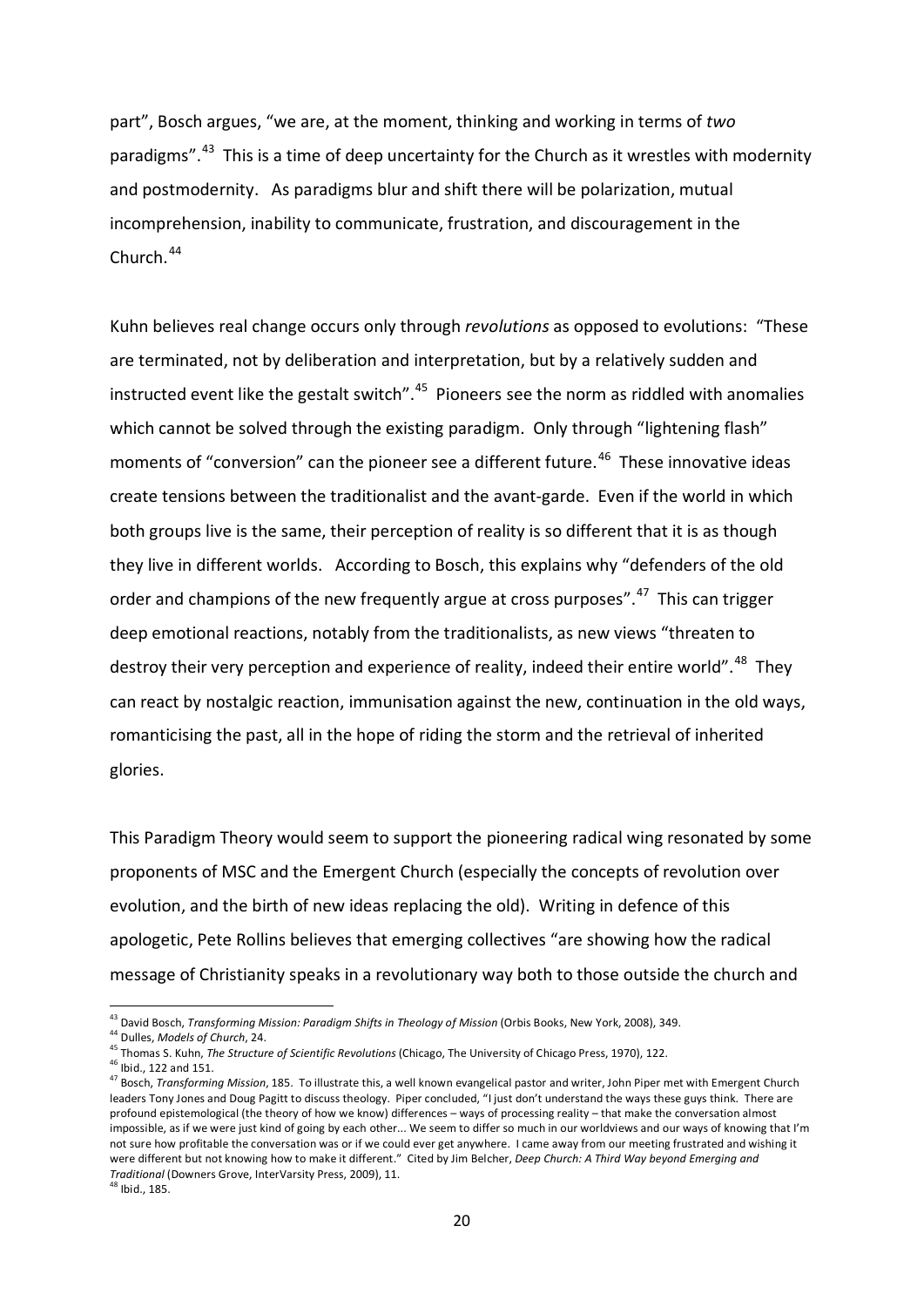part", Bosch argues, "we are, at the moment, thinking and working in terms of *two* paradigms".[43] This is a time of deep uncertainty for the Church as it wrestles with modernity and postmodernity. As paradigms blur and shift there will be polarization, mutual incomprehension, inability to communicate, frustration, and discouragement in the Church.[44]

Kuhn believes real change occurs only through *revolutions* as opposed to evolutions: "These are terminated, not by deliberation and interpretation, but by a relatively sudden and instructed event like the gestalt switch".[45] Pioneers see the norm as riddled with anomalies which cannot be solved through the existing paradigm. Only through "lightening flash" moments of "conversion" can the pioneer see a different future.[46] These innovative ideas create tensions between the traditionalist and the avant-garde. Even if the world in which both groups live is the same, their perception of reality is so different that it is as though they live in different worlds. According to Bosch, this explains why "defenders of the old order and champions of the new frequently argue at cross purposes".[47] This can trigger deep emotional reactions, notably from the traditionalists, as new views "threaten to destroy their very perception and experience of reality, indeed their entire world".[48] They can react by nostalgic reaction, immunisation against the new, continuation in the old ways, romanticising the past, all in the hope of riding the storm and the retrieval of inherited glories.

This Paradigm Theory would seem to support the pioneering radical wing resonated by some proponents of MSC and the Emergent Church (especially the concepts of revolution over evolution, and the birth of new ideas replacing the old). Writing in defence of this apologetic, Pete Rollins believes that emerging collectives "are showing how the radical message of Christianity speaks in a revolutionary way both to those outside the church and

---

[43] David Bosch, *Transforming Mission: Paradigm Shifts in Theology of Mission* (Orbis Books, New York, 2008), 349.

[44] Dulles, *Models of Church*, 24.

[45] Thomas S. Kuhn, *The Structure of Scientific Revolutions* (Chicago, The University of Chicago Press, 1970), 122.

[46] Ibid., 122 and 151.

[47] Bosch, *Transforming Mission*, 185. To illustrate this, a well known evangelical pastor and writer, John Piper met with Emergent Church leaders Tony Jones and Doug Pagitt to discuss theology. Piper concluded, "I just don't understand the ways these guys think. There are profound epistemological (the theory of how we know) differences – ways of processing reality – that make the conversation almost impossible, as if we were just kind of going by each other... We seem to differ so much in our worldviews and our ways of knowing that I'm not sure how profitable the conversation was or if we could ever get anywhere. I came away from our meeting frustrated and wishing it were different but not knowing how to make it different." Cited by Jim Belcher, *Deep Church: A Third Way beyond Emerging and Traditional* (Downers Grove, InterVarsity Press, 2009), 11.

[48] Ibid., 185.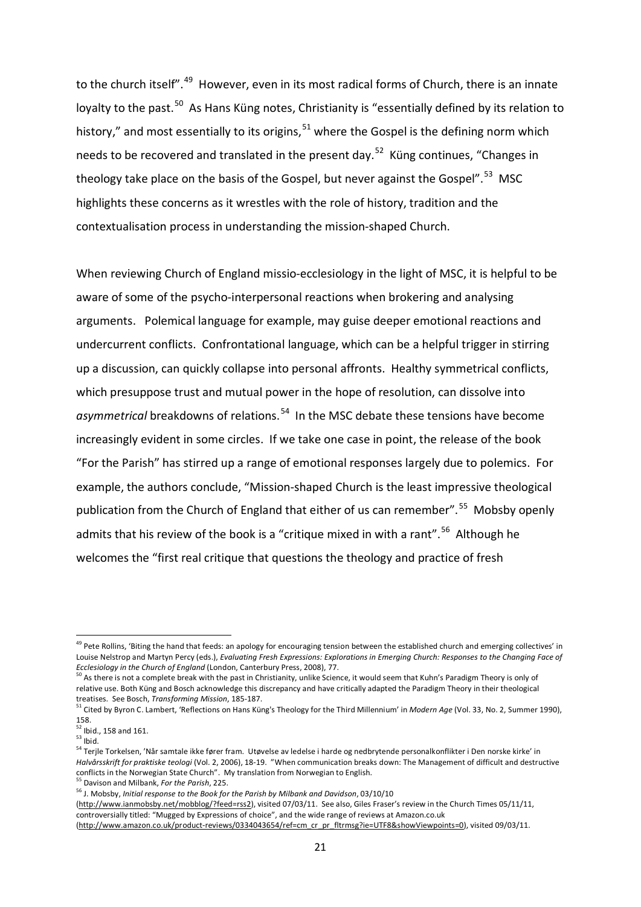to the church itself".[49] However, even in its most radical forms of Church, there is an innate loyalty to the past.[50] As Hans Küng notes, Christianity is "essentially defined by its relation to history," and most essentially to its origins,[51] where the Gospel is the defining norm which needs to be recovered and translated in the present day.[52] Küng continues, "Changes in theology take place on the basis of the Gospel, but never against the Gospel".[53] MSC highlights these concerns as it wrestles with the role of history, tradition and the contextualisation process in understanding the mission-shaped Church.

When reviewing Church of England missio-ecclesiology in the light of MSC, it is helpful to be aware of some of the psycho-interpersonal reactions when brokering and analysing arguments. Polemical language for example, may guise deeper emotional reactions and undercurrent conflicts. Confrontational language, which can be a helpful trigger in stirring up a discussion, can quickly collapse into personal affronts. Healthy symmetrical conflicts, which presuppose trust and mutual power in the hope of resolution, can dissolve into *asymmetrical* breakdowns of relations.[54] In the MSC debate these tensions have become increasingly evident in some circles. If we take one case in point, the release of the book "For the Parish" has stirred up a range of emotional responses largely due to polemics. For example, the authors conclude, "Mission-shaped Church is the least impressive theological publication from the Church of England that either of us can remember".[55] Mobsby openly admits that his review of the book is a "critique mixed in with a rant".[56] Although he welcomes the "first real critique that questions the theology and practice of fresh

---

[49] Pete Rollins, 'Biting the hand that feeds: an apology for encouraging tension between the established church and emerging collectives' in Louise Nelstrop and Martyn Percy (eds.), *Evaluating Fresh Expressions: Explorations in Emerging Church: Responses to the Changing Face of Ecclesiology in the Church of England* (London, Canterbury Press, 2008), 77.

[50] As there is not a complete break with the past in Christianity, unlike Science, it would seem that Kuhn's Paradigm Theory is only of relative use. Both Küng and Bosch acknowledge this discrepancy and have critically adapted the Paradigm Theory in their theological treatises. See Bosch, *Transforming Mission*, 185-187.

[51] Cited by Byron C. Lambert, 'Reflections on Hans Küng's Theology for the Third Millennium' in *Modern Age* (Vol. 33, No. 2, Summer 1990), 158.

[52] Ibid., 158 and 161.

[53] Ibid.

[54] Terjle Torkelsen, 'Når samtale ikke fører fram. Utøvelse av ledelse i harde og nedbrytende personalkonflikter i Den norske kirke' in *Halvårsskrift for praktiske teologi* (Vol. 2, 2006), 18-19. "When communication breaks down: The Management of difficult and destructive conflicts in the Norwegian State Church". My translation from Norwegian to English.

[55] Davison and Milbank, *For the Parish*, 225.

[56] J. Mobsby, *Initial response to the Book for the Parish by Milbank and Davidson*, 03/10/10 (http://www.ianmobsby.net/mobblog/?feed=rss2), visited 07/03/11. See also, Giles Fraser's review in the Church Times 05/11/11, controversially titled: "Mugged by Expressions of choice", and the wide range of reviews at Amazon.co.uk (http://www.amazon.co.uk/product-reviews/0334043654/ref=cm_cr_pr_fltrmsg?ie=UTF8&showViewpoints=0), visited 09/03/11.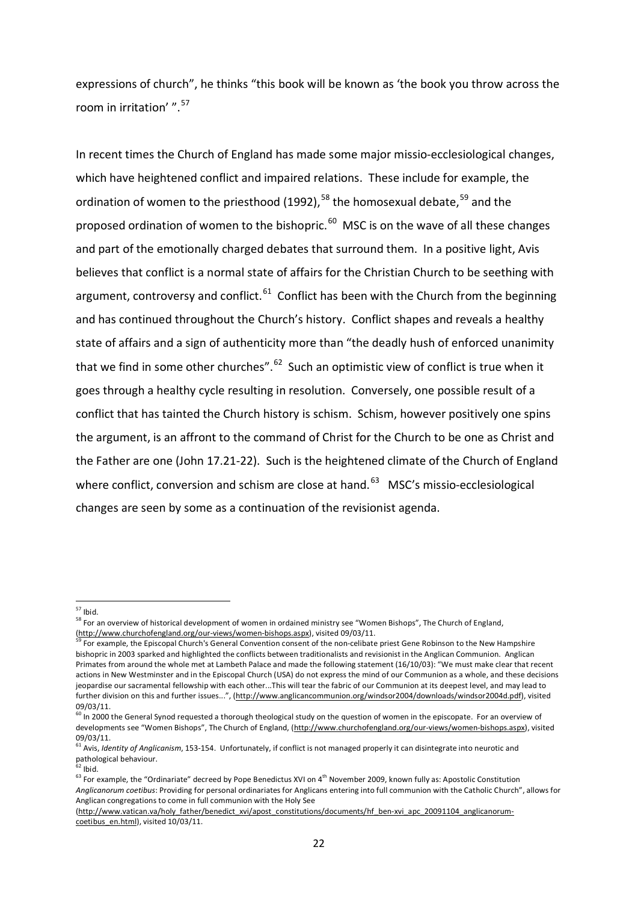expressions of church", he thinks "this book will be known as 'the book you throw across the room in irritation' ".[57]

In recent times the Church of England has made some major missio-ecclesiological changes, which have heightened conflict and impaired relations. These include for example, the ordination of women to the priesthood (1992),[58] the homosexual debate,[59] and the proposed ordination of women to the bishopric.[60] MSC is on the wave of all these changes and part of the emotionally charged debates that surround them. In a positive light, Avis believes that conflict is a normal state of affairs for the Christian Church to be seething with argument, controversy and conflict.[61] Conflict has been with the Church from the beginning and has continued throughout the Church's history. Conflict shapes and reveals a healthy state of affairs and a sign of authenticity more than "the deadly hush of enforced unanimity that we find in some other churches".[62] Such an optimistic view of conflict is true when it goes through a healthy cycle resulting in resolution. Conversely, one possible result of a conflict that has tainted the Church history is schism. Schism, however positively one spins the argument, is an affront to the command of Christ for the Church to be one as Christ and the Father are one (John 17.21-22). Such is the heightened climate of the Church of England where conflict, conversion and schism are close at hand.[63] MSC's missio-ecclesiological changes are seen by some as a continuation of the revisionist agenda.

---

[57] Ibid.

[58] For an overview of historical development of women in ordained ministry see "Women Bishops", The Church of England, (http://www.churchofengland.org/our-views/women-bishops.aspx), visited 09/03/11.

[59] For example, the Episcopal Church's General Convention consent of the non-celibate priest Gene Robinson to the New Hampshire bishopric in 2003 sparked and highlighted the conflicts between traditionalists and revisionist in the Anglican Communion. Anglican Primates from around the whole met at Lambeth Palace and made the following statement (16/10/03): "We must make clear that recent actions in New Westminster and in the Episcopal Church (USA) do not express the mind of our Communion as a whole, and these decisions jeopardise our sacramental fellowship with each other...This will tear the fabric of our Communion at its deepest level, and may lead to further division on this and further issues...", (http://www.anglicancommunion.org/windsor2004/downloads/windsor2004d.pdf), visited 09/03/11.

[60] In 2000 the General Synod requested a thorough theological study on the question of women in the episcopate. For an overview of developments see "Women Bishops", The Church of England, (http://www.churchofengland.org/our-views/women-bishops.aspx), visited 09/03/11.

[61] Avis, *Identity of Anglicanism*, 153-154. Unfortunately, if conflict is not managed properly it can disintegrate into neurotic and pathological behaviour.

[62] Ibid.

[63] For example, the "Ordinariate" decreed by Pope Benedictus XVI on 4th November 2009, known fully as: Apostolic Constitution *Anglicanorum coetibus*: Providing for personal ordinariates for Anglicans entering into full communion with the Catholic Church", allows for Anglican congregations to come in full communion with the Holy See (http://www.vatican.va/holy_father/benedict_xvi/apost_constitutions/documents/hf_ben-xvi_apc_20091104_anglicanorum-coetibus_en.html), visited 10/03/11.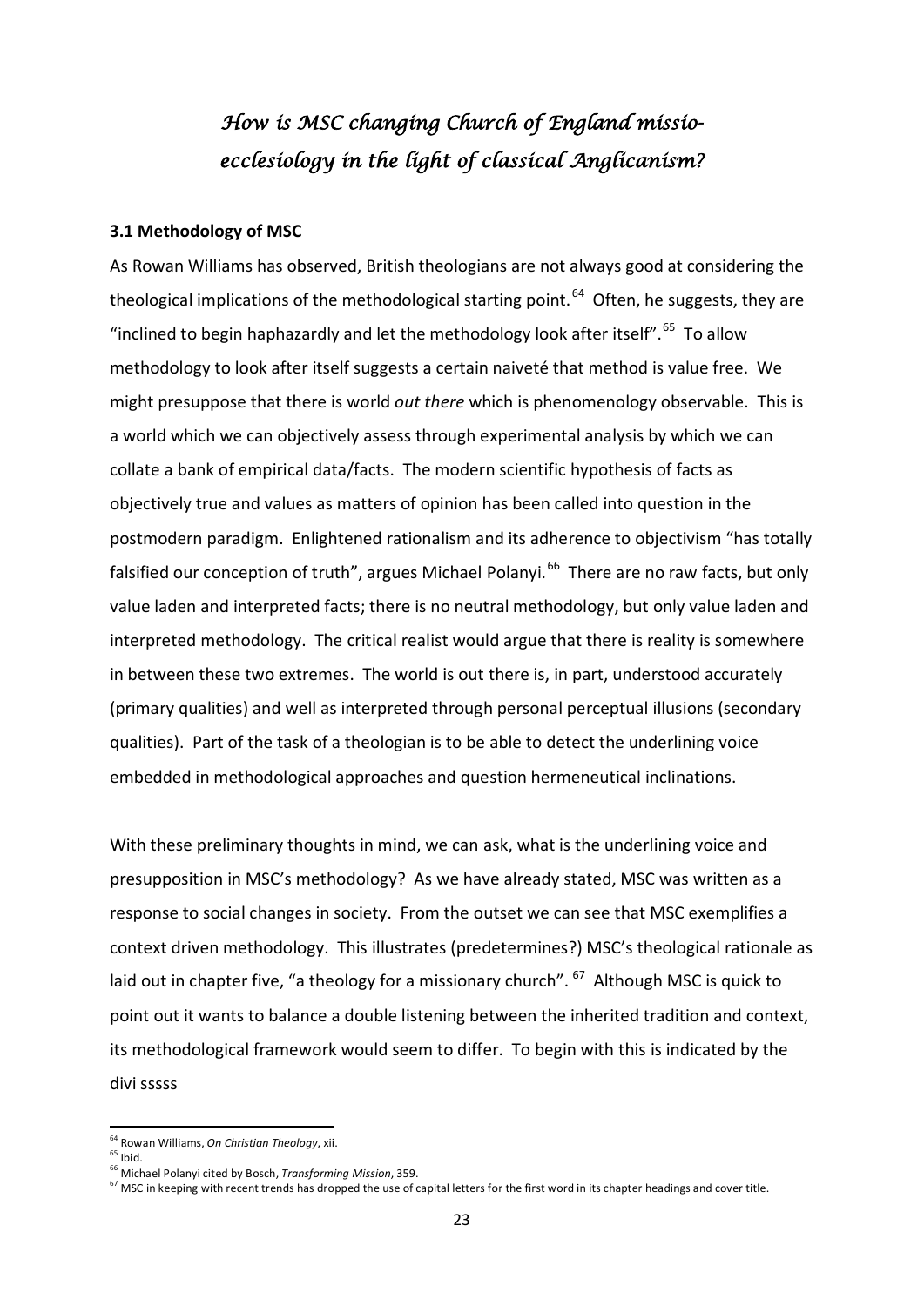# *How is MSC changing Church of England missio-ecclesiology in the light of classical Anglicanism?*

**3.1 Methodology of MSC**

As Rowan Williams has observed, British theologians are not always good at considering the theological implications of the methodological starting point.[64] Often, he suggests, they are "inclined to begin haphazardly and let the methodology look after itself".[65] To allow methodology to look after itself suggests a certain naiveté that method is value free. We might presuppose that there is world *out there* which is phenomenology observable. This is a world which we can objectively assess through experimental analysis by which we can collate a bank of empirical data/facts. The modern scientific hypothesis of facts as objectively true and values as matters of opinion has been called into question in the postmodern paradigm. Enlightened rationalism and its adherence to objectivism "has totally falsified our conception of truth", argues Michael Polanyi.[66] There are no raw facts, but only value laden and interpreted facts; there is no neutral methodology, but only value laden and interpreted methodology. The critical realist would argue that there is reality is somewhere in between these two extremes. The world is out there is, in part, understood accurately (primary qualities) and well as interpreted through personal perceptual illusions (secondary qualities). Part of the task of a theologian is to be able to detect the underlining voice embedded in methodological approaches and question hermeneutical inclinations.

With these preliminary thoughts in mind, we can ask, what is the underlining voice and presupposition in MSC's methodology? As we have already stated, MSC was written as a response to social changes in society. From the outset we can see that MSC exemplifies a context driven methodology. This illustrates (predetermines?) MSC's theological rationale as laid out in chapter five, "a theology for a missionary church".[67] Although MSC is quick to point out it wants to balance a double listening between the inherited tradition and context, its methodological framework would seem to differ. To begin with this is indicated by the divi sssss

---

[64] Rowan Williams, *On Christian Theology*, xii.

[65] Ibid.

[66] Michael Polanyi cited by Bosch, *Transforming Mission*, 359.

[67] MSC in keeping with recent trends has dropped the use of capital letters for the first word in its chapter headings and cover title.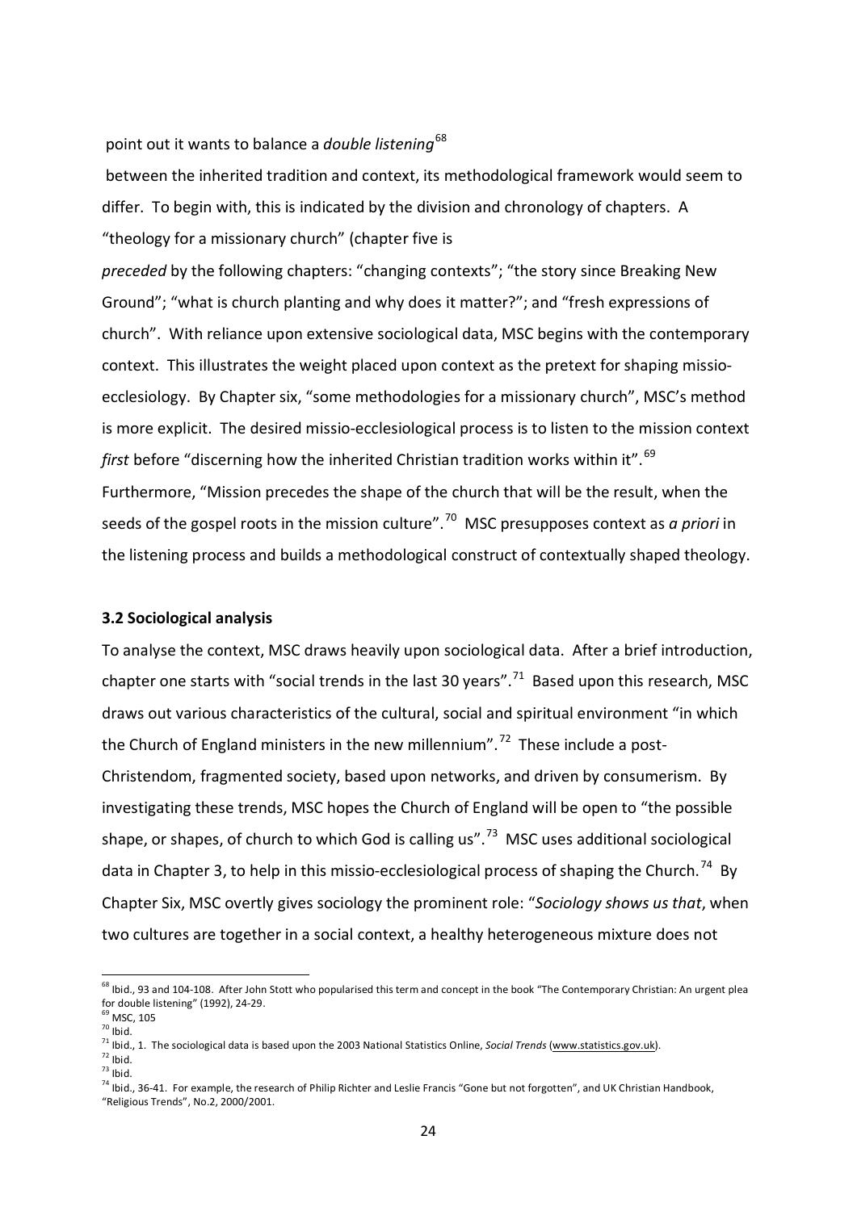point out it wants to balance a *double listening*[68]

between the inherited tradition and context, its methodological framework would seem to differ. To begin with, this is indicated by the division and chronology of chapters. A "theology for a missionary church" (chapter five is

*preceded* by the following chapters: "changing contexts"; "the story since Breaking New Ground"; "what is church planting and why does it matter?"; and "fresh expressions of church". With reliance upon extensive sociological data, MSC begins with the contemporary context. This illustrates the weight placed upon context as the pretext for shaping missio-ecclesiology. By Chapter six, "some methodologies for a missionary church", MSC's method is more explicit. The desired missio-ecclesiological process is to listen to the mission context *first* before "discerning how the inherited Christian tradition works within it".[69] Furthermore, "Mission precedes the shape of the church that will be the result, when the seeds of the gospel roots in the mission culture".[70] MSC presupposes context as *a priori* in the listening process and builds a methodological construct of contextually shaped theology.

### 3.2 Sociological analysis

To analyse the context, MSC draws heavily upon sociological data. After a brief introduction, chapter one starts with "social trends in the last 30 years".[71] Based upon this research, MSC draws out various characteristics of the cultural, social and spiritual environment "in which the Church of England ministers in the new millennium".[72] These include a post-Christendom, fragmented society, based upon networks, and driven by consumerism. By investigating these trends, MSC hopes the Church of England will be open to "the possible shape, or shapes, of church to which God is calling us".[73] MSC uses additional sociological data in Chapter 3, to help in this missio-ecclesiological process of shaping the Church.[74] By Chapter Six, MSC overtly gives sociology the prominent role: "*Sociology shows us that*, when two cultures are together in a social context, a healthy heterogeneous mixture does not

---

[68] Ibid., 93 and 104-108. After John Stott who popularised this term and concept in the book "The Contemporary Christian: An urgent plea for double listening" (1992), 24-29.

[69] MSC, 105

[70] Ibid.

[71] Ibid., 1. The sociological data is based upon the 2003 National Statistics Online, *Social Trends* (www.statistics.gov.uk).

[72] Ibid.

[73] Ibid.

[74] Ibid., 36-41. For example, the research of Philip Richter and Leslie Francis "Gone but not forgotten", and UK Christian Handbook, "Religious Trends", No.2, 2000/2001.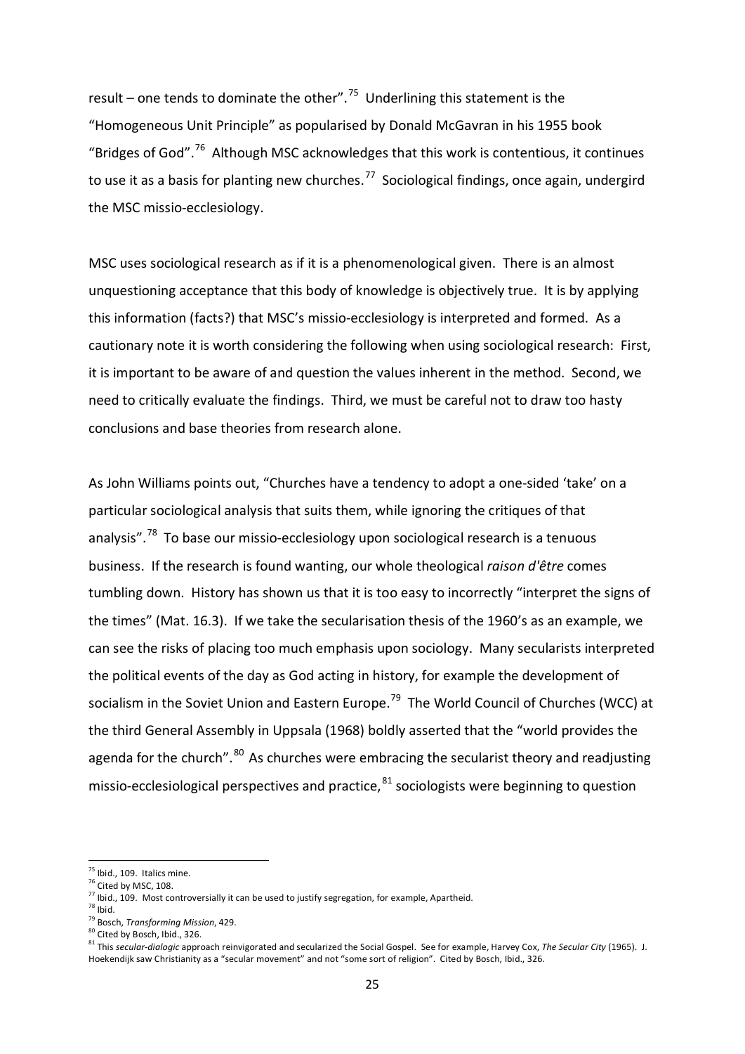result – one tends to dominate the other".[75] Underlining this statement is the "Homogeneous Unit Principle" as popularised by Donald McGavran in his 1955 book "Bridges of God".[76] Although MSC acknowledges that this work is contentious, it continues to use it as a basis for planting new churches.[77] Sociological findings, once again, undergird the MSC missio-ecclesiology.

MSC uses sociological research as if it is a phenomenological given. There is an almost unquestioning acceptance that this body of knowledge is objectively true. It is by applying this information (facts?) that MSC's missio-ecclesiology is interpreted and formed. As a cautionary note it is worth considering the following when using sociological research: First, it is important to be aware of and question the values inherent in the method. Second, we need to critically evaluate the findings. Third, we must be careful not to draw too hasty conclusions and base theories from research alone.

As John Williams points out, "Churches have a tendency to adopt a one-sided 'take' on a particular sociological analysis that suits them, while ignoring the critiques of that analysis".[78] To base our missio-ecclesiology upon sociological research is a tenuous business. If the research is found wanting, our whole theological *raison d'être* comes tumbling down. History has shown us that it is too easy to incorrectly "interpret the signs of the times" (Mat. 16.3). If we take the secularisation thesis of the 1960's as an example, we can see the risks of placing too much emphasis upon sociology. Many secularists interpreted the political events of the day as God acting in history, for example the development of socialism in the Soviet Union and Eastern Europe.[79] The World Council of Churches (WCC) at the third General Assembly in Uppsala (1968) boldly asserted that the "world provides the agenda for the church".[80] As churches were embracing the secularist theory and readjusting missio-ecclesiological perspectives and practice,[81] sociologists were beginning to question

---

[75] Ibid., 109. Italics mine.

[76] Cited by MSC, 108.

[77] Ibid., 109. Most controversially it can be used to justify segregation, for example, Apartheid.

[78] Ibid.

[79] Bosch, *Transforming Mission*, 429.

[80] Cited by Bosch, Ibid., 326.

[81] This *secular-dialogic* approach reinvigorated and secularized the Social Gospel. See for example, Harvey Cox, *The Secular City* (1965). J. Hoekendijk saw Christianity as a "secular movement" and not "some sort of religion". Cited by Bosch, Ibid., 326.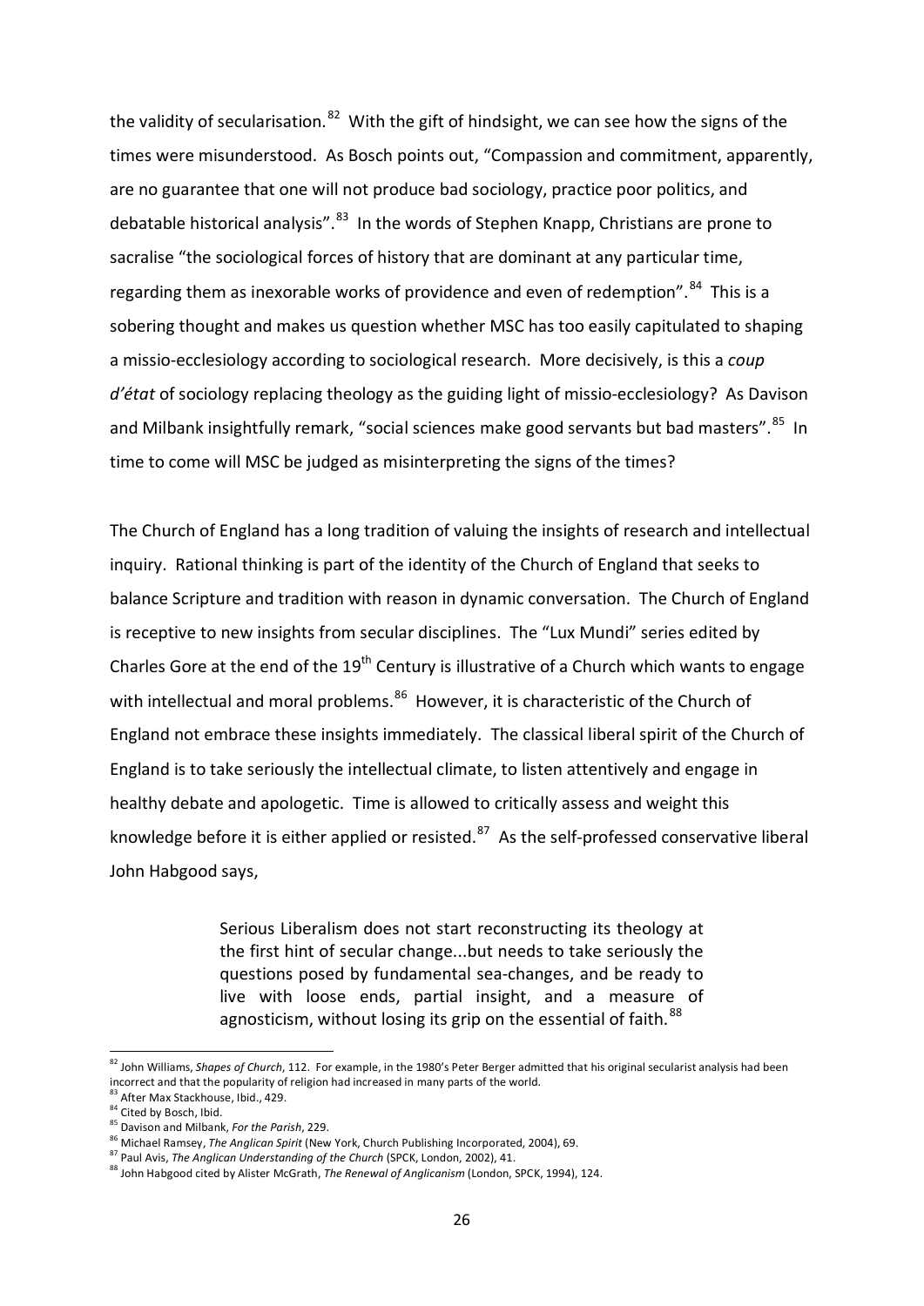the validity of secularisation.[82] With the gift of hindsight, we can see how the signs of the times were misunderstood. As Bosch points out, "Compassion and commitment, apparently, are no guarantee that one will not produce bad sociology, practice poor politics, and debatable historical analysis".[83] In the words of Stephen Knapp, Christians are prone to sacralise "the sociological forces of history that are dominant at any particular time, regarding them as inexorable works of providence and even of redemption".[84] This is a sobering thought and makes us question whether MSC has too easily capitulated to shaping a missio-ecclesiology according to sociological research. More decisively, is this a *coup d'état* of sociology replacing theology as the guiding light of missio-ecclesiology? As Davison and Milbank insightfully remark, "social sciences make good servants but bad masters".[85] In time to come will MSC be judged as misinterpreting the signs of the times?

The Church of England has a long tradition of valuing the insights of research and intellectual inquiry. Rational thinking is part of the identity of the Church of England that seeks to balance Scripture and tradition with reason in dynamic conversation. The Church of England is receptive to new insights from secular disciplines. The "Lux Mundi" series edited by Charles Gore at the end of the 19th Century is illustrative of a Church which wants to engage with intellectual and moral problems.[86] However, it is characteristic of the Church of England not embrace these insights immediately. The classical liberal spirit of the Church of England is to take seriously the intellectual climate, to listen attentively and engage in healthy debate and apologetic. Time is allowed to critically assess and weight this knowledge before it is either applied or resisted.[87] As the self-professed conservative liberal John Habgood says,

> Serious Liberalism does not start reconstructing its theology at the first hint of secular change...but needs to take seriously the questions posed by fundamental sea-changes, and be ready to live with loose ends, partial insight, and a measure of agnosticism, without losing its grip on the essential of faith.[88]

---

[82] John Williams, *Shapes of Church*, 112. For example, in the 1980's Peter Berger admitted that his original secularist analysis had been incorrect and that the popularity of religion had increased in many parts of the world.

[83] After Max Stackhouse, Ibid., 429.

[84] Cited by Bosch, Ibid.

[85] Davison and Milbank, *For the Parish*, 229.

[86] Michael Ramsey, *The Anglican Spirit* (New York, Church Publishing Incorporated, 2004), 69.

[87] Paul Avis, *The Anglican Understanding of the Church* (SPCK, London, 2002), 41.

[88] John Habgood cited by Alister McGrath, *The Renewal of Anglicanism* (London, SPCK, 1994), 124.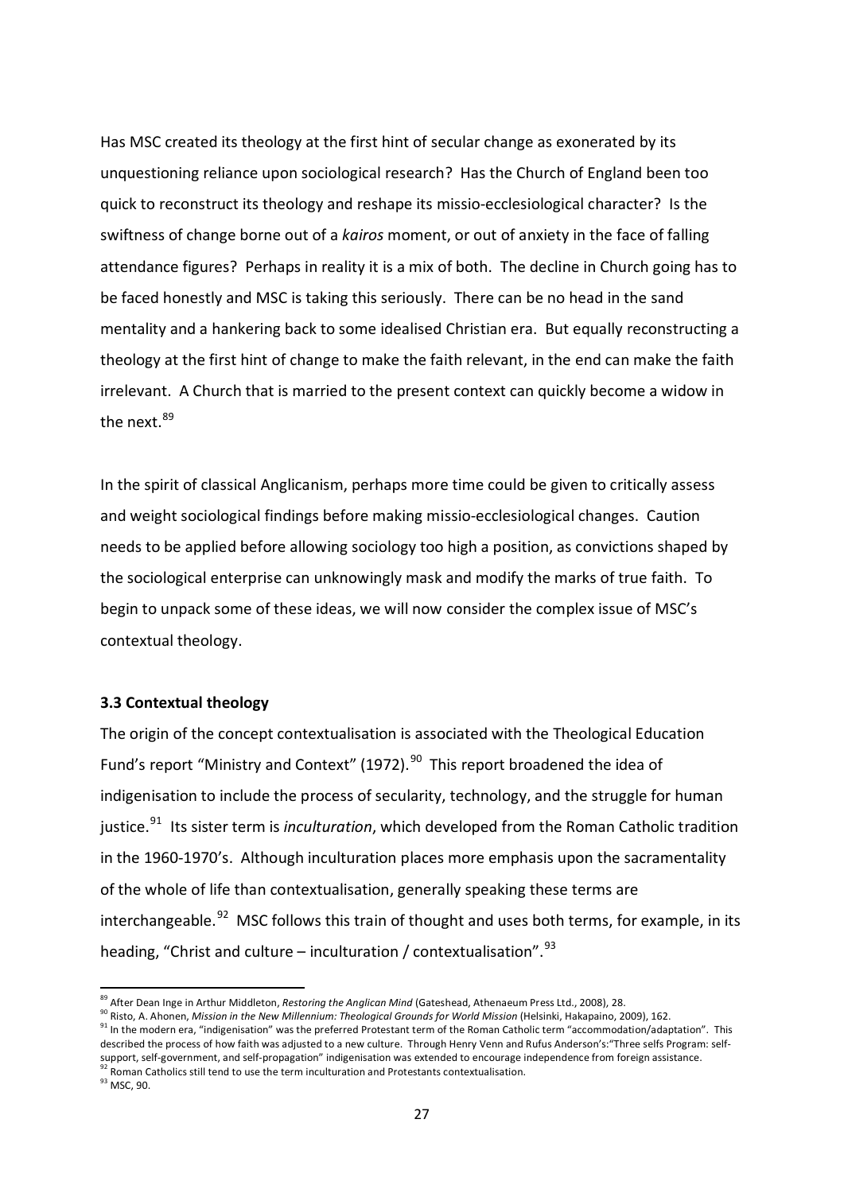Has MSC created its theology at the first hint of secular change as exonerated by its unquestioning reliance upon sociological research? Has the Church of England been too quick to reconstruct its theology and reshape its missio-ecclesiological character? Is the swiftness of change borne out of a *kairos* moment, or out of anxiety in the face of falling attendance figures? Perhaps in reality it is a mix of both. The decline in Church going has to be faced honestly and MSC is taking this seriously. There can be no head in the sand mentality and a hankering back to some idealised Christian era. But equally reconstructing a theology at the first hint of change to make the faith relevant, in the end can make the faith irrelevant. A Church that is married to the present context can quickly become a widow in the next.[89]

In the spirit of classical Anglicanism, perhaps more time could be given to critically assess and weight sociological findings before making missio-ecclesiological changes. Caution needs to be applied before allowing sociology too high a position, as convictions shaped by the sociological enterprise can unknowingly mask and modify the marks of true faith. To begin to unpack some of these ideas, we will now consider the complex issue of MSC's contextual theology.

### 3.3 Contextual theology

The origin of the concept contextualisation is associated with the Theological Education Fund's report "Ministry and Context" (1972).[90] This report broadened the idea of indigenisation to include the process of secularity, technology, and the struggle for human justice.[91] Its sister term is *inculturation*, which developed from the Roman Catholic tradition in the 1960-1970's. Although inculturation places more emphasis upon the sacramentality of the whole of life than contextualisation, generally speaking these terms are interchangeable.[92] MSC follows this train of thought and uses both terms, for example, in its heading, "Christ and culture – inculturation / contextualisation".[93]

---

[89] After Dean Inge in Arthur Middleton, *Restoring the Anglican Mind* (Gateshead, Athenaeum Press Ltd., 2008), 28.

[90] Risto, A. Ahonen, *Mission in the New Millennium: Theological Grounds for World Mission* (Helsinki, Hakapaino, 2009), 162.

[91] In the modern era, "indigenisation" was the preferred Protestant term of the Roman Catholic term "accommodation/adaptation". This described the process of how faith was adjusted to a new culture. Through Henry Venn and Rufus Anderson's:"Three selfs Program: self-support, self-government, and self-propagation" indigenisation was extended to encourage independence from foreign assistance.

[92] Roman Catholics still tend to use the term inculturation and Protestants contextualisation.

[93] MSC, 90.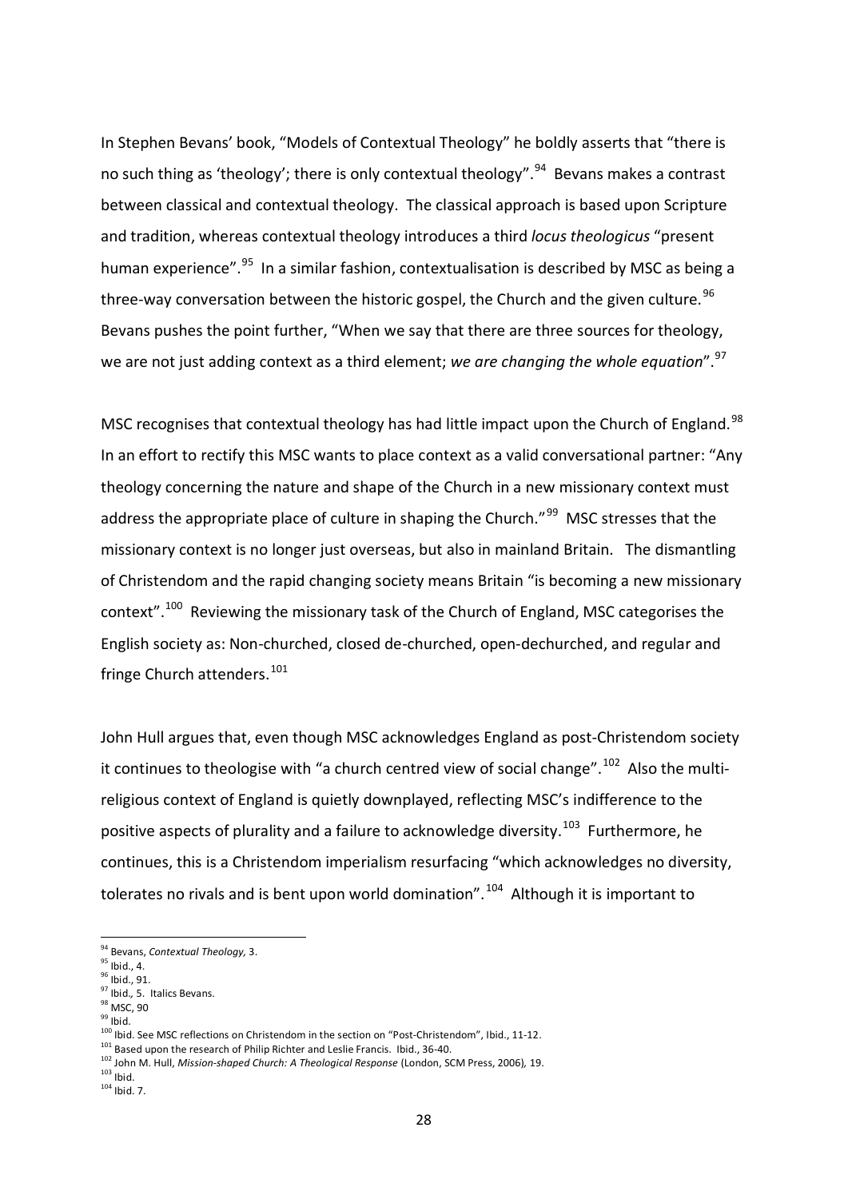In Stephen Bevans' book, "Models of Contextual Theology" he boldly asserts that "there is no such thing as 'theology'; there is only contextual theology".[94] Bevans makes a contrast between classical and contextual theology. The classical approach is based upon Scripture and tradition, whereas contextual theology introduces a third *locus theologicus* "present human experience".[95] In a similar fashion, contextualisation is described by MSC as being a three-way conversation between the historic gospel, the Church and the given culture.[96] Bevans pushes the point further, "When we say that there are three sources for theology, we are not just adding context as a third element; *we are changing the whole equation*".[97]

MSC recognises that contextual theology has had little impact upon the Church of England.[98] In an effort to rectify this MSC wants to place context as a valid conversational partner: "Any theology concerning the nature and shape of the Church in a new missionary context must address the appropriate place of culture in shaping the Church."[99] MSC stresses that the missionary context is no longer just overseas, but also in mainland Britain. The dismantling of Christendom and the rapid changing society means Britain "is becoming a new missionary context".[100] Reviewing the missionary task of the Church of England, MSC categorises the English society as: Non-churched, closed de-churched, open-dechurched, and regular and fringe Church attenders.[101]

John Hull argues that, even though MSC acknowledges England as post-Christendom society it continues to theologise with "a church centred view of social change".[102] Also the multi-religious context of England is quietly downplayed, reflecting MSC's indifference to the positive aspects of plurality and a failure to acknowledge diversity.[103] Furthermore, he continues, this is a Christendom imperialism resurfacing "which acknowledges no diversity, tolerates no rivals and is bent upon world domination".[104] Although it is important to

---

[94] Bevans, *Contextual Theology,* 3.
[95] Ibid., 4.
[96] Ibid., 91.
[97] Ibid., 5. Italics Bevans.
[98] MSC, 90
[99] Ibid.
[100] Ibid. See MSC reflections on Christendom in the section on "Post-Christendom", Ibid., 11-12.
[101] Based upon the research of Philip Richter and Leslie Francis. Ibid., 36-40.
[102] John M. Hull, *Mission-shaped Church: A Theological Response* (London, SCM Press, 2006), 19.
[103] Ibid.
[104] Ibid. 7.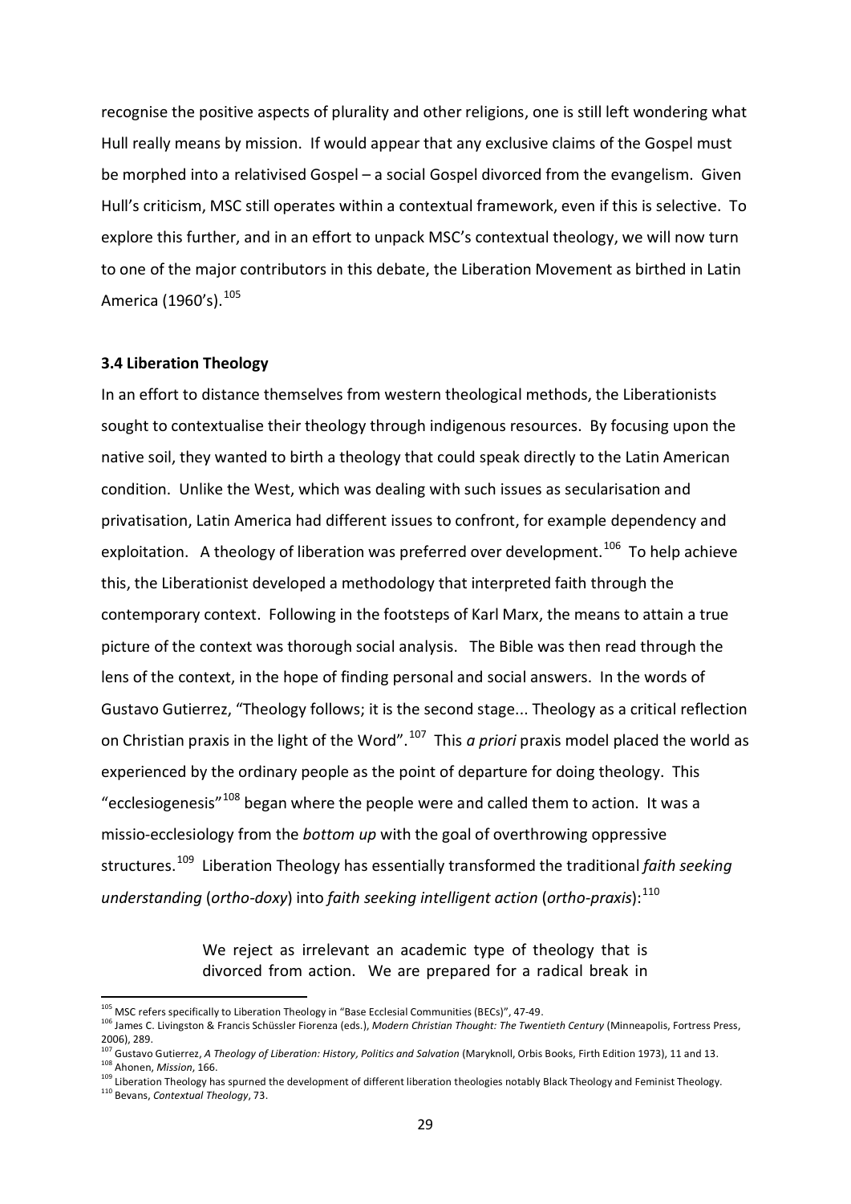recognise the positive aspects of plurality and other religions, one is still left wondering what Hull really means by mission. If would appear that any exclusive claims of the Gospel must be morphed into a relativised Gospel – a social Gospel divorced from the evangelism. Given Hull's criticism, MSC still operates within a contextual framework, even if this is selective. To explore this further, and in an effort to unpack MSC's contextual theology, we will now turn to one of the major contributors in this debate, the Liberation Movement as birthed in Latin America (1960's).[105]

### 3.4 Liberation Theology

In an effort to distance themselves from western theological methods, the Liberationists sought to contextualise their theology through indigenous resources. By focusing upon the native soil, they wanted to birth a theology that could speak directly to the Latin American condition. Unlike the West, which was dealing with such issues as secularisation and privatisation, Latin America had different issues to confront, for example dependency and exploitation. A theology of liberation was preferred over development.[106] To help achieve this, the Liberationist developed a methodology that interpreted faith through the contemporary context. Following in the footsteps of Karl Marx, the means to attain a true picture of the context was thorough social analysis. The Bible was then read through the lens of the context, in the hope of finding personal and social answers. In the words of Gustavo Gutierrez, "Theology follows; it is the second stage... Theology as a critical reflection on Christian praxis in the light of the Word".[107] This *a priori* praxis model placed the world as experienced by the ordinary people as the point of departure for doing theology. This "ecclesiogenesis"[108] began where the people were and called them to action. It was a missio-ecclesiology from the *bottom up* with the goal of overthrowing oppressive structures.[109] Liberation Theology has essentially transformed the traditional *faith seeking understanding* (*ortho-doxy*) into *faith seeking intelligent action* (*ortho-praxis*):[110]

> We reject as irrelevant an academic type of theology that is divorced from action. We are prepared for a radical break in

---

[105] MSC refers specifically to Liberation Theology in "Base Ecclesial Communities (BECs)", 47-49.

[106] James C. Livingston & Francis Schüssler Fiorenza (eds.), *Modern Christian Thought: The Twentieth Century* (Minneapolis, Fortress Press, 2006), 289.

[107] Gustavo Gutierrez, *A Theology of Liberation: History, Politics and Salvation* (Maryknoll, Orbis Books, Firth Edition 1973), 11 and 13.

[108] Ahonen, *Mission*, 166.

[109] Liberation Theology has spurned the development of different liberation theologies notably Black Theology and Feminist Theology.

[110] Bevans, *Contextual Theology*, 73.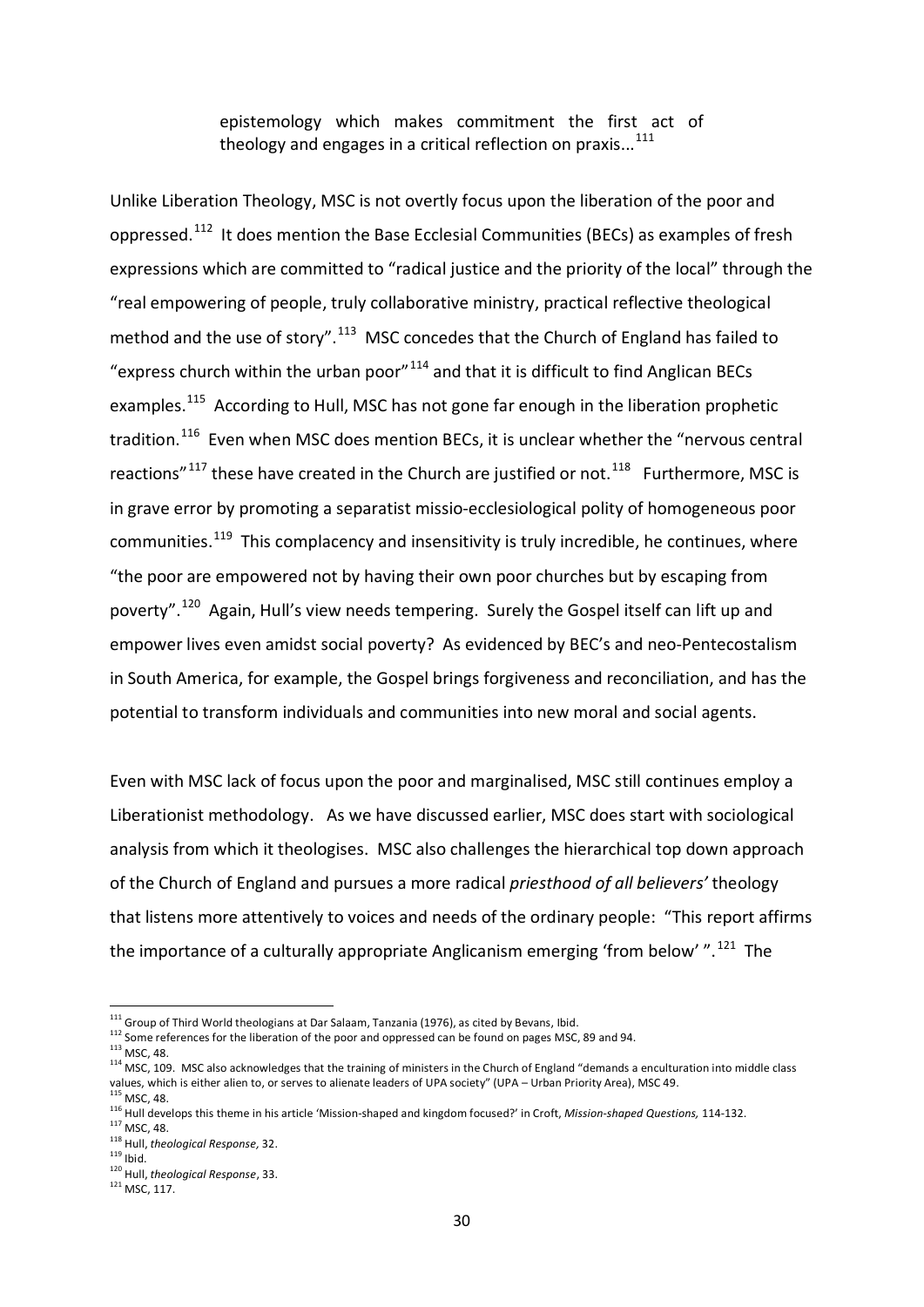> epistemology which makes commitment the first act of theology and engages in a critical reflection on praxis...[111]

Unlike Liberation Theology, MSC is not overtly focus upon the liberation of the poor and oppressed.[112] It does mention the Base Ecclesial Communities (BECs) as examples of fresh expressions which are committed to "radical justice and the priority of the local" through the "real empowering of people, truly collaborative ministry, practical reflective theological method and the use of story".[113] MSC concedes that the Church of England has failed to "express church within the urban poor"[114] and that it is difficult to find Anglican BECs examples.[115] According to Hull, MSC has not gone far enough in the liberation prophetic tradition.[116] Even when MSC does mention BECs, it is unclear whether the "nervous central reactions"[117] these have created in the Church are justified or not.[118] Furthermore, MSC is in grave error by promoting a separatist missio-ecclesiological polity of homogeneous poor communities.[119] This complacency and insensitivity is truly incredible, he continues, where "the poor are empowered not by having their own poor churches but by escaping from poverty".[120] Again, Hull's view needs tempering. Surely the Gospel itself can lift up and empower lives even amidst social poverty? As evidenced by BEC's and neo-Pentecostalism in South America, for example, the Gospel brings forgiveness and reconciliation, and has the potential to transform individuals and communities into new moral and social agents.

Even with MSC lack of focus upon the poor and marginalised, MSC still continues employ a Liberationist methodology. As we have discussed earlier, MSC does start with sociological analysis from which it theologises. MSC also challenges the hierarchical top down approach of the Church of England and pursues a more radical *priesthood of all believers'* theology that listens more attentively to voices and needs of the ordinary people: "This report affirms the importance of a culturally appropriate Anglicanism emerging 'from below' ".[121] The

---

[111] Group of Third World theologians at Dar Salaam, Tanzania (1976), as cited by Bevans, Ibid.

[112] Some references for the liberation of the poor and oppressed can be found on pages MSC, 89 and 94.

[113] MSC, 48.

[114] MSC, 109. MSC also acknowledges that the training of ministers in the Church of England "demands a enculturation into middle class values, which is either alien to, or serves to alienate leaders of UPA society" (UPA – Urban Priority Area), MSC 49.

[115] MSC, 48.

[116] Hull develops this theme in his article 'Mission-shaped and kingdom focused?' in Croft, *Mission-shaped Questions,* 114-132.

[117] MSC, 48.

[118] Hull, *theological Response,* 32.

[119] Ibid.

[120] Hull, *theological Response*, 33.

[121] MSC, 117.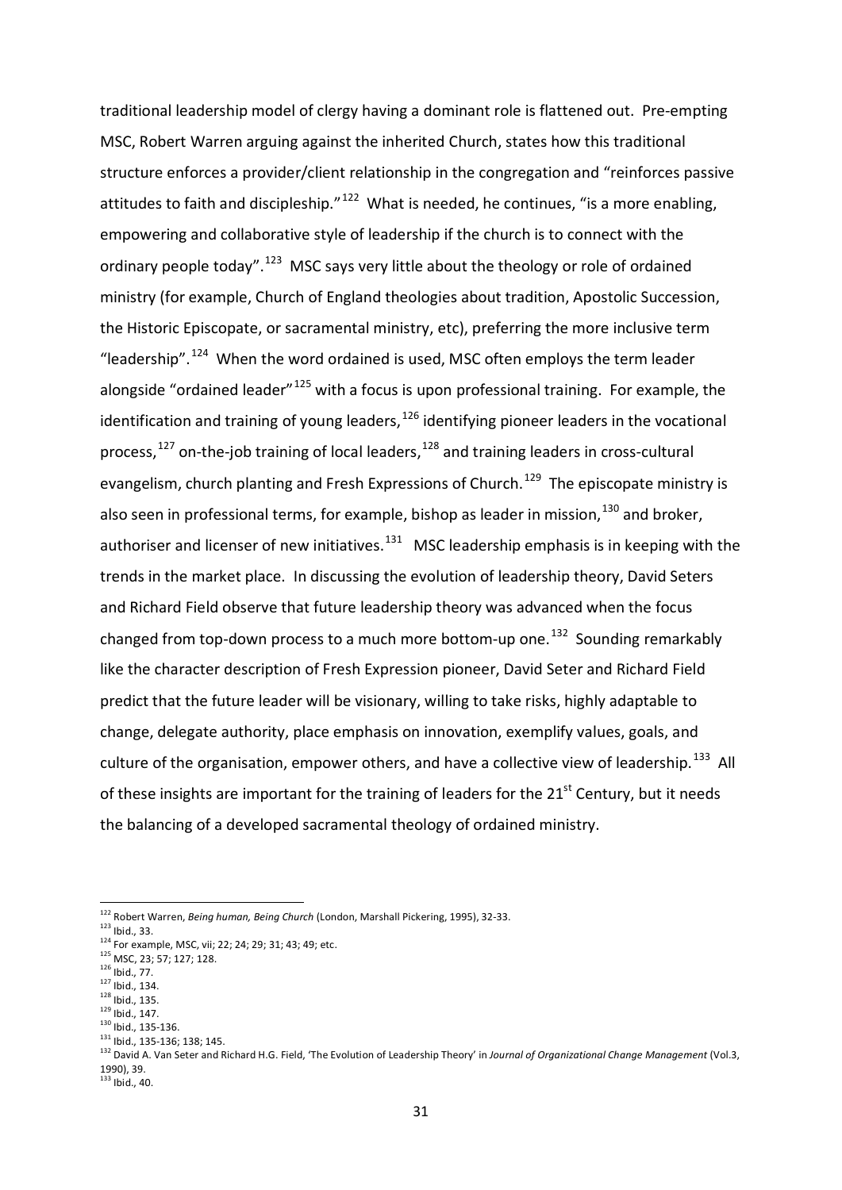traditional leadership model of clergy having a dominant role is flattened out. Pre-empting MSC, Robert Warren arguing against the inherited Church, states how this traditional structure enforces a provider/client relationship in the congregation and "reinforces passive attitudes to faith and discipleship."[122] What is needed, he continues, "is a more enabling, empowering and collaborative style of leadership if the church is to connect with the ordinary people today".[123] MSC says very little about the theology or role of ordained ministry (for example, Church of England theologies about tradition, Apostolic Succession, the Historic Episcopate, or sacramental ministry, etc), preferring the more inclusive term "leadership".[124] When the word ordained is used, MSC often employs the term leader alongside "ordained leader"[125] with a focus is upon professional training. For example, the identification and training of young leaders,[126] identifying pioneer leaders in the vocational process,[127] on-the-job training of local leaders,[128] and training leaders in cross-cultural evangelism, church planting and Fresh Expressions of Church.[129] The episcopate ministry is also seen in professional terms, for example, bishop as leader in mission,[130] and broker, authoriser and licenser of new initiatives.[131] MSC leadership emphasis is in keeping with the trends in the market place. In discussing the evolution of leadership theory, David Seters and Richard Field observe that future leadership theory was advanced when the focus changed from top-down process to a much more bottom-up one.[132] Sounding remarkably like the character description of Fresh Expression pioneer, David Seter and Richard Field predict that the future leader will be visionary, willing to take risks, highly adaptable to change, delegate authority, place emphasis on innovation, exemplify values, goals, and culture of the organisation, empower others, and have a collective view of leadership.[133] All of these insights are important for the training of leaders for the 21st Century, but it needs the balancing of a developed sacramental theology of ordained ministry.

---

[122] Robert Warren, *Being human, Being Church* (London, Marshall Pickering, 1995), 32-33.
[123] Ibid., 33.
[124] For example, MSC, vii; 22; 24; 29; 31; 43; 49; etc.
[125] MSC, 23; 57; 127; 128.
[126] Ibid., 77.
[127] Ibid., 134.
[128] Ibid., 135.
[129] Ibid., 147.
[130] Ibid., 135-136.
[131] Ibid., 135-136; 138; 145.
[132] David A. Van Seter and Richard H.G. Field, 'The Evolution of Leadership Theory' in *Journal of Organizational Change Management* (Vol.3, 1990), 39.
[133] Ibid., 40.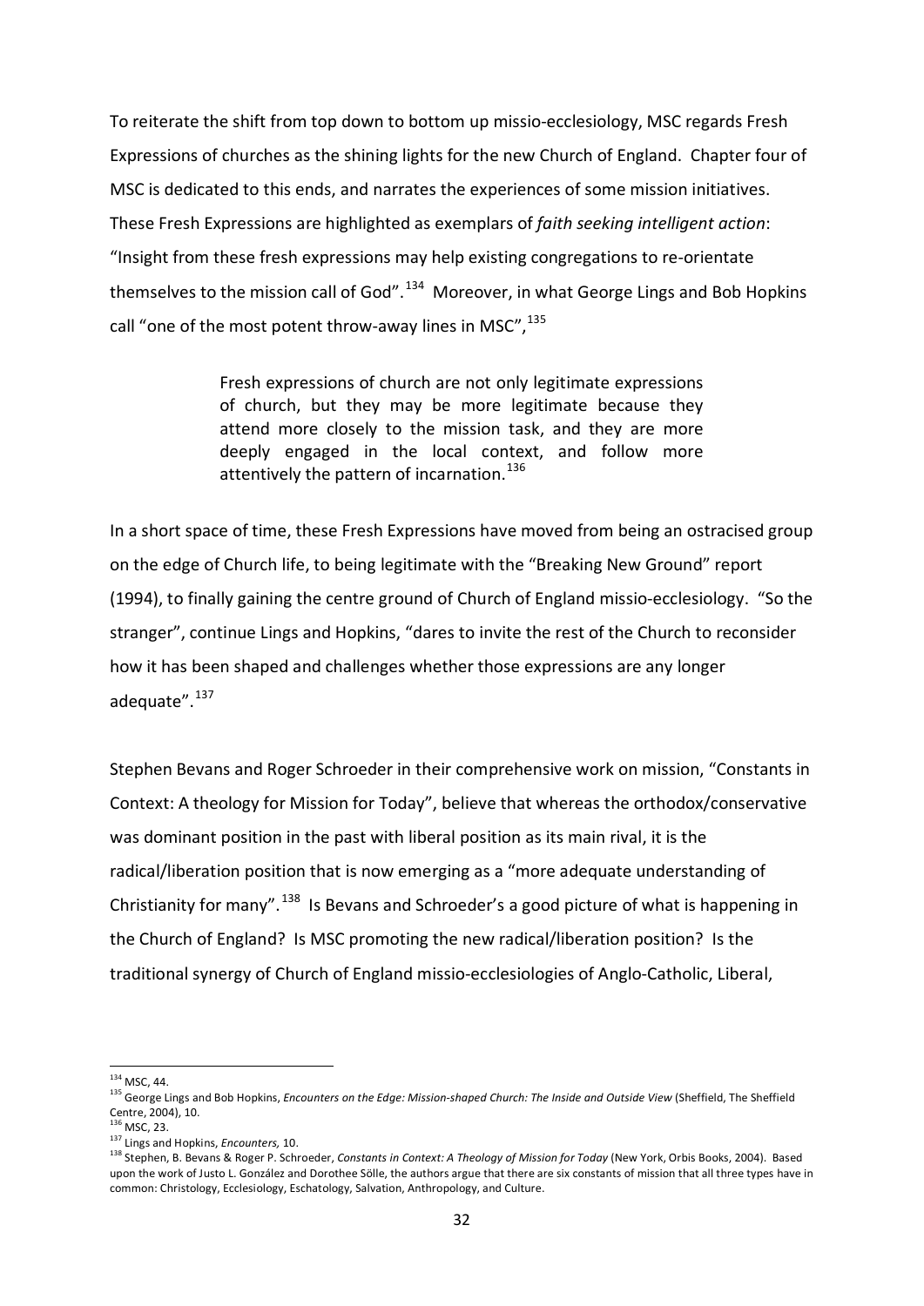To reiterate the shift from top down to bottom up missio-ecclesiology, MSC regards Fresh Expressions of churches as the shining lights for the new Church of England. Chapter four of MSC is dedicated to this ends, and narrates the experiences of some mission initiatives. These Fresh Expressions are highlighted as exemplars of *faith seeking intelligent action*: "Insight from these fresh expressions may help existing congregations to re-orientate themselves to the mission call of God".[134] Moreover, in what George Lings and Bob Hopkins call "one of the most potent throw-away lines in MSC",[135]

> Fresh expressions of church are not only legitimate expressions of church, but they may be more legitimate because they attend more closely to the mission task, and they are more deeply engaged in the local context, and follow more attentively the pattern of incarnation.[136]

In a short space of time, these Fresh Expressions have moved from being an ostracised group on the edge of Church life, to being legitimate with the "Breaking New Ground" report (1994), to finally gaining the centre ground of Church of England missio-ecclesiology. "So the stranger", continue Lings and Hopkins, "dares to invite the rest of the Church to reconsider how it has been shaped and challenges whether those expressions are any longer adequate".[137]

Stephen Bevans and Roger Schroeder in their comprehensive work on mission, "Constants in Context: A theology for Mission for Today", believe that whereas the orthodox/conservative was dominant position in the past with liberal position as its main rival, it is the radical/liberation position that is now emerging as a "more adequate understanding of Christianity for many".[138] Is Bevans and Schroeder's a good picture of what is happening in the Church of England? Is MSC promoting the new radical/liberation position? Is the traditional synergy of Church of England missio-ecclesiologies of Anglo-Catholic, Liberal,

---

[134] MSC, 44.

[135] George Lings and Bob Hopkins, *Encounters on the Edge: Mission-shaped Church: The Inside and Outside View* (Sheffield, The Sheffield Centre, 2004), 10.

[136] MSC, 23.

[137] Lings and Hopkins, *Encounters,* 10.

[138] Stephen, B. Bevans & Roger P. Schroeder, *Constants in Context: A Theology of Mission for Today* (New York, Orbis Books, 2004). Based upon the work of Justo L. González and Dorothee Sölle, the authors argue that there are six constants of mission that all three types have in common: Christology, Ecclesiology, Eschatology, Salvation, Anthropology, and Culture.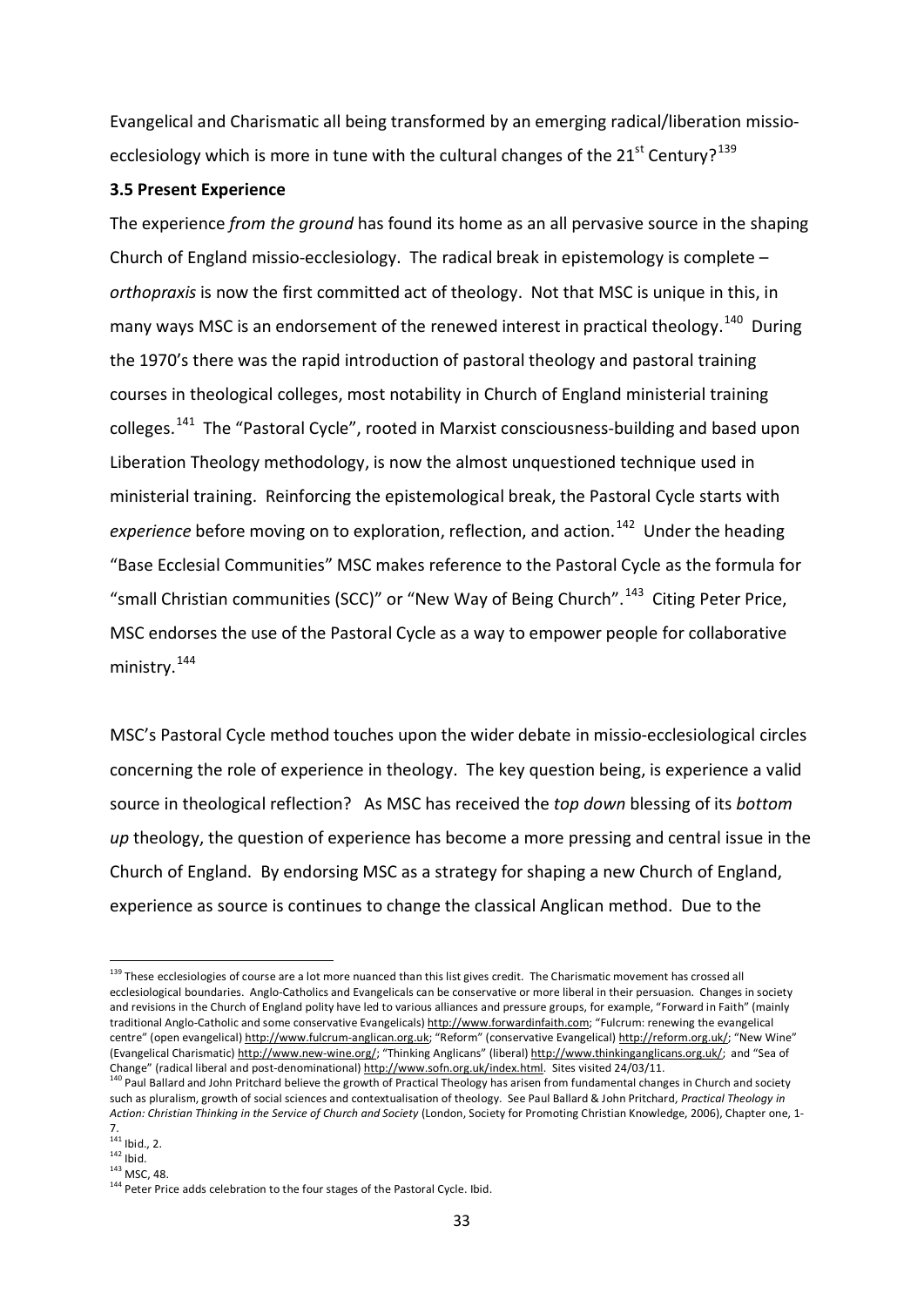Evangelical and Charismatic all being transformed by an emerging radical/liberation missio-ecclesiology which is more in tune with the cultural changes of the 21st Century?[139]

**3.5 Present Experience**

The experience *from the ground* has found its home as an all pervasive source in the shaping Church of England missio-ecclesiology. The radical break in epistemology is complete – *orthopraxis* is now the first committed act of theology. Not that MSC is unique in this, in many ways MSC is an endorsement of the renewed interest in practical theology.[140] During the 1970's there was the rapid introduction of pastoral theology and pastoral training courses in theological colleges, most notability in Church of England ministerial training colleges.[141] The "Pastoral Cycle", rooted in Marxist consciousness-building and based upon Liberation Theology methodology, is now the almost unquestioned technique used in ministerial training. Reinforcing the epistemological break, the Pastoral Cycle starts with *experience* before moving on to exploration, reflection, and action.[142] Under the heading "Base Ecclesial Communities" MSC makes reference to the Pastoral Cycle as the formula for "small Christian communities (SCC)" or "New Way of Being Church".[143] Citing Peter Price, MSC endorses the use of the Pastoral Cycle as a way to empower people for collaborative ministry.[144]

MSC's Pastoral Cycle method touches upon the wider debate in missio-ecclesiological circles concerning the role of experience in theology. The key question being, is experience a valid source in theological reflection? As MSC has received the *top down* blessing of its *bottom up* theology, the question of experience has become a more pressing and central issue in the Church of England. By endorsing MSC as a strategy for shaping a new Church of England, experience as source is continues to change the classical Anglican method. Due to the

---

[139] These ecclesiologies of course are a lot more nuanced than this list gives credit. The Charismatic movement has crossed all ecclesiological boundaries. Anglo-Catholics and Evangelicals can be conservative or more liberal in their persuasion. Changes in society and revisions in the Church of England polity have led to various alliances and pressure groups, for example, "Forward in Faith" (mainly traditional Anglo-Catholic and some conservative Evangelicals) http://www.forwardinfaith.com; "Fulcrum: renewing the evangelical centre" (open evangelical) http://www.fulcrum-anglican.org.uk; "Reform" (conservative Evangelical) http://reform.org.uk/; "New Wine" (Evangelical Charismatic) http://www.new-wine.org/; "Thinking Anglicans" (liberal) http://www.thinkinganglicans.org.uk/; and "Sea of Change" (radical liberal and post-denominational) http://www.sofn.org.uk/index.html. Sites visited 24/03/11.

[140] Paul Ballard and John Pritchard believe the growth of Practical Theology has arisen from fundamental changes in Church and society such as pluralism, growth of social sciences and contextualisation of theology. See Paul Ballard & John Pritchard, *Practical Theology in Action: Christian Thinking in the Service of Church and Society* (London, Society for Promoting Christian Knowledge, 2006), Chapter one, 1-7.

[141] Ibid., 2.

[142] Ibid.

[143] MSC, 48.

[144] Peter Price adds celebration to the four stages of the Pastoral Cycle. Ibid.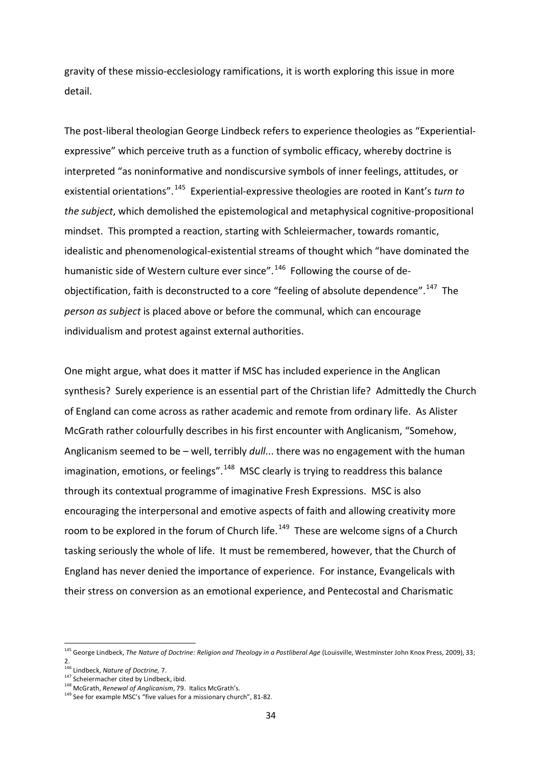gravity of these missio-ecclesiology ramifications, it is worth exploring this issue in more detail.

The post-liberal theologian George Lindbeck refers to experience theologies as "Experiential-expressive" which perceive truth as a function of symbolic efficacy, whereby doctrine is interpreted "as noninformative and nondiscursive symbols of inner feelings, attitudes, or existential orientations".[145] Experiential-expressive theologies are rooted in Kant's *turn to the subject*, which demolished the epistemological and metaphysical cognitive-propositional mindset. This prompted a reaction, starting with Schleiermacher, towards romantic, idealistic and phenomenological-existential streams of thought which "have dominated the humanistic side of Western culture ever since".[146] Following the course of de-objectification, faith is deconstructed to a core "feeling of absolute dependence".[147] The *person as subject* is placed above or before the communal, which can encourage individualism and protest against external authorities.

One might argue, what does it matter if MSC has included experience in the Anglican synthesis? Surely experience is an essential part of the Christian life? Admittedly the Church of England can come across as rather academic and remote from ordinary life. As Alister McGrath rather colourfully describes in his first encounter with Anglicanism, "Somehow, Anglicanism seemed to be – well, terribly *dull*... there was no engagement with the human imagination, emotions, or feelings".[148] MSC clearly is trying to readdress this balance through its contextual programme of imaginative Fresh Expressions. MSC is also encouraging the interpersonal and emotive aspects of faith and allowing creativity more room to be explored in the forum of Church life.[149] These are welcome signs of a Church tasking seriously the whole of life. It must be remembered, however, that the Church of England has never denied the importance of experience. For instance, Evangelicals with their stress on conversion as an emotional experience, and Pentecostal and Charismatic

---

[145] George Lindbeck, *The Nature of Doctrine: Religion and Theology in a Postliberal Age* (Louisville, Westminster John Knox Press, 2009), 33; 2.

[146] Lindbeck, *Nature of Doctrine,* 7.

[147] Scheiermacher cited by Lindbeck, ibid.

[148] McGrath, *Renewal of Anglicanism*, 79. Italics McGrath's.

[149] See for example MSC's "five values for a missionary church", 81-82.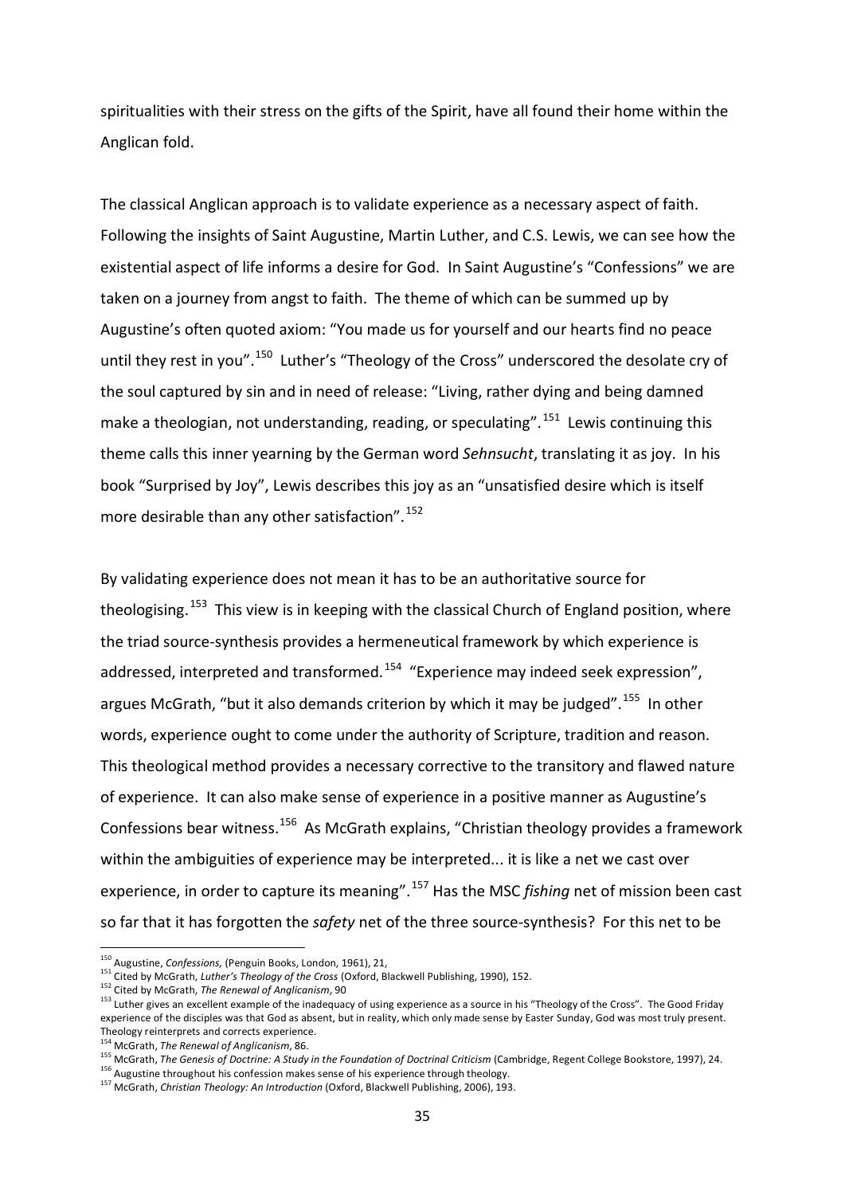spiritualities with their stress on the gifts of the Spirit, have all found their home within the Anglican fold.

The classical Anglican approach is to validate experience as a necessary aspect of faith. Following the insights of Saint Augustine, Martin Luther, and C.S. Lewis, we can see how the existential aspect of life informs a desire for God. In Saint Augustine's "Confessions" we are taken on a journey from angst to faith. The theme of which can be summed up by Augustine's often quoted axiom: "You made us for yourself and our hearts find no peace until they rest in you".[150] Luther's "Theology of the Cross" underscored the desolate cry of the soul captured by sin and in need of release: "Living, rather dying and being damned make a theologian, not understanding, reading, or speculating".[151] Lewis continuing this theme calls this inner yearning by the German word *Sehnsucht*, translating it as joy. In his book "Surprised by Joy", Lewis describes this joy as an "unsatisfied desire which is itself more desirable than any other satisfaction".[152]

By validating experience does not mean it has to be an authoritative source for theologising.[153] This view is in keeping with the classical Church of England position, where the triad source-synthesis provides a hermeneutical framework by which experience is addressed, interpreted and transformed.[154] "Experience may indeed seek expression", argues McGrath, "but it also demands criterion by which it may be judged".[155] In other words, experience ought to come under the authority of Scripture, tradition and reason. This theological method provides a necessary corrective to the transitory and flawed nature of experience. It can also make sense of experience in a positive manner as Augustine's Confessions bear witness.[156] As McGrath explains, "Christian theology provides a framework within the ambiguities of experience may be interpreted... it is like a net we cast over experience, in order to capture its meaning".[157] Has the MSC *fishing* net of mission been cast so far that it has forgotten the *safety* net of the three source-synthesis? For this net to be

---

[150] Augustine, *Confessions,* (Penguin Books, London, 1961), 21,

[151] Cited by McGrath, *Luther's Theology of the Cross* (Oxford, Blackwell Publishing, 1990), 152.

[152] Cited by McGrath, *The Renewal of Anglicanism*, 90

[153] Luther gives an excellent example of the inadequacy of using experience as a source in his "Theology of the Cross". The Good Friday experience of the disciples was that God as absent, but in reality, which only made sense by Easter Sunday, God was most truly present. Theology reinterprets and corrects experience.

[154] McGrath, *The Renewal of Anglicanism*, 86.

[155] McGrath, *The Genesis of Doctrine: A Study in the Foundation of Doctrinal Criticism* (Cambridge, Regent College Bookstore, 1997), 24.

[156] Augustine throughout his confession makes sense of his experience through theology.

[157] McGrath, *Christian Theology: An Introduction* (Oxford, Blackwell Publishing, 2006), 193.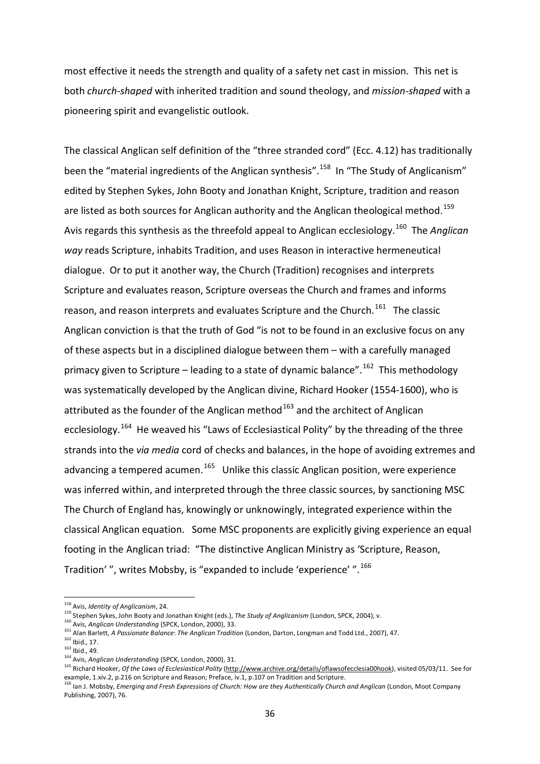most effective it needs the strength and quality of a safety net cast in mission. This net is both *church-shaped* with inherited tradition and sound theology, and *mission-shaped* with a pioneering spirit and evangelistic outlook.

The classical Anglican self definition of the "three stranded cord" (Ecc. 4.12) has traditionally been the "material ingredients of the Anglican synthesis".[158] In "The Study of Anglicanism" edited by Stephen Sykes, John Booty and Jonathan Knight, Scripture, tradition and reason are listed as both sources for Anglican authority and the Anglican theological method.[159] Avis regards this synthesis as the threefold appeal to Anglican ecclesiology.[160] The *Anglican way* reads Scripture, inhabits Tradition, and uses Reason in interactive hermeneutical dialogue. Or to put it another way, the Church (Tradition) recognises and interprets Scripture and evaluates reason, Scripture overseas the Church and frames and informs reason, and reason interprets and evaluates Scripture and the Church.[161] The classic Anglican conviction is that the truth of God "is not to be found in an exclusive focus on any of these aspects but in a disciplined dialogue between them – with a carefully managed primacy given to Scripture – leading to a state of dynamic balance".[162] This methodology was systematically developed by the Anglican divine, Richard Hooker (1554-1600), who is attributed as the founder of the Anglican method[163] and the architect of Anglican ecclesiology.[164] He weaved his "Laws of Ecclesiastical Polity" by the threading of the three strands into the *via media* cord of checks and balances, in the hope of avoiding extremes and advancing a tempered acumen.[165] Unlike this classic Anglican position, were experience was inferred within, and interpreted through the three classic sources, by sanctioning MSC The Church of England has, knowingly or unknowingly, integrated experience within the classical Anglican equation. Some MSC proponents are explicitly giving experience an equal footing in the Anglican triad: "The distinctive Anglican Ministry as 'Scripture, Reason, Tradition' ", writes Mobsby, is "expanded to include 'experience' ".[166]

---

[158] Avis, *Identity of Anglicanism*, 24.
[159] Stephen Sykes, John Booty and Jonathan Knight (eds.), *The Study of Anglicanism* (London, SPCK, 2004), v.
[160] Avis, *Anglican Understanding* (SPCK, London, 2000), 33.
[161] Alan Barlett, *A Passionate Balance*: *The Anglican Tradition* (London, Darton, Longman and Todd Ltd., 2007), 47.
[162] Ibid., 17.
[163] Ibid., 49.
[164] Avis, *Anglican Understanding* (SPCK, London, 2000), 31.
[165] Richard Hooker, *Of the Laws of Ecclesiastical Polity* (http://www.archive.org/details/oflawsofecclesia00hook), visited 05/03/11. See for example, 1.xiv.2, p.216 on Scripture and Reason; Preface, iv.1, p.107 on Tradition and Scripture.
[166] Ian J. Mobsby, *Emerging and Fresh Expressions of Church: How are they Authentically Church and Anglican* (London, Moot Company Publishing, 2007), 76.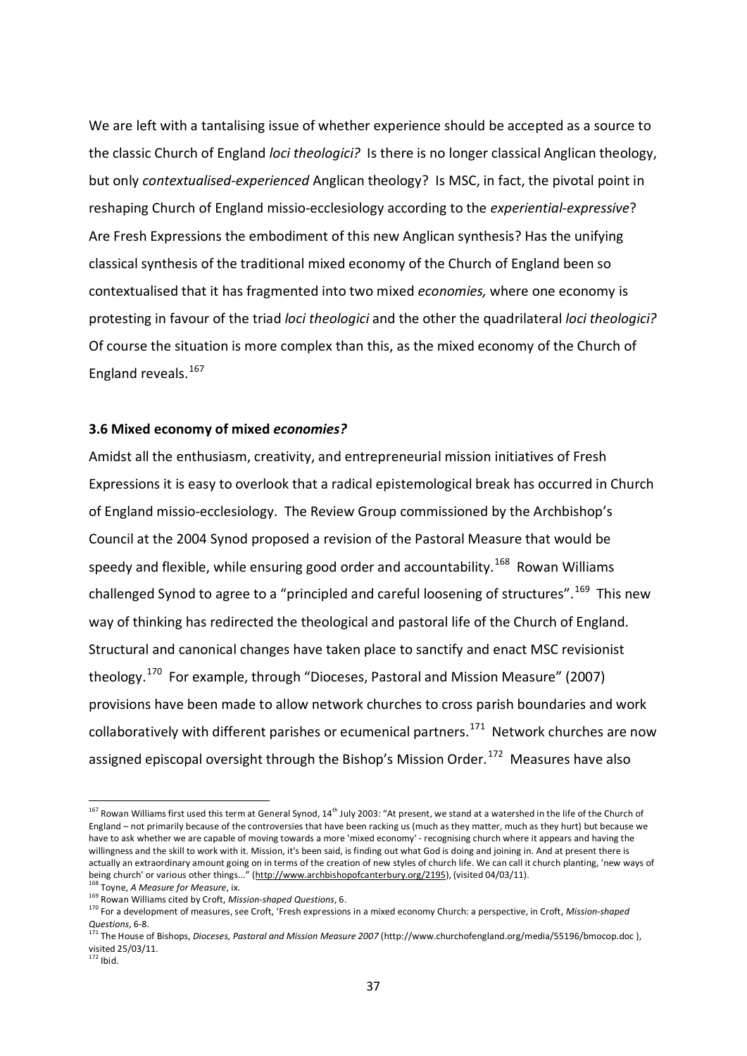We are left with a tantalising issue of whether experience should be accepted as a source to the classic Church of England *loci theologici?* Is there is no longer classical Anglican theology, but only *contextualised-experienced* Anglican theology? Is MSC, in fact, the pivotal point in reshaping Church of England missio-ecclesiology according to the *experiential-expressive*? Are Fresh Expressions the embodiment of this new Anglican synthesis? Has the unifying classical synthesis of the traditional mixed economy of the Church of England been so contextualised that it has fragmented into two mixed *economies,* where one economy is protesting in favour of the triad *loci theologici* and the other the quadrilateral *loci theologici?* Of course the situation is more complex than this, as the mixed economy of the Church of England reveals.[167]

### 3.6 Mixed economy of mixed *economies?*

Amidst all the enthusiasm, creativity, and entrepreneurial mission initiatives of Fresh Expressions it is easy to overlook that a radical epistemological break has occurred in Church of England missio-ecclesiology. The Review Group commissioned by the Archbishop's Council at the 2004 Synod proposed a revision of the Pastoral Measure that would be speedy and flexible, while ensuring good order and accountability.[168] Rowan Williams challenged Synod to agree to a "principled and careful loosening of structures".[169] This new way of thinking has redirected the theological and pastoral life of the Church of England. Structural and canonical changes have taken place to sanctify and enact MSC revisionist theology.[170] For example, through "Dioceses, Pastoral and Mission Measure" (2007) provisions have been made to allow network churches to cross parish boundaries and work collaboratively with different parishes or ecumenical partners.[171] Network churches are now assigned episcopal oversight through the Bishop's Mission Order.[172] Measures have also

---

[167] Rowan Williams first used this term at General Synod, 14th July 2003: "At present, we stand at a watershed in the life of the Church of England – not primarily because of the controversies that have been racking us (much as they matter, much as they hurt) but because we have to ask whether we are capable of moving towards a more 'mixed economy' - recognising church where it appears and having the willingness and the skill to work with it. Mission, it's been said, is finding out what God is doing and joining in. And at present there is actually an extraordinary amount going on in terms of the creation of new styles of church life. We can call it church planting, 'new ways of being church' or various other things..." (http://www.archbishopofcanterbury.org/2195), (visited 04/03/11).

[168] Toyne, *A Measure for Measure*, ix.

[169] Rowan Williams cited by Croft, *Mission-shaped Questions*, 6.

[170] For a development of measures, see Croft, 'Fresh expressions in a mixed economy Church: a perspective, in Croft, *Mission-shaped Questions*, 6-8.

[171] The House of Bishops, *Dioceses, Pastoral and Mission Measure 2007* (http://www.churchofengland.org/media/55196/bmocop.doc ), visited 25/03/11.

[172] Ibid.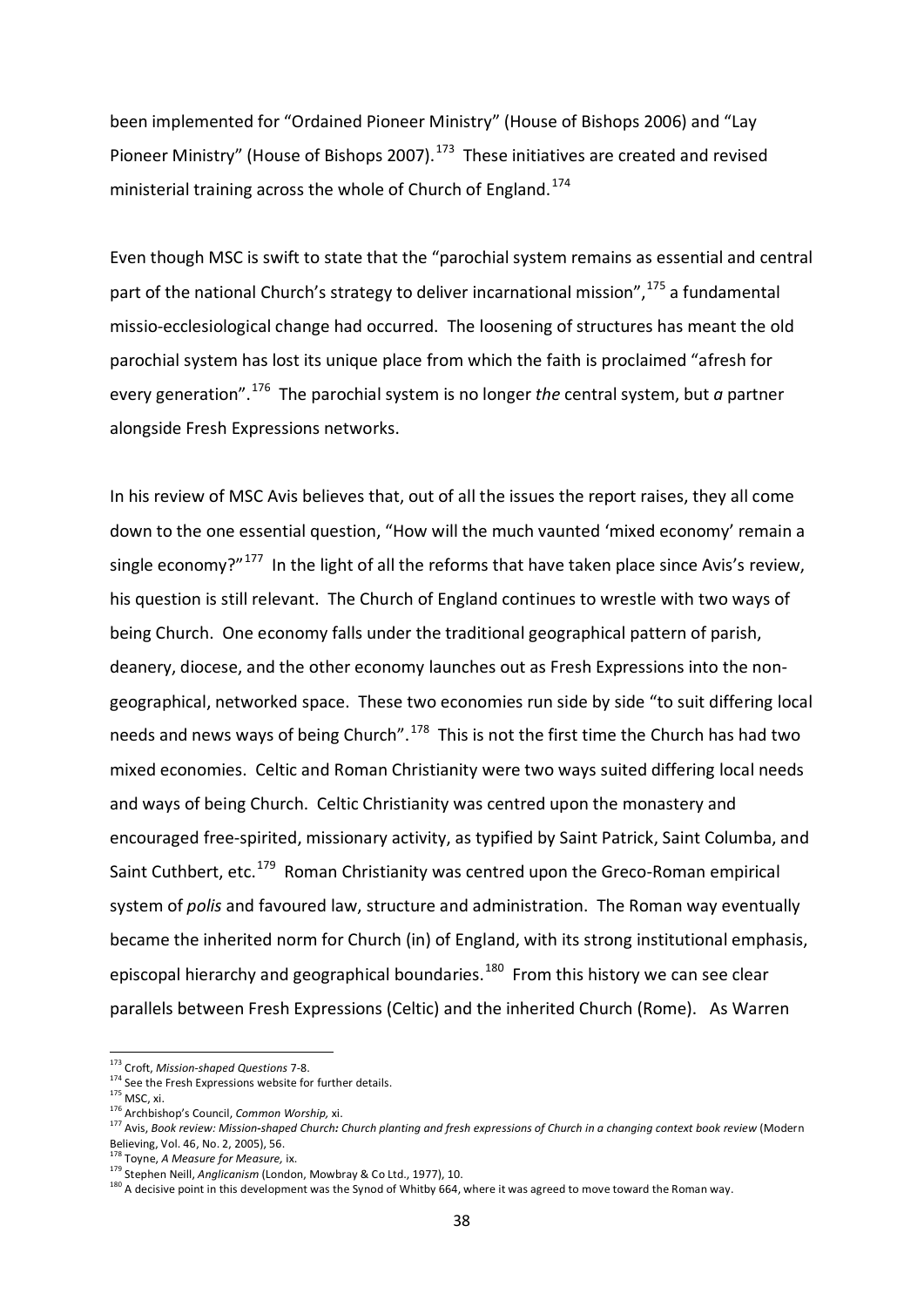been implemented for "Ordained Pioneer Ministry" (House of Bishops 2006) and "Lay Pioneer Ministry" (House of Bishops 2007).[173] These initiatives are created and revised ministerial training across the whole of Church of England.[174]

Even though MSC is swift to state that the "parochial system remains as essential and central part of the national Church's strategy to deliver incarnational mission",[175] a fundamental missio-ecclesiological change had occurred. The loosening of structures has meant the old parochial system has lost its unique place from which the faith is proclaimed "afresh for every generation".[176] The parochial system is no longer *the* central system, but *a* partner alongside Fresh Expressions networks.

In his review of MSC Avis believes that, out of all the issues the report raises, they all come down to the one essential question, "How will the much vaunted 'mixed economy' remain a single economy?"[177] In the light of all the reforms that have taken place since Avis's review, his question is still relevant. The Church of England continues to wrestle with two ways of being Church. One economy falls under the traditional geographical pattern of parish, deanery, diocese, and the other economy launches out as Fresh Expressions into the non-geographical, networked space. These two economies run side by side "to suit differing local needs and news ways of being Church".[178] This is not the first time the Church has had two mixed economies. Celtic and Roman Christianity were two ways suited differing local needs and ways of being Church. Celtic Christianity was centred upon the monastery and encouraged free-spirited, missionary activity, as typified by Saint Patrick, Saint Columba, and Saint Cuthbert, etc.[179] Roman Christianity was centred upon the Greco-Roman empirical system of *polis* and favoured law, structure and administration. The Roman way eventually became the inherited norm for Church (in) of England, with its strong institutional emphasis, episcopal hierarchy and geographical boundaries.[180] From this history we can see clear parallels between Fresh Expressions (Celtic) and the inherited Church (Rome). As Warren

---

[173] Croft, *Mission-shaped Questions* 7-8.

[174] See the Fresh Expressions website for further details.

[175] MSC, xi.

[176] Archbishop's Council, *Common Worship,* xi.

[177] Avis, *Book review: Mission-shaped Church: Church planting and fresh expressions of Church in a changing context book review* (Modern Believing, Vol. 46, No. 2, 2005), 56.

[178] Toyne, *A Measure for Measure,* ix.

[179] Stephen Neill, *Anglicanism* (London, Mowbray & Co Ltd., 1977), 10.

[180] A decisive point in this development was the Synod of Whitby 664, where it was agreed to move toward the Roman way.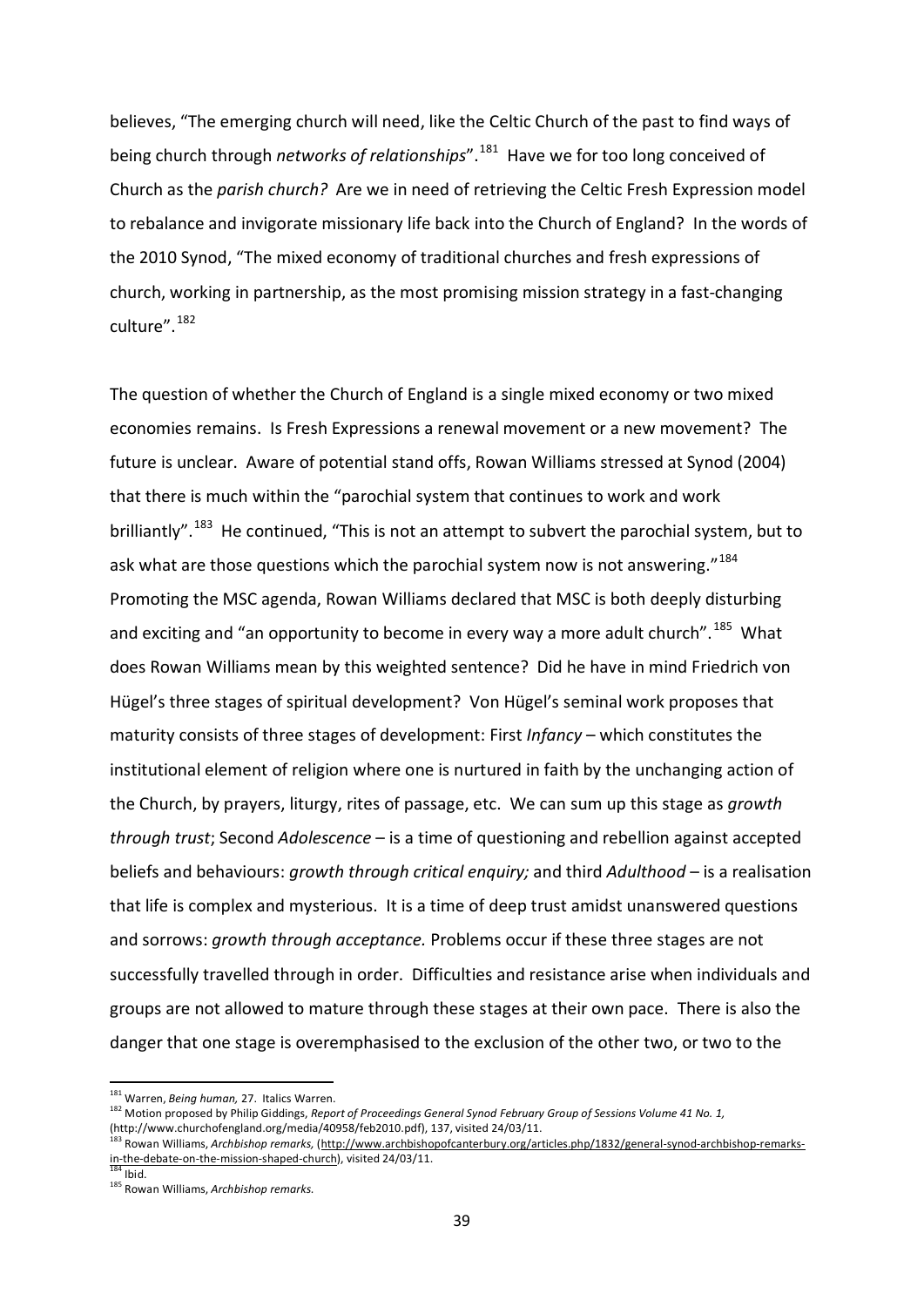believes, "The emerging church will need, like the Celtic Church of the past to find ways of being church through *networks of relationships*".[181] Have we for too long conceived of Church as the *parish church?* Are we in need of retrieving the Celtic Fresh Expression model to rebalance and invigorate missionary life back into the Church of England? In the words of the 2010 Synod, "The mixed economy of traditional churches and fresh expressions of church, working in partnership, as the most promising mission strategy in a fast-changing culture".[182]

The question of whether the Church of England is a single mixed economy or two mixed economies remains. Is Fresh Expressions a renewal movement or a new movement? The future is unclear. Aware of potential stand offs, Rowan Williams stressed at Synod (2004) that there is much within the "parochial system that continues to work and work brilliantly".[183] He continued, "This is not an attempt to subvert the parochial system, but to ask what are those questions which the parochial system now is not answering."[184] Promoting the MSC agenda, Rowan Williams declared that MSC is both deeply disturbing and exciting and "an opportunity to become in every way a more adult church".[185] What does Rowan Williams mean by this weighted sentence? Did he have in mind Friedrich von Hügel's three stages of spiritual development? Von Hügel's seminal work proposes that maturity consists of three stages of development: First *Infancy* – which constitutes the institutional element of religion where one is nurtured in faith by the unchanging action of the Church, by prayers, liturgy, rites of passage, etc. We can sum up this stage as *growth through trust*; Second *Adolescence* – is a time of questioning and rebellion against accepted beliefs and behaviours: *growth through critical enquiry;* and third *Adulthood* – is a realisation that life is complex and mysterious. It is a time of deep trust amidst unanswered questions and sorrows: *growth through acceptance.* Problems occur if these three stages are not successfully travelled through in order. Difficulties and resistance arise when individuals and groups are not allowed to mature through these stages at their own pace. There is also the danger that one stage is overemphasised to the exclusion of the other two, or two to the

---

[181] Warren, *Being human,* 27. Italics Warren.

[182] Motion proposed by Philip Giddings, *Report of Proceedings General Synod February Group of Sessions Volume 41 No. 1,* (http://www.churchofengland.org/media/40958/feb2010.pdf), 137, visited 24/03/11.

[183] Rowan Williams, *Archbishop remarks,* (http://www.archbishopofcanterbury.org/articles.php/1832/general-synod-archbishop-remarks-in-the-debate-on-the-mission-shaped-church), visited 24/03/11.

[184] Ibid.

[185] Rowan Williams, *Archbishop remarks.*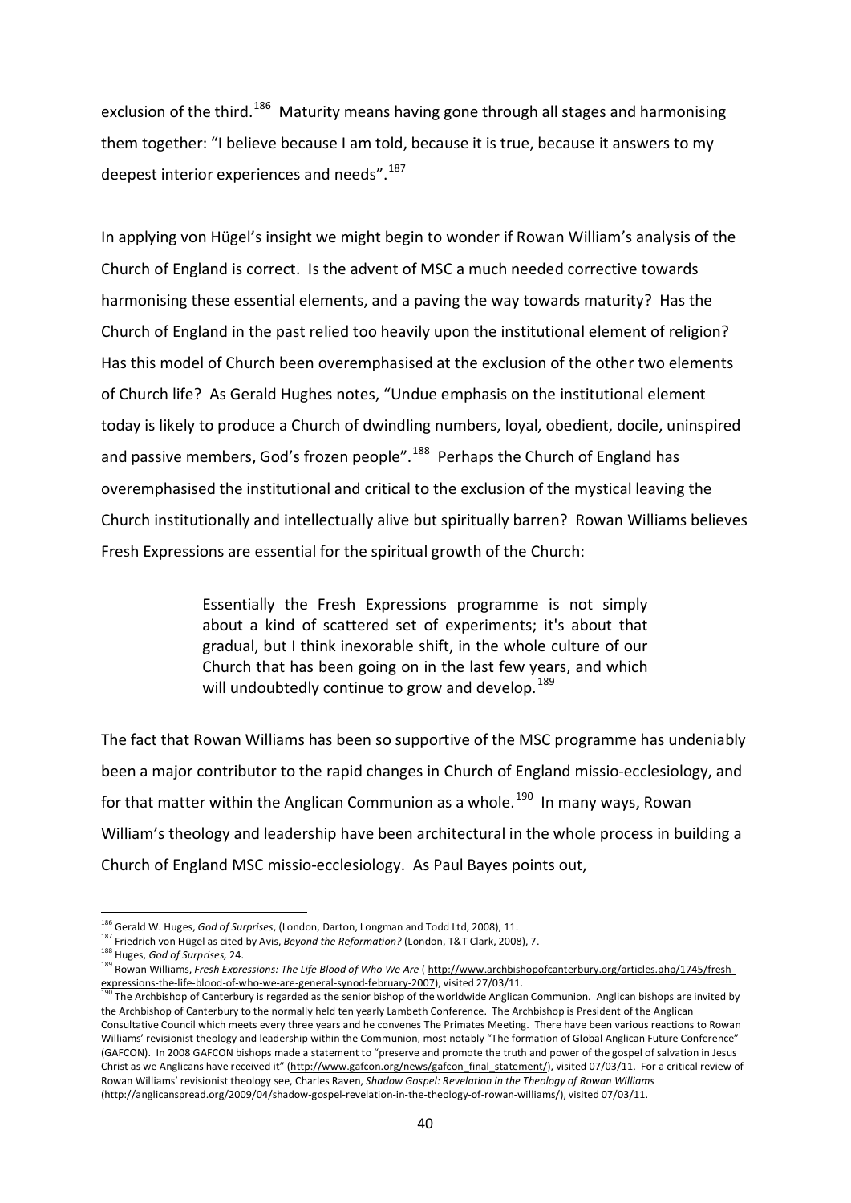exclusion of the third.[186] Maturity means having gone through all stages and harmonising them together: "I believe because I am told, because it is true, because it answers to my deepest interior experiences and needs".[187]

In applying von Hügel's insight we might begin to wonder if Rowan William's analysis of the Church of England is correct. Is the advent of MSC a much needed corrective towards harmonising these essential elements, and a paving the way towards maturity? Has the Church of England in the past relied too heavily upon the institutional element of religion? Has this model of Church been overemphasised at the exclusion of the other two elements of Church life? As Gerald Hughes notes, "Undue emphasis on the institutional element today is likely to produce a Church of dwindling numbers, loyal, obedient, docile, uninspired and passive members, God's frozen people".[188] Perhaps the Church of England has overemphasised the institutional and critical to the exclusion of the mystical leaving the Church institutionally and intellectually alive but spiritually barren? Rowan Williams believes Fresh Expressions are essential for the spiritual growth of the Church:

> Essentially the Fresh Expressions programme is not simply about a kind of scattered set of experiments; it's about that gradual, but I think inexorable shift, in the whole culture of our Church that has been going on in the last few years, and which will undoubtedly continue to grow and develop.[189]

The fact that Rowan Williams has been so supportive of the MSC programme has undeniably been a major contributor to the rapid changes in Church of England missio-ecclesiology, and for that matter within the Anglican Communion as a whole.[190] In many ways, Rowan William's theology and leadership have been architectural in the whole process in building a Church of England MSC missio-ecclesiology. As Paul Bayes points out,

---

[186] Gerald W. Huges, *God of Surprises*, (London, Darton, Longman and Todd Ltd, 2008), 11.

[187] Friedrich von Hügel as cited by Avis, *Beyond the Reformation?* (London, T&T Clark, 2008), 7.

[188] Huges, *God of Surprises,* 24.

[189] Rowan Williams, *Fresh Expressions: The Life Blood of Who We Are* ( http://www.archbishopofcanterbury.org/articles.php/1745/fresh-expressions-the-life-blood-of-who-we-are-general-synod-february-2007), visited 27/03/11.

[190] The Archbishop of Canterbury is regarded as the senior bishop of the worldwide Anglican Communion. Anglican bishops are invited by the Archbishop of Canterbury to the normally held ten yearly Lambeth Conference. The Archbishop is President of the Anglican Consultative Council which meets every three years and he convenes The Primates Meeting. There have been various reactions to Rowan Williams' revisionist theology and leadership within the Communion, most notably "The formation of Global Anglican Future Conference" (GAFCON). In 2008 GAFCON bishops made a statement to "preserve and promote the truth and power of the gospel of salvation in Jesus Christ as we Anglicans have received it" (http://www.gafcon.org/news/gafcon_final_statement/), visited 07/03/11. For a critical review of Rowan Williams' revisionist theology see, Charles Raven, *Shadow Gospel: Revelation in the Theology of Rowan Williams* (http://anglicanspread.org/2009/04/shadow-gospel-revelation-in-the-theology-of-rowan-williams/), visited 07/03/11.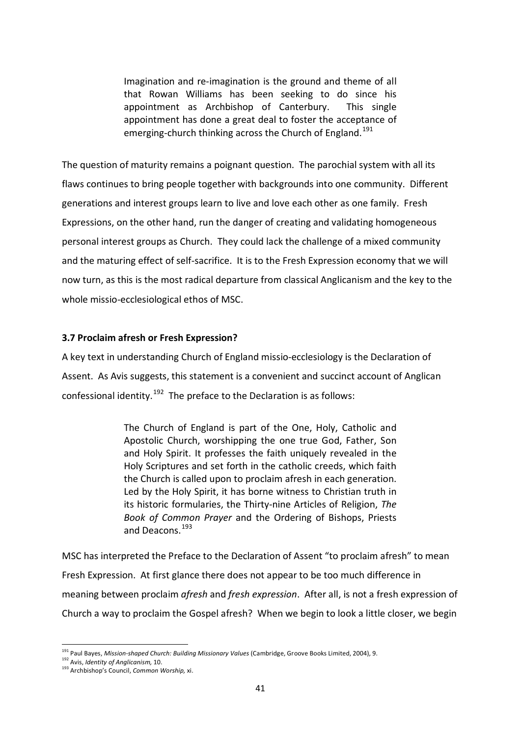> Imagination and re-imagination is the ground and theme of all that Rowan Williams has been seeking to do since his appointment as Archbishop of Canterbury. This single appointment has done a great deal to foster the acceptance of emerging-church thinking across the Church of England.[191]

The question of maturity remains a poignant question. The parochial system with all its flaws continues to bring people together with backgrounds into one community. Different generations and interest groups learn to live and love each other as one family. Fresh Expressions, on the other hand, run the danger of creating and validating homogeneous personal interest groups as Church. They could lack the challenge of a mixed community and the maturing effect of self-sacrifice. It is to the Fresh Expression economy that we will now turn, as this is the most radical departure from classical Anglicanism and the key to the whole missio-ecclesiological ethos of MSC.

### 3.7 Proclaim afresh or Fresh Expression?

A key text in understanding Church of England missio-ecclesiology is the Declaration of Assent. As Avis suggests, this statement is a convenient and succinct account of Anglican confessional identity.[192] The preface to the Declaration is as follows:

> The Church of England is part of the One, Holy, Catholic and Apostolic Church, worshipping the one true God, Father, Son and Holy Spirit. It professes the faith uniquely revealed in the Holy Scriptures and set forth in the catholic creeds, which faith the Church is called upon to proclaim afresh in each generation. Led by the Holy Spirit, it has borne witness to Christian truth in its historic formularies, the Thirty-nine Articles of Religion, *The Book of Common Prayer* and the Ordering of Bishops, Priests and Deacons.[193]

MSC has interpreted the Preface to the Declaration of Assent "to proclaim afresh" to mean Fresh Expression. At first glance there does not appear to be too much difference in meaning between proclaim *afresh* and *fresh expression*. After all, is not a fresh expression of Church a way to proclaim the Gospel afresh? When we begin to look a little closer, we begin

---

[191] Paul Bayes, *Mission-shaped Church: Building Missionary Values* (Cambridge, Groove Books Limited, 2004), 9.

[192] Avis, *Identity of Anglicanism,* 10.

[193] Archbishop's Council, *Common Worship,* xi.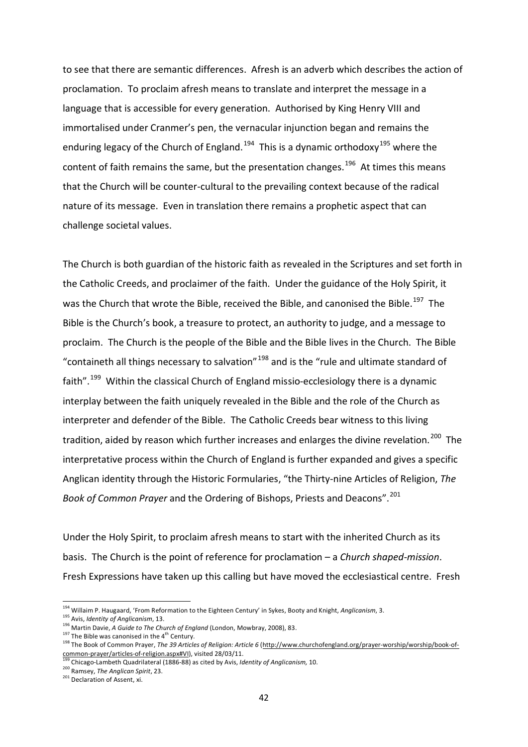to see that there are semantic differences. Afresh is an adverb which describes the action of proclamation. To proclaim afresh means to translate and interpret the message in a language that is accessible for every generation. Authorised by King Henry VIII and immortalised under Cranmer's pen, the vernacular injunction began and remains the enduring legacy of the Church of England.[194] This is a dynamic orthodoxy[195] where the content of faith remains the same, but the presentation changes.[196] At times this means that the Church will be counter-cultural to the prevailing context because of the radical nature of its message. Even in translation there remains a prophetic aspect that can challenge societal values.

The Church is both guardian of the historic faith as revealed in the Scriptures and set forth in the Catholic Creeds, and proclaimer of the faith. Under the guidance of the Holy Spirit, it was the Church that wrote the Bible, received the Bible, and canonised the Bible.[197] The Bible is the Church's book, a treasure to protect, an authority to judge, and a message to proclaim. The Church is the people of the Bible and the Bible lives in the Church. The Bible "containeth all things necessary to salvation"[198] and is the "rule and ultimate standard of faith".[199] Within the classical Church of England missio-ecclesiology there is a dynamic interplay between the faith uniquely revealed in the Bible and the role of the Church as interpreter and defender of the Bible. The Catholic Creeds bear witness to this living tradition, aided by reason which further increases and enlarges the divine revelation.[200] The interpretative process within the Church of England is further expanded and gives a specific Anglican identity through the Historic Formularies, "the Thirty-nine Articles of Religion, *The Book of Common Prayer* and the Ordering of Bishops, Priests and Deacons".[201]

Under the Holy Spirit, to proclaim afresh means to start with the inherited Church as its basis. The Church is the point of reference for proclamation – a *Church shaped-mission*. Fresh Expressions have taken up this calling but have moved the ecclesiastical centre. Fresh

---

[194] Willaim P. Haugaard, 'From Reformation to the Eighteen Century' in Sykes, Booty and Knight, *Anglicanism*, 3.

[195] Avis, *Identity of Anglicanism*, 13.

[196] Martin Davie, *A Guide to The Church of England* (London, Mowbray, 2008), 83.

[197] The Bible was canonised in the 4th Century.

[198] The Book of Common Prayer, *The 39 Articles of Religion: Article 6* (http://www.churchofengland.org/prayer-worship/worship/book-of-common-prayer/articles-of-religion.aspx#VI), visited 28/03/11.

[199] Chicago-Lambeth Quadrilateral (1886-88) as cited by Avis, *Identity of Anglicanism,* 10.

[200] Ramsey, *The Anglican Spirit*, 23.

[201] Declaration of Assent, xi.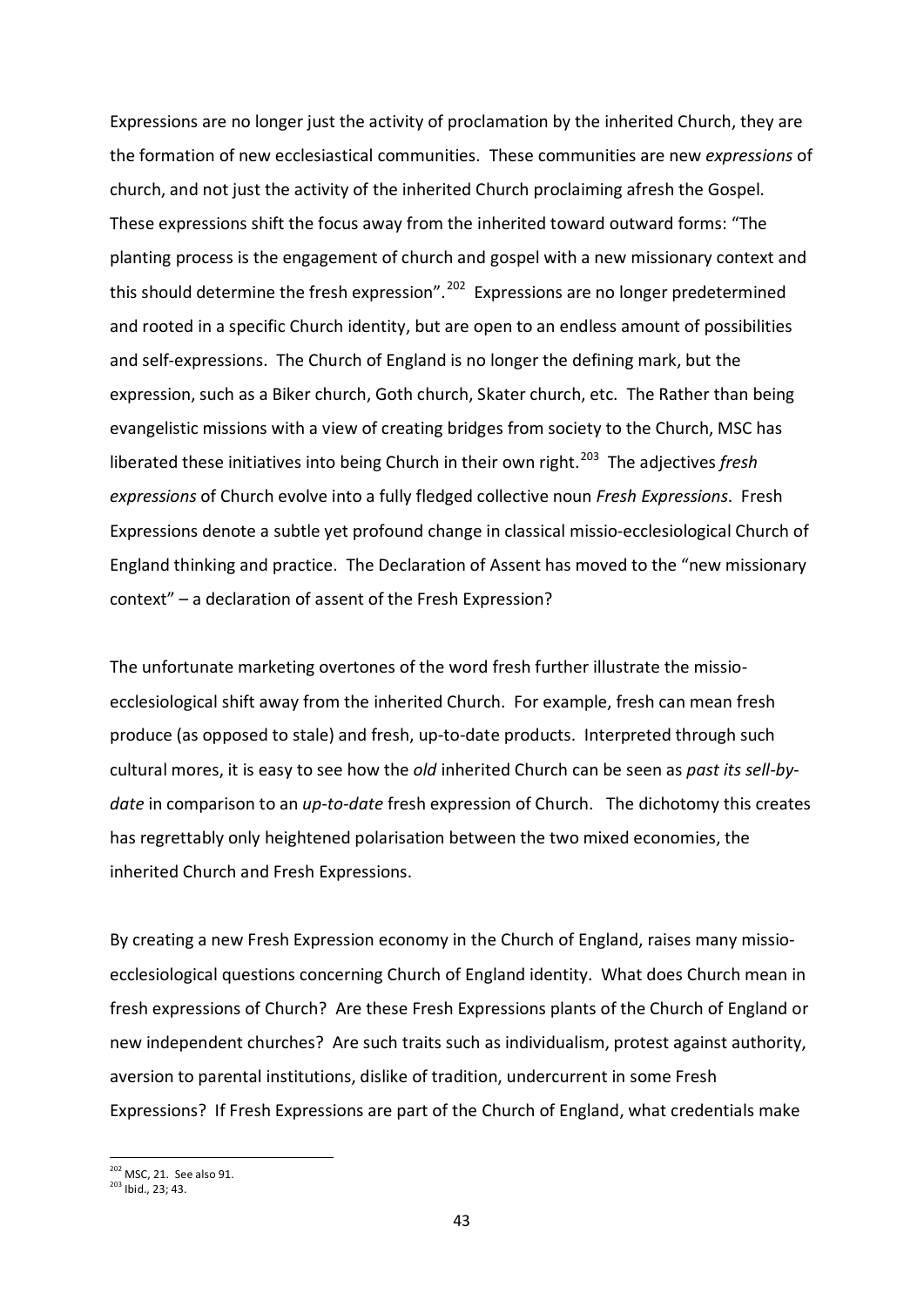Expressions are no longer just the activity of proclamation by the inherited Church, they are the formation of new ecclesiastical communities. These communities are new *expressions* of church, and not just the activity of the inherited Church proclaiming afresh the Gospel. These expressions shift the focus away from the inherited toward outward forms: "The planting process is the engagement of church and gospel with a new missionary context and this should determine the fresh expression".[202] Expressions are no longer predetermined and rooted in a specific Church identity, but are open to an endless amount of possibilities and self-expressions. The Church of England is no longer the defining mark, but the expression, such as a Biker church, Goth church, Skater church, etc. The Rather than being evangelistic missions with a view of creating bridges from society to the Church, MSC has liberated these initiatives into being Church in their own right.[203] The adjectives *fresh expressions* of Church evolve into a fully fledged collective noun *Fresh Expressions*. Fresh Expressions denote a subtle yet profound change in classical missio-ecclesiological Church of England thinking and practice. The Declaration of Assent has moved to the "new missionary context" – a declaration of assent of the Fresh Expression?

The unfortunate marketing overtones of the word fresh further illustrate the missio-ecclesiological shift away from the inherited Church. For example, fresh can mean fresh produce (as opposed to stale) and fresh, up-to-date products. Interpreted through such cultural mores, it is easy to see how the *old* inherited Church can be seen as *past its sell-by-date* in comparison to an *up-to-date* fresh expression of Church. The dichotomy this creates has regrettably only heightened polarisation between the two mixed economies, the inherited Church and Fresh Expressions.

By creating a new Fresh Expression economy in the Church of England, raises many missio-ecclesiological questions concerning Church of England identity. What does Church mean in fresh expressions of Church? Are these Fresh Expressions plants of the Church of England or new independent churches? Are such traits such as individualism, protest against authority, aversion to parental institutions, dislike of tradition, undercurrent in some Fresh Expressions? If Fresh Expressions are part of the Church of England, what credentials make

[202] MSC, 21. See also 91.

[203] Ibid., 23; 43.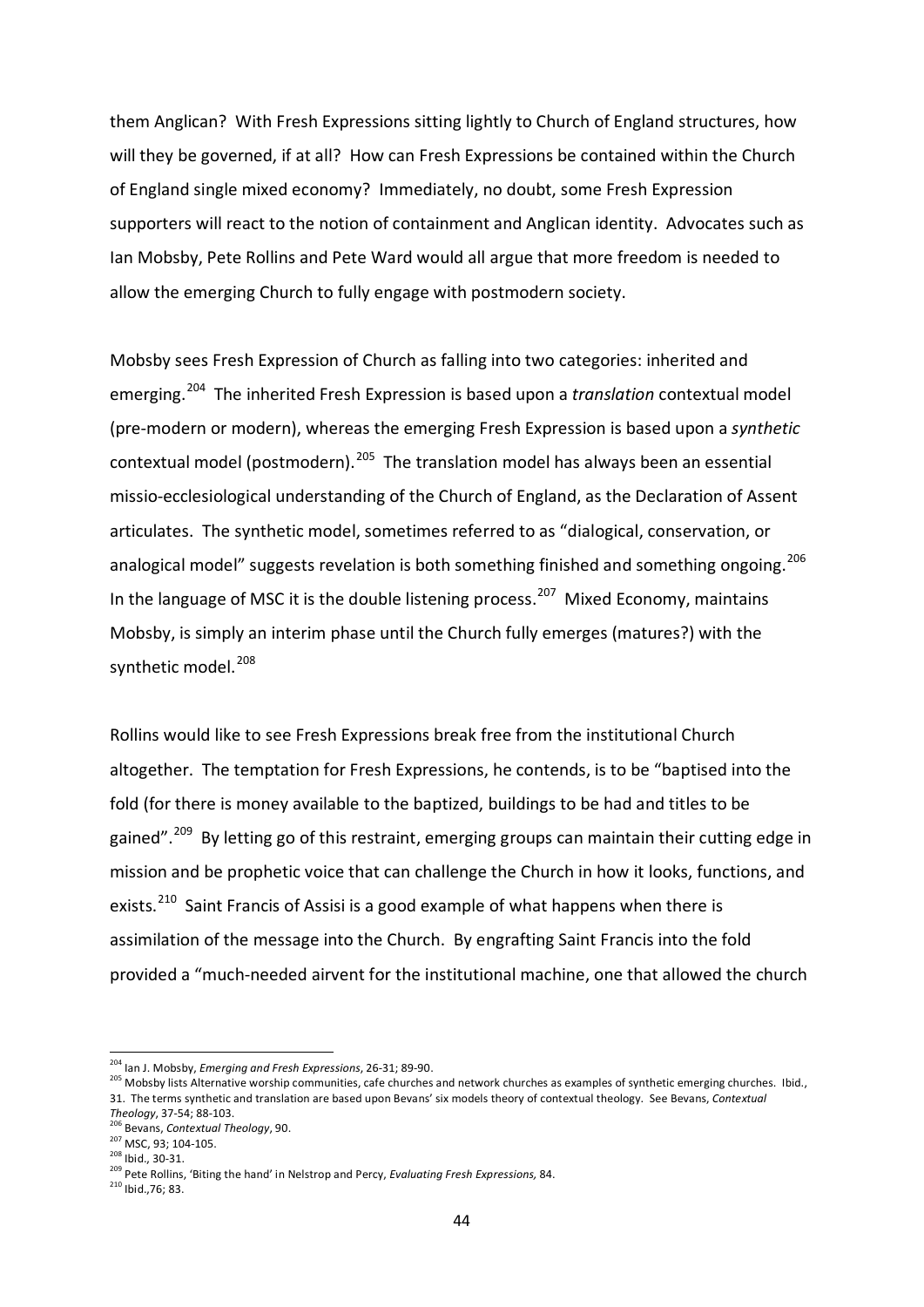them Anglican? With Fresh Expressions sitting lightly to Church of England structures, how will they be governed, if at all? How can Fresh Expressions be contained within the Church of England single mixed economy? Immediately, no doubt, some Fresh Expression supporters will react to the notion of containment and Anglican identity. Advocates such as Ian Mobsby, Pete Rollins and Pete Ward would all argue that more freedom is needed to allow the emerging Church to fully engage with postmodern society.

Mobsby sees Fresh Expression of Church as falling into two categories: inherited and emerging.[204] The inherited Fresh Expression is based upon a *translation* contextual model (pre-modern or modern), whereas the emerging Fresh Expression is based upon a *synthetic* contextual model (postmodern).[205] The translation model has always been an essential missio-ecclesiological understanding of the Church of England, as the Declaration of Assent articulates. The synthetic model, sometimes referred to as "dialogical, conservation, or analogical model" suggests revelation is both something finished and something ongoing.[206] In the language of MSC it is the double listening process.[207] Mixed Economy, maintains Mobsby, is simply an interim phase until the Church fully emerges (matures?) with the synthetic model.[208]

Rollins would like to see Fresh Expressions break free from the institutional Church altogether. The temptation for Fresh Expressions, he contends, is to be "baptised into the fold (for there is money available to the baptized, buildings to be had and titles to be gained".[209] By letting go of this restraint, emerging groups can maintain their cutting edge in mission and be prophetic voice that can challenge the Church in how it looks, functions, and exists.[210] Saint Francis of Assisi is a good example of what happens when there is assimilation of the message into the Church. By engrafting Saint Francis into the fold provided a "much-needed airvent for the institutional machine, one that allowed the church

---

[204] Ian J. Mobsby, *Emerging and Fresh Expressions*, 26-31; 89-90.

[205] Mobsby lists Alternative worship communities, cafe churches and network churches as examples of synthetic emerging churches. Ibid., 31. The terms synthetic and translation are based upon Bevans' six models theory of contextual theology. See Bevans, *Contextual Theology*, 37-54; 88-103.

[206] Bevans, *Contextual Theology*, 90.

[207] MSC, 93; 104-105.

[208] Ibid., 30-31.

[209] Pete Rollins, 'Biting the hand' in Nelstrop and Percy, *Evaluating Fresh Expressions,* 84.

[210] Ibid.,76; 83.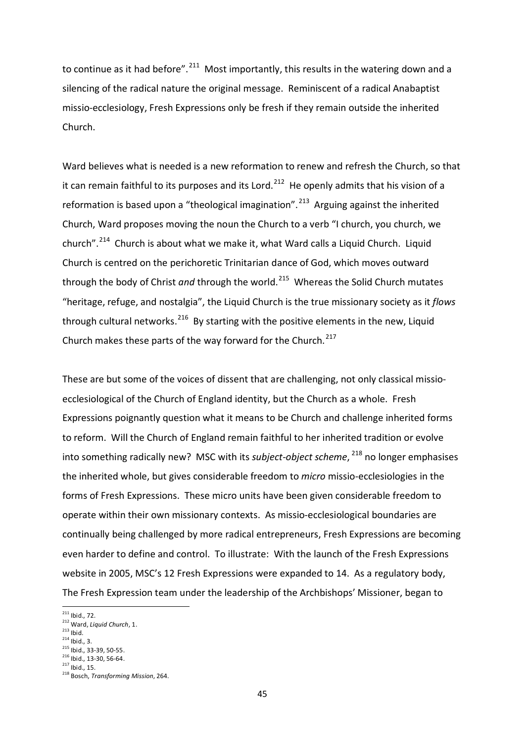to continue as it had before".[211] Most importantly, this results in the watering down and a silencing of the radical nature the original message. Reminiscent of a radical Anabaptist missio-ecclesiology, Fresh Expressions only be fresh if they remain outside the inherited Church.

Ward believes what is needed is a new reformation to renew and refresh the Church, so that it can remain faithful to its purposes and its Lord.[212] He openly admits that his vision of a reformation is based upon a "theological imagination".[213] Arguing against the inherited Church, Ward proposes moving the noun the Church to a verb "I church, you church, we church".[214] Church is about what we make it, what Ward calls a Liquid Church. Liquid Church is centred on the perichoretic Trinitarian dance of God, which moves outward through the body of Christ *and* through the world.[215] Whereas the Solid Church mutates "heritage, refuge, and nostalgia", the Liquid Church is the true missionary society as it *flows* through cultural networks.[216] By starting with the positive elements in the new, Liquid Church makes these parts of the way forward for the Church.[217]

These are but some of the voices of dissent that are challenging, not only classical missio-ecclesiological of the Church of England identity, but the Church as a whole. Fresh Expressions poignantly question what it means to be Church and challenge inherited forms to reform. Will the Church of England remain faithful to her inherited tradition or evolve into something radically new? MSC with its *subject-object scheme*,[218] no longer emphasises the inherited whole, but gives considerable freedom to *micro* missio-ecclesiologies in the forms of Fresh Expressions. These micro units have been given considerable freedom to operate within their own missionary contexts. As missio-ecclesiological boundaries are continually being challenged by more radical entrepreneurs, Fresh Expressions are becoming even harder to define and control. To illustrate: With the launch of the Fresh Expressions website in 2005, MSC's 12 Fresh Expressions were expanded to 14. As a regulatory body, The Fresh Expression team under the leadership of the Archbishops' Missioner, began to

---

[211] Ibid., 72.
[212] Ward, *Liquid Church*, 1.
[213] Ibid.
[214] Ibid., 3.
[215] Ibid., 33-39, 50-55.
[216] Ibid., 13-30, 56-64.
[217] Ibid., 15.
[218] Bosch, *Transforming Mission*, 264.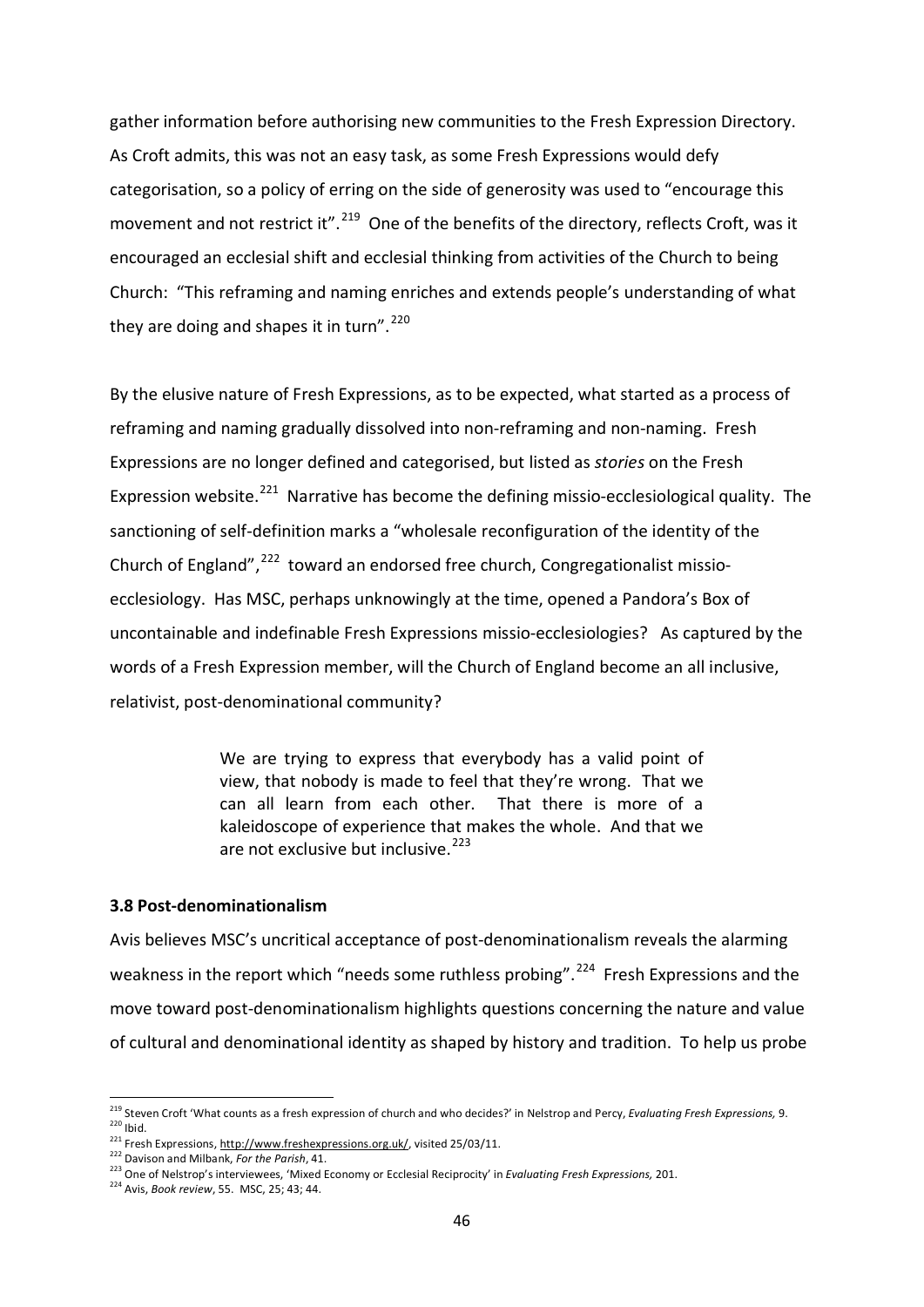gather information before authorising new communities to the Fresh Expression Directory. As Croft admits, this was not an easy task, as some Fresh Expressions would defy categorisation, so a policy of erring on the side of generosity was used to "encourage this movement and not restrict it".[219] One of the benefits of the directory, reflects Croft, was it encouraged an ecclesial shift and ecclesial thinking from activities of the Church to being Church: "This reframing and naming enriches and extends people's understanding of what they are doing and shapes it in turn".[220]

By the elusive nature of Fresh Expressions, as to be expected, what started as a process of reframing and naming gradually dissolved into non-reframing and non-naming. Fresh Expressions are no longer defined and categorised, but listed as *stories* on the Fresh Expression website.[221] Narrative has become the defining missio-ecclesiological quality. The sanctioning of self-definition marks a "wholesale reconfiguration of the identity of the Church of England",[222] toward an endorsed free church, Congregationalist missio-ecclesiology. Has MSC, perhaps unknowingly at the time, opened a Pandora's Box of uncontainable and indefinable Fresh Expressions missio-ecclesiologies? As captured by the words of a Fresh Expression member, will the Church of England become an all inclusive, relativist, post-denominational community?

> We are trying to express that everybody has a valid point of view, that nobody is made to feel that they're wrong. That we can all learn from each other. That there is more of a kaleidoscope of experience that makes the whole. And that we are not exclusive but inclusive.[223]

### 3.8 Post-denominationalism

Avis believes MSC's uncritical acceptance of post-denominationalism reveals the alarming weakness in the report which "needs some ruthless probing".[224] Fresh Expressions and the move toward post-denominationalism highlights questions concerning the nature and value of cultural and denominational identity as shaped by history and tradition. To help us probe

---

[219] Steven Croft 'What counts as a fresh expression of church and who decides?' in Nelstrop and Percy, *Evaluating Fresh Expressions,* 9.
[220] Ibid.
[221] Fresh Expressions, http://www.freshexpressions.org.uk/, visited 25/03/11.
[222] Davison and Milbank, *For the Parish*, 41.
[223] One of Nelstrop's interviewees, 'Mixed Economy or Ecclesial Reciprocity' in *Evaluating Fresh Expressions,* 201.
[224] Avis, *Book review*, 55. MSC, 25; 43; 44.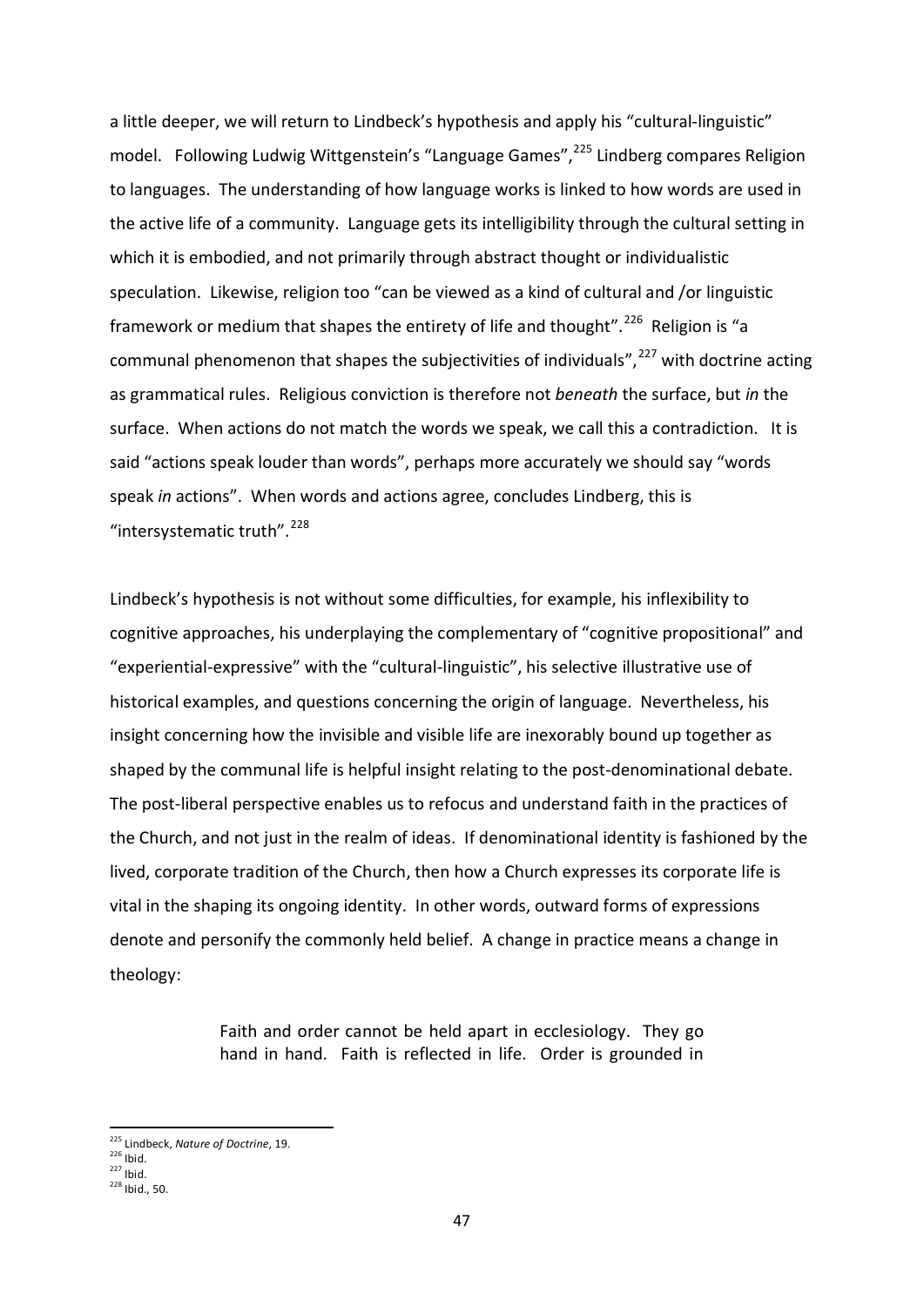a little deeper, we will return to Lindbeck's hypothesis and apply his "cultural-linguistic" model. Following Ludwig Wittgenstein's "Language Games",[225] Lindberg compares Religion to languages. The understanding of how language works is linked to how words are used in the active life of a community. Language gets its intelligibility through the cultural setting in which it is embodied, and not primarily through abstract thought or individualistic speculation. Likewise, religion too "can be viewed as a kind of cultural and /or linguistic framework or medium that shapes the entirety of life and thought".[226] Religion is "a communal phenomenon that shapes the subjectivities of individuals",[227] with doctrine acting as grammatical rules. Religious conviction is therefore not *beneath* the surface, but *in* the surface. When actions do not match the words we speak, we call this a contradiction. It is said "actions speak louder than words", perhaps more accurately we should say "words speak *in* actions". When words and actions agree, concludes Lindberg, this is "intersystematic truth".[228]

Lindbeck's hypothesis is not without some difficulties, for example, his inflexibility to cognitive approaches, his underplaying the complementary of "cognitive propositional" and "experiential-expressive" with the "cultural-linguistic", his selective illustrative use of historical examples, and questions concerning the origin of language. Nevertheless, his insight concerning how the invisible and visible life are inexorably bound up together as shaped by the communal life is helpful insight relating to the post-denominational debate. The post-liberal perspective enables us to refocus and understand faith in the practices of the Church, and not just in the realm of ideas. If denominational identity is fashioned by the lived, corporate tradition of the Church, then how a Church expresses its corporate life is vital in the shaping its ongoing identity. In other words, outward forms of expressions denote and personify the commonly held belief. A change in practice means a change in theology:

> Faith and order cannot be held apart in ecclesiology. They go hand in hand. Faith is reflected in life. Order is grounded in

---

[225] Lindbeck, *Nature of Doctrine*, 19.
[226] Ibid.
[227] Ibid.
[228] Ibid., 50.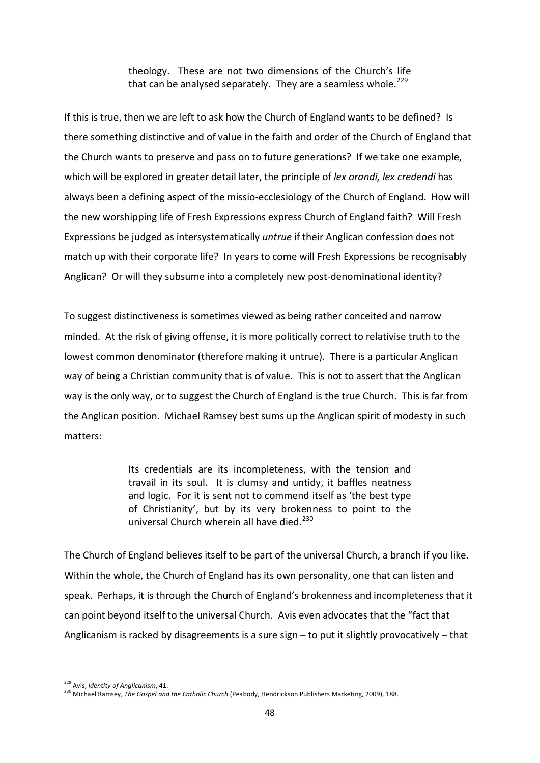> theology. These are not two dimensions of the Church's life that can be analysed separately. They are a seamless whole.[229]

If this is true, then we are left to ask how the Church of England wants to be defined? Is there something distinctive and of value in the faith and order of the Church of England that the Church wants to preserve and pass on to future generations? If we take one example, which will be explored in greater detail later, the principle of *lex orandi, lex credendi* has always been a defining aspect of the missio-ecclesiology of the Church of England. How will the new worshipping life of Fresh Expressions express Church of England faith? Will Fresh Expressions be judged as intersystematically *untrue* if their Anglican confession does not match up with their corporate life? In years to come will Fresh Expressions be recognisably Anglican? Or will they subsume into a completely new post-denominational identity?

To suggest distinctiveness is sometimes viewed as being rather conceited and narrow minded. At the risk of giving offense, it is more politically correct to relativise truth to the lowest common denominator (therefore making it untrue). There is a particular Anglican way of being a Christian community that is of value. This is not to assert that the Anglican way is the only way, or to suggest the Church of England is the true Church. This is far from the Anglican position. Michael Ramsey best sums up the Anglican spirit of modesty in such matters:

> Its credentials are its incompleteness, with the tension and travail in its soul. It is clumsy and untidy, it baffles neatness and logic. For it is sent not to commend itself as 'the best type of Christianity', but by its very brokenness to point to the universal Church wherein all have died.[230]

The Church of England believes itself to be part of the universal Church, a branch if you like. Within the whole, the Church of England has its own personality, one that can listen and speak. Perhaps, it is through the Church of England's brokenness and incompleteness that it can point beyond itself to the universal Church. Avis even advocates that the "fact that Anglicanism is racked by disagreements is a sure sign – to put it slightly provocatively – that

---

[229] Avis, *Identity of Anglicanism*, 41.

[230] Michael Ramsey, *The Gospel and the Catholic Church* (Peabody, Hendrickson Publishers Marketing, 2009), 188.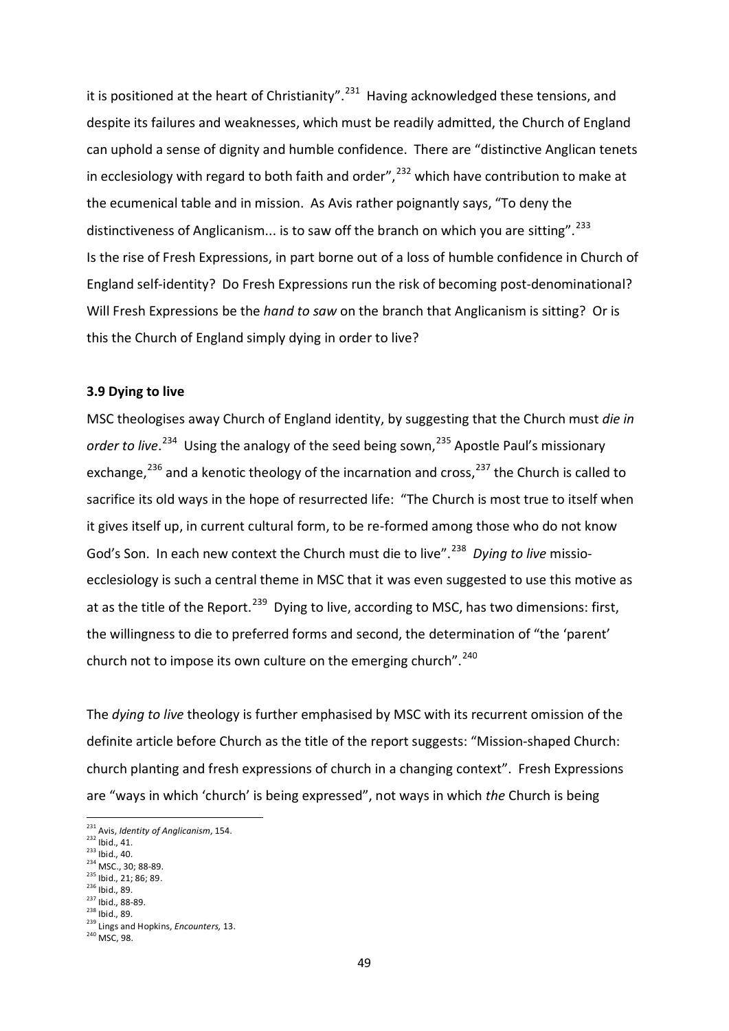it is positioned at the heart of Christianity".[231] Having acknowledged these tensions, and despite its failures and weaknesses, which must be readily admitted, the Church of England can uphold a sense of dignity and humble confidence. There are "distinctive Anglican tenets in ecclesiology with regard to both faith and order",[232] which have contribution to make at the ecumenical table and in mission. As Avis rather poignantly says, "To deny the distinctiveness of Anglicanism... is to saw off the branch on which you are sitting".[233] Is the rise of Fresh Expressions, in part borne out of a loss of humble confidence in Church of England self-identity? Do Fresh Expressions run the risk of becoming post-denominational? Will Fresh Expressions be the *hand to saw* on the branch that Anglicanism is sitting? Or is this the Church of England simply dying in order to live?

### 3.9 Dying to live

MSC theologises away Church of England identity, by suggesting that the Church must *die in order to live*.[234] Using the analogy of the seed being sown,[235] Apostle Paul's missionary exchange,[236] and a kenotic theology of the incarnation and cross,[237] the Church is called to sacrifice its old ways in the hope of resurrected life: "The Church is most true to itself when it gives itself up, in current cultural form, to be re-formed among those who do not know God's Son. In each new context the Church must die to live".[238] *Dying to live* missio-ecclesiology is such a central theme in MSC that it was even suggested to use this motive as at as the title of the Report.[239] Dying to live, according to MSC, has two dimensions: first, the willingness to die to preferred forms and second, the determination of "the 'parent' church not to impose its own culture on the emerging church".[240]

The *dying to live* theology is further emphasised by MSC with its recurrent omission of the definite article before Church as the title of the report suggests: "Mission-shaped Church: church planting and fresh expressions of church in a changing context". Fresh Expressions are "ways in which 'church' is being expressed", not ways in which *the* Church is being

---

[231] Avis, *Identity of Anglicanism*, 154.
[232] Ibid., 41.
[233] Ibid., 40.
[234] MSC., 30; 88-89.
[235] Ibid., 21; 86; 89.
[236] Ibid., 89.
[237] Ibid., 88-89.
[238] Ibid., 89.
[239] Lings and Hopkins, *Encounters,* 13.
[240] MSC, 98.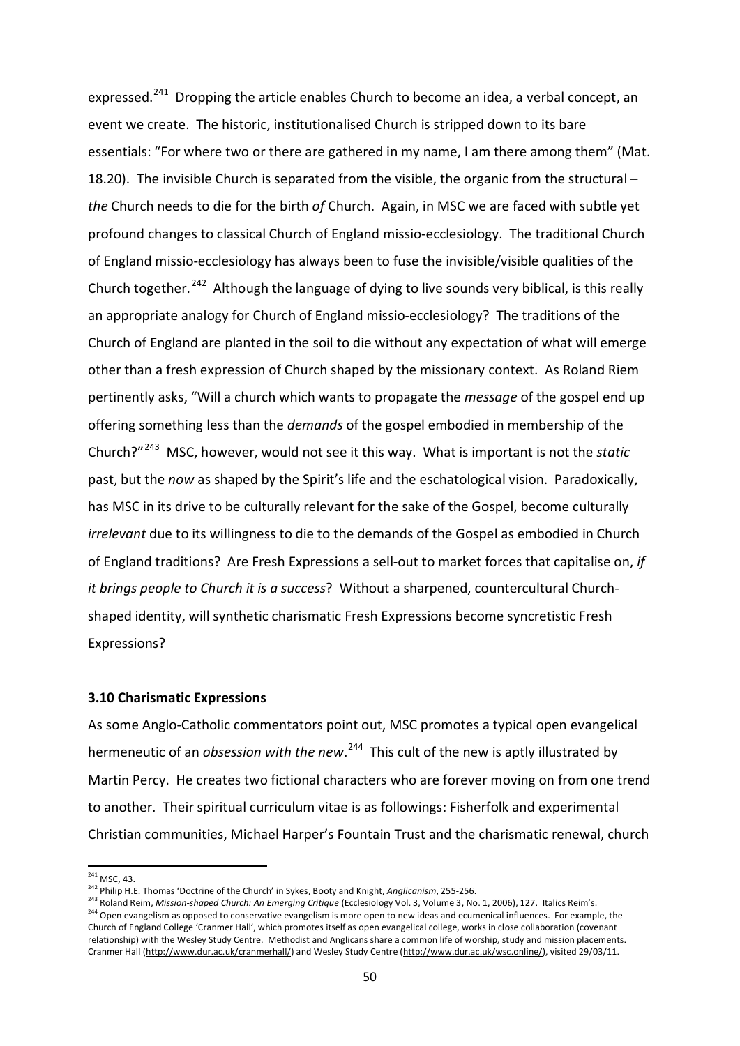expressed.[241] Dropping the article enables Church to become an idea, a verbal concept, an event we create. The historic, institutionalised Church is stripped down to its bare essentials: "For where two or there are gathered in my name, I am there among them" (Mat. 18.20). The invisible Church is separated from the visible, the organic from the structural – *the* Church needs to die for the birth *of* Church. Again, in MSC we are faced with subtle yet profound changes to classical Church of England missio-ecclesiology. The traditional Church of England missio-ecclesiology has always been to fuse the invisible/visible qualities of the Church together.[242] Although the language of dying to live sounds very biblical, is this really an appropriate analogy for Church of England missio-ecclesiology? The traditions of the Church of England are planted in the soil to die without any expectation of what will emerge other than a fresh expression of Church shaped by the missionary context. As Roland Riem pertinently asks, "Will a church which wants to propagate the *message* of the gospel end up offering something less than the *demands* of the gospel embodied in membership of the Church?"[243] MSC, however, would not see it this way. What is important is not the *static* past, but the *now* as shaped by the Spirit's life and the eschatological vision. Paradoxically, has MSC in its drive to be culturally relevant for the sake of the Gospel, become culturally *irrelevant* due to its willingness to die to the demands of the Gospel as embodied in Church of England traditions? Are Fresh Expressions a sell-out to market forces that capitalise on, *if it brings people to Church it is a success*? Without a sharpened, countercultural Church-shaped identity, will synthetic charismatic Fresh Expressions become syncretistic Fresh Expressions?

### 3.10 Charismatic Expressions

As some Anglo-Catholic commentators point out, MSC promotes a typical open evangelical hermeneutic of an *obsession with the new*.[244] This cult of the new is aptly illustrated by Martin Percy. He creates two fictional characters who are forever moving on from one trend to another. Their spiritual curriculum vitae is as followings: Fisherfolk and experimental Christian communities, Michael Harper's Fountain Trust and the charismatic renewal, church

---

[241] MSC, 43.

[242] Philip H.E. Thomas 'Doctrine of the Church' in Sykes, Booty and Knight, *Anglicanism*, 255-256.

[243] Roland Reim, *Mission-shaped Church: An Emerging Critique* (Ecclesiology Vol. 3, Volume 3, No. 1, 2006), 127. Italics Reim's.

[244] Open evangelism as opposed to conservative evangelism is more open to new ideas and ecumenical influences. For example, the Church of England College 'Cranmer Hall', which promotes itself as open evangelical college, works in close collaboration (covenant relationship) with the Wesley Study Centre. Methodist and Anglicans share a common life of worship, study and mission placements. Cranmer Hall (http://www.dur.ac.uk/cranmerhall/) and Wesley Study Centre (http://www.dur.ac.uk/wsc.online/), visited 29/03/11.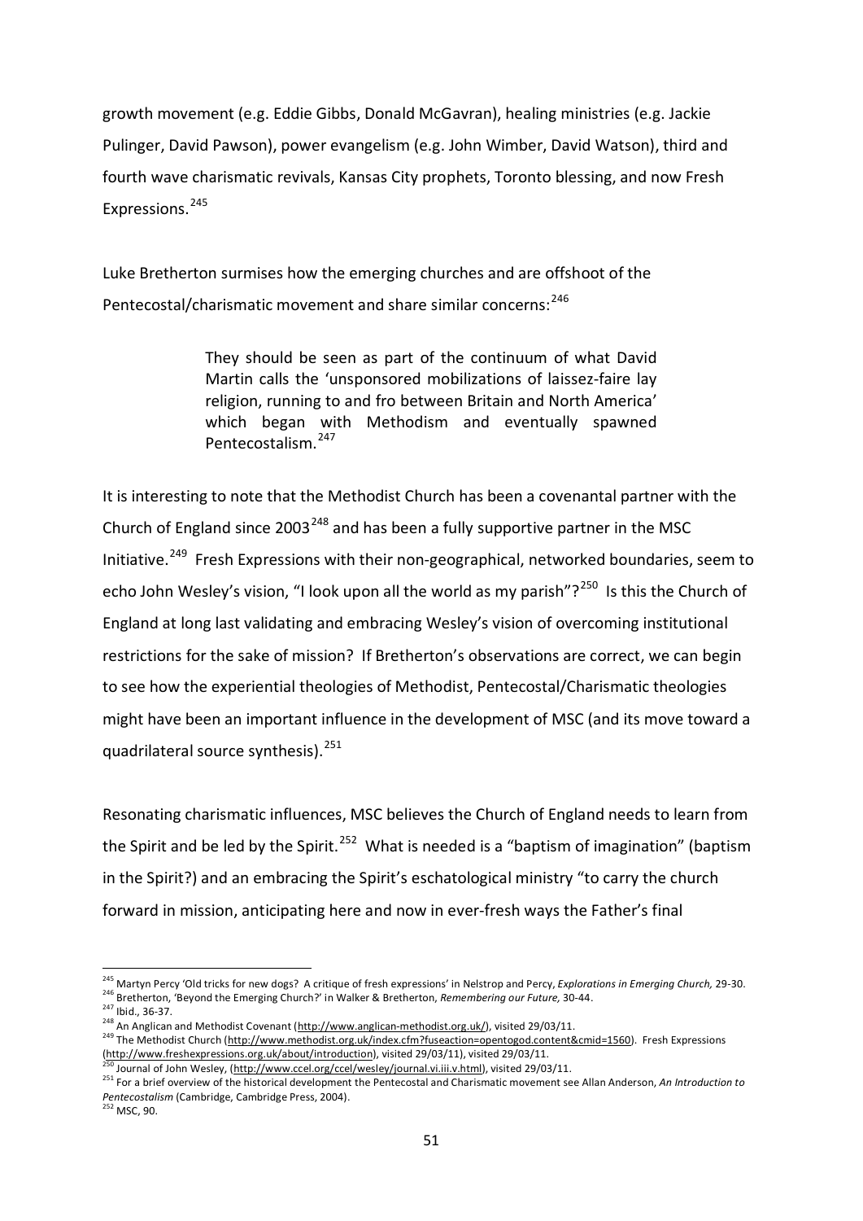growth movement (e.g. Eddie Gibbs, Donald McGavran), healing ministries (e.g. Jackie Pulinger, David Pawson), power evangelism (e.g. John Wimber, David Watson), third and fourth wave charismatic revivals, Kansas City prophets, Toronto blessing, and now Fresh Expressions.[245]

Luke Bretherton surmises how the emerging churches and are offshoot of the Pentecostal/charismatic movement and share similar concerns:[246]

> They should be seen as part of the continuum of what David Martin calls the 'unsponsored mobilizations of laissez-faire lay religion, running to and fro between Britain and North America' which began with Methodism and eventually spawned Pentecostalism.[247]

It is interesting to note that the Methodist Church has been a covenantal partner with the Church of England since 2003[248] and has been a fully supportive partner in the MSC Initiative.[249] Fresh Expressions with their non-geographical, networked boundaries, seem to echo John Wesley's vision, "I look upon all the world as my parish"?[250] Is this the Church of England at long last validating and embracing Wesley's vision of overcoming institutional restrictions for the sake of mission? If Bretherton's observations are correct, we can begin to see how the experiential theologies of Methodist, Pentecostal/Charismatic theologies might have been an important influence in the development of MSC (and its move toward a quadrilateral source synthesis).[251]

Resonating charismatic influences, MSC believes the Church of England needs to learn from the Spirit and be led by the Spirit.[252] What is needed is a "baptism of imagination" (baptism in the Spirit?) and an embracing the Spirit's eschatological ministry "to carry the church forward in mission, anticipating here and now in ever-fresh ways the Father's final

---

[245] Martyn Percy 'Old tricks for new dogs? A critique of fresh expressions' in Nelstrop and Percy, *Explorations in Emerging Church,* 29-30.
[246] Bretherton, 'Beyond the Emerging Church?' in Walker & Bretherton, *Remembering our Future,* 30-44.
[247] Ibid., 36-37.
[248] An Anglican and Methodist Covenant (http://www.anglican-methodist.org.uk/), visited 29/03/11.
[249] The Methodist Church (http://www.methodist.org.uk/index.cfm?fuseaction=opentogod.content&cmid=1560). Fresh Expressions (http://www.freshexpressions.org.uk/about/introduction), visited 29/03/11), visited 29/03/11.
[250] Journal of John Wesley, (http://www.ccel.org/ccel/wesley/journal.vi.iii.v.html), visited 29/03/11.
[251] For a brief overview of the historical development the Pentecostal and Charismatic movement see Allan Anderson, *An Introduction to Pentecostalism* (Cambridge, Cambridge Press, 2004).
[252] MSC, 90.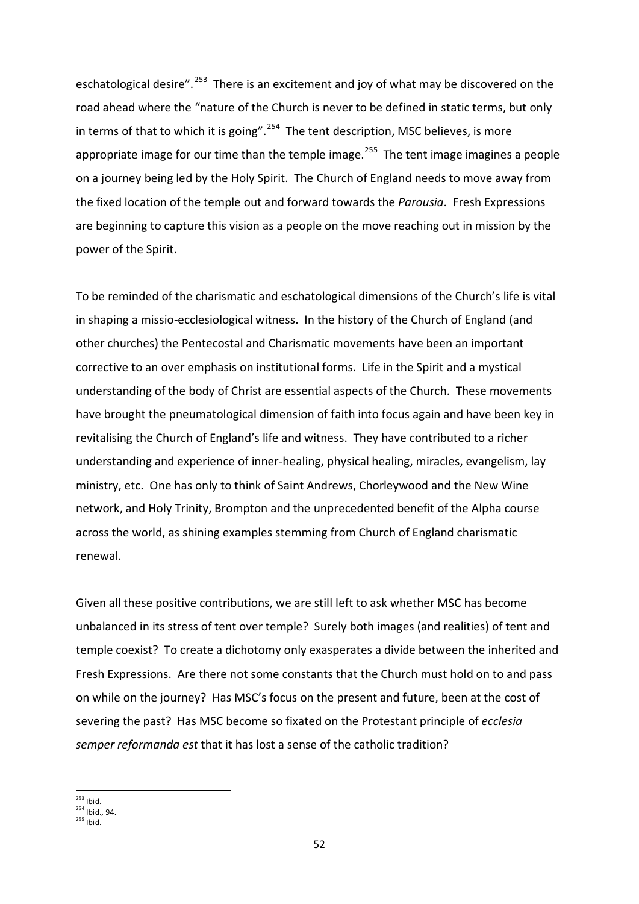eschatological desire".[253] There is an excitement and joy of what may be discovered on the road ahead where the "nature of the Church is never to be defined in static terms, but only in terms of that to which it is going".[254] The tent description, MSC believes, is more appropriate image for our time than the temple image.[255] The tent image imagines a people on a journey being led by the Holy Spirit. The Church of England needs to move away from the fixed location of the temple out and forward towards the *Parousia*. Fresh Expressions are beginning to capture this vision as a people on the move reaching out in mission by the power of the Spirit.

To be reminded of the charismatic and eschatological dimensions of the Church's life is vital in shaping a missio-ecclesiological witness. In the history of the Church of England (and other churches) the Pentecostal and Charismatic movements have been an important corrective to an over emphasis on institutional forms. Life in the Spirit and a mystical understanding of the body of Christ are essential aspects of the Church. These movements have brought the pneumatological dimension of faith into focus again and have been key in revitalising the Church of England's life and witness. They have contributed to a richer understanding and experience of inner-healing, physical healing, miracles, evangelism, lay ministry, etc. One has only to think of Saint Andrews, Chorleywood and the New Wine network, and Holy Trinity, Brompton and the unprecedented benefit of the Alpha course across the world, as shining examples stemming from Church of England charismatic renewal.

Given all these positive contributions, we are still left to ask whether MSC has become unbalanced in its stress of tent over temple? Surely both images (and realities) of tent and temple coexist? To create a dichotomy only exasperates a divide between the inherited and Fresh Expressions. Are there not some constants that the Church must hold on to and pass on while on the journey? Has MSC's focus on the present and future, been at the cost of severing the past? Has MSC become so fixated on the Protestant principle of *ecclesia semper reformanda est* that it has lost a sense of the catholic tradition?

---

[253] Ibid.
[254] Ibid., 94.
[255] Ibid.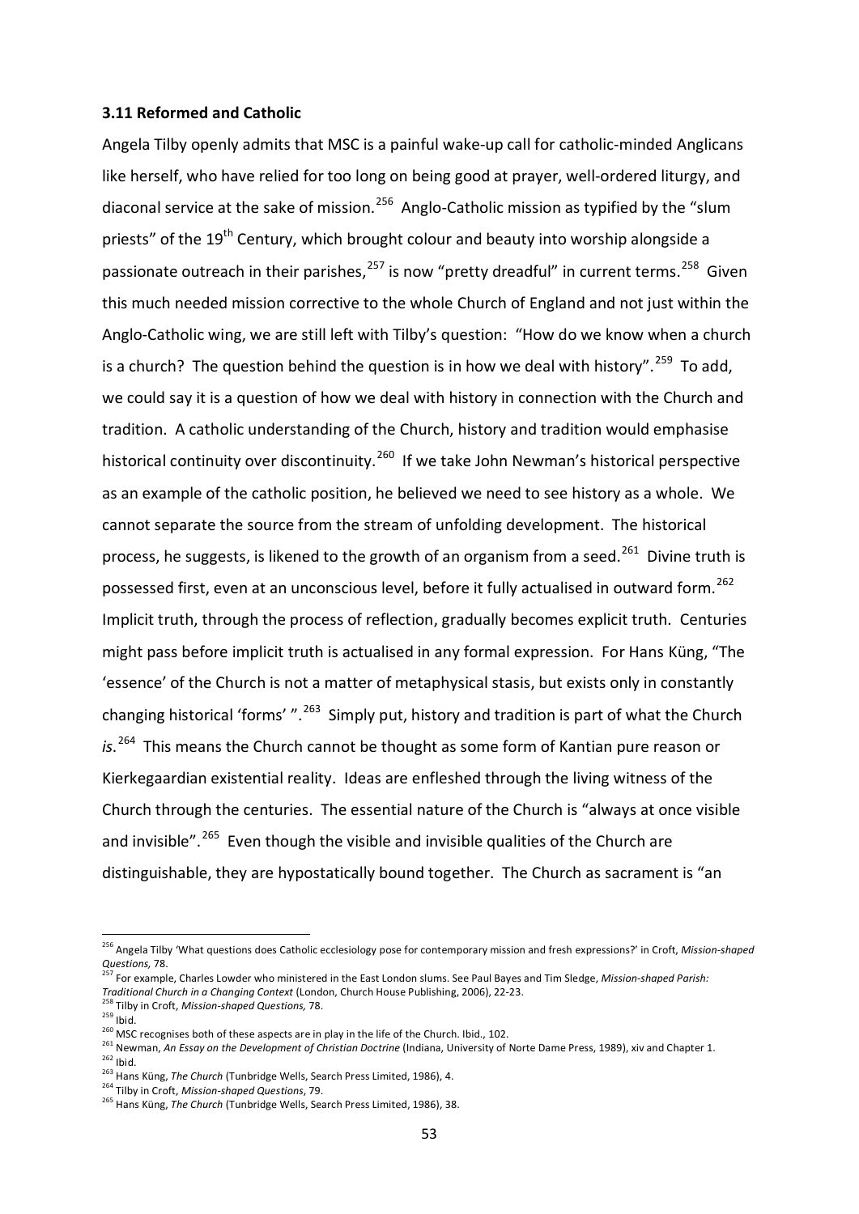### 3.11 Reformed and Catholic

Angela Tilby openly admits that MSC is a painful wake-up call for catholic-minded Anglicans like herself, who have relied for too long on being good at prayer, well-ordered liturgy, and diaconal service at the sake of mission.[256] Anglo-Catholic mission as typified by the "slum priests" of the 19th Century, which brought colour and beauty into worship alongside a passionate outreach in their parishes,[257] is now "pretty dreadful" in current terms.[258] Given this much needed mission corrective to the whole Church of England and not just within the Anglo-Catholic wing, we are still left with Tilby's question: "How do we know when a church is a church? The question behind the question is in how we deal with history".[259] To add, we could say it is a question of how we deal with history in connection with the Church and tradition. A catholic understanding of the Church, history and tradition would emphasise historical continuity over discontinuity.[260] If we take John Newman's historical perspective as an example of the catholic position, he believed we need to see history as a whole. We cannot separate the source from the stream of unfolding development. The historical process, he suggests, is likened to the growth of an organism from a seed.[261] Divine truth is possessed first, even at an unconscious level, before it fully actualised in outward form.[262] Implicit truth, through the process of reflection, gradually becomes explicit truth. Centuries might pass before implicit truth is actualised in any formal expression. For Hans Küng, "The 'essence' of the Church is not a matter of metaphysical stasis, but exists only in constantly changing historical 'forms' ".[263] Simply put, history and tradition is part of what the Church *is*.[264] This means the Church cannot be thought as some form of Kantian pure reason or Kierkegaardian existential reality. Ideas are enfleshed through the living witness of the Church through the centuries. The essential nature of the Church is "always at once visible and invisible".[265] Even though the visible and invisible qualities of the Church are distinguishable, they are hypostatically bound together. The Church as sacrament is "an

---

[256] Angela Tilby 'What questions does Catholic ecclesiology pose for contemporary mission and fresh expressions?' in Croft, *Mission-shaped Questions,* 78.

[257] For example, Charles Lowder who ministered in the East London slums. See Paul Bayes and Tim Sledge, *Mission-shaped Parish: Traditional Church in a Changing Context* (London, Church House Publishing, 2006), 22-23.

[258] Tilby in Croft, *Mission-shaped Questions,* 78.

[259] Ibid.

[260] MSC recognises both of these aspects are in play in the life of the Church. Ibid., 102.

[261] Newman, *An Essay on the Development of Christian Doctrine* (Indiana, University of Norte Dame Press, 1989), xiv and Chapter 1.

[262] Ibid.

[263] Hans Küng, *The Church* (Tunbridge Wells, Search Press Limited, 1986), 4.

[264] Tilby in Croft, *Mission-shaped Questions*, 79.

[265] Hans Küng, *The Church* (Tunbridge Wells, Search Press Limited, 1986), 38.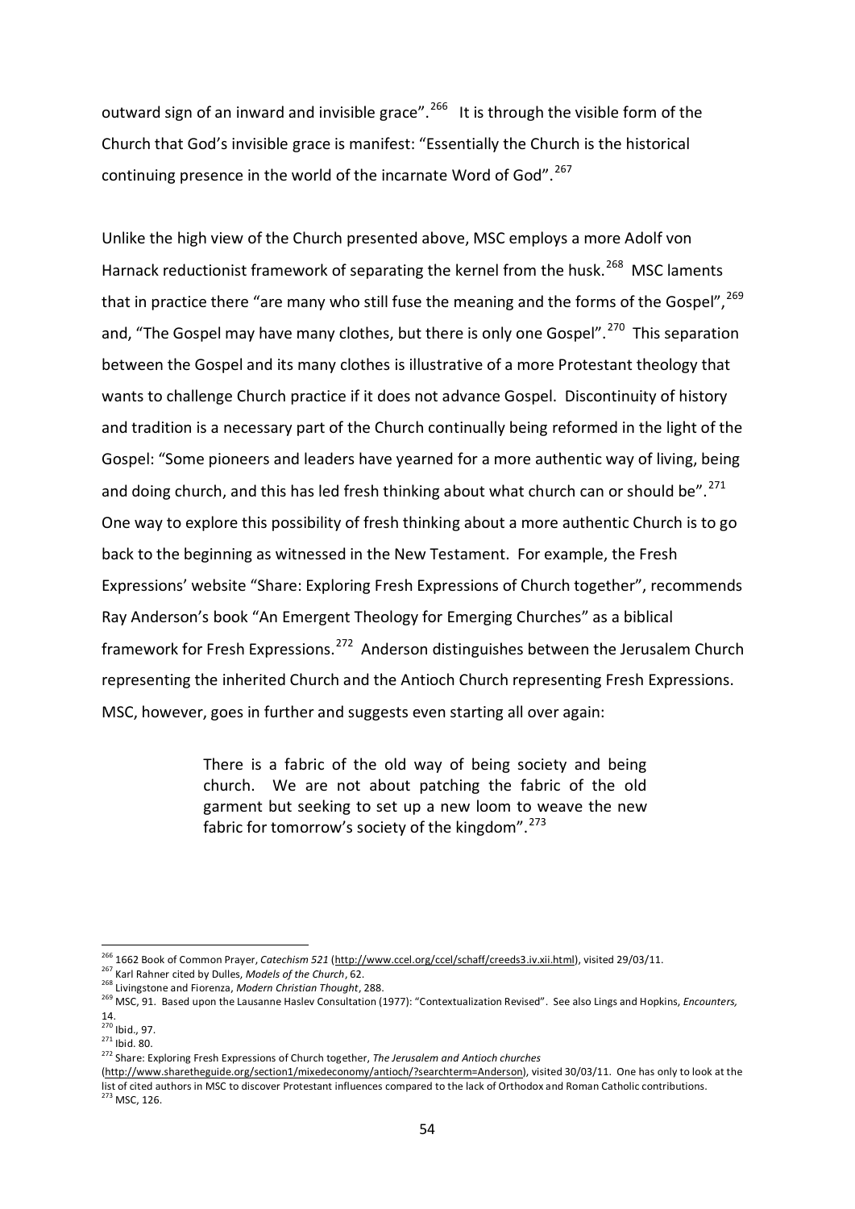outward sign of an inward and invisible grace".[266] It is through the visible form of the Church that God's invisible grace is manifest: "Essentially the Church is the historical continuing presence in the world of the incarnate Word of God".[267]

Unlike the high view of the Church presented above, MSC employs a more Adolf von Harnack reductionist framework of separating the kernel from the husk.[268] MSC laments that in practice there "are many who still fuse the meaning and the forms of the Gospel",[269] and, "The Gospel may have many clothes, but there is only one Gospel".[270] This separation between the Gospel and its many clothes is illustrative of a more Protestant theology that wants to challenge Church practice if it does not advance Gospel. Discontinuity of history and tradition is a necessary part of the Church continually being reformed in the light of the Gospel: "Some pioneers and leaders have yearned for a more authentic way of living, being and doing church, and this has led fresh thinking about what church can or should be".[271] One way to explore this possibility of fresh thinking about a more authentic Church is to go back to the beginning as witnessed in the New Testament. For example, the Fresh Expressions' website "Share: Exploring Fresh Expressions of Church together", recommends Ray Anderson's book "An Emergent Theology for Emerging Churches" as a biblical framework for Fresh Expressions.[272] Anderson distinguishes between the Jerusalem Church representing the inherited Church and the Antioch Church representing Fresh Expressions. MSC, however, goes in further and suggests even starting all over again:

> There is a fabric of the old way of being society and being church. We are not about patching the fabric of the old garment but seeking to set up a new loom to weave the new fabric for tomorrow's society of the kingdom".[273]

---

[266] 1662 Book of Common Prayer, *Catechism 521* (http://www.ccel.org/ccel/schaff/creeds3.iv.xii.html), visited 29/03/11.

[267] Karl Rahner cited by Dulles, *Models of the Church*, 62.

[268] Livingstone and Fiorenza, *Modern Christian Thought*, 288.

[269] MSC, 91. Based upon the Lausanne Haslev Consultation (1977): "Contextualization Revised". See also Lings and Hopkins, *Encounters,* 14.

[270] Ibid., 97.

[271] Ibid. 80.

[272] Share: Exploring Fresh Expressions of Church together, *The Jerusalem and Antioch churches* (http://www.sharetheguide.org/section1/mixedeconomy/antioch/?searchterm=Anderson), visited 30/03/11. One has only to look at the list of cited authors in MSC to discover Protestant influences compared to the lack of Orthodox and Roman Catholic contributions.

[273] MSC, 126.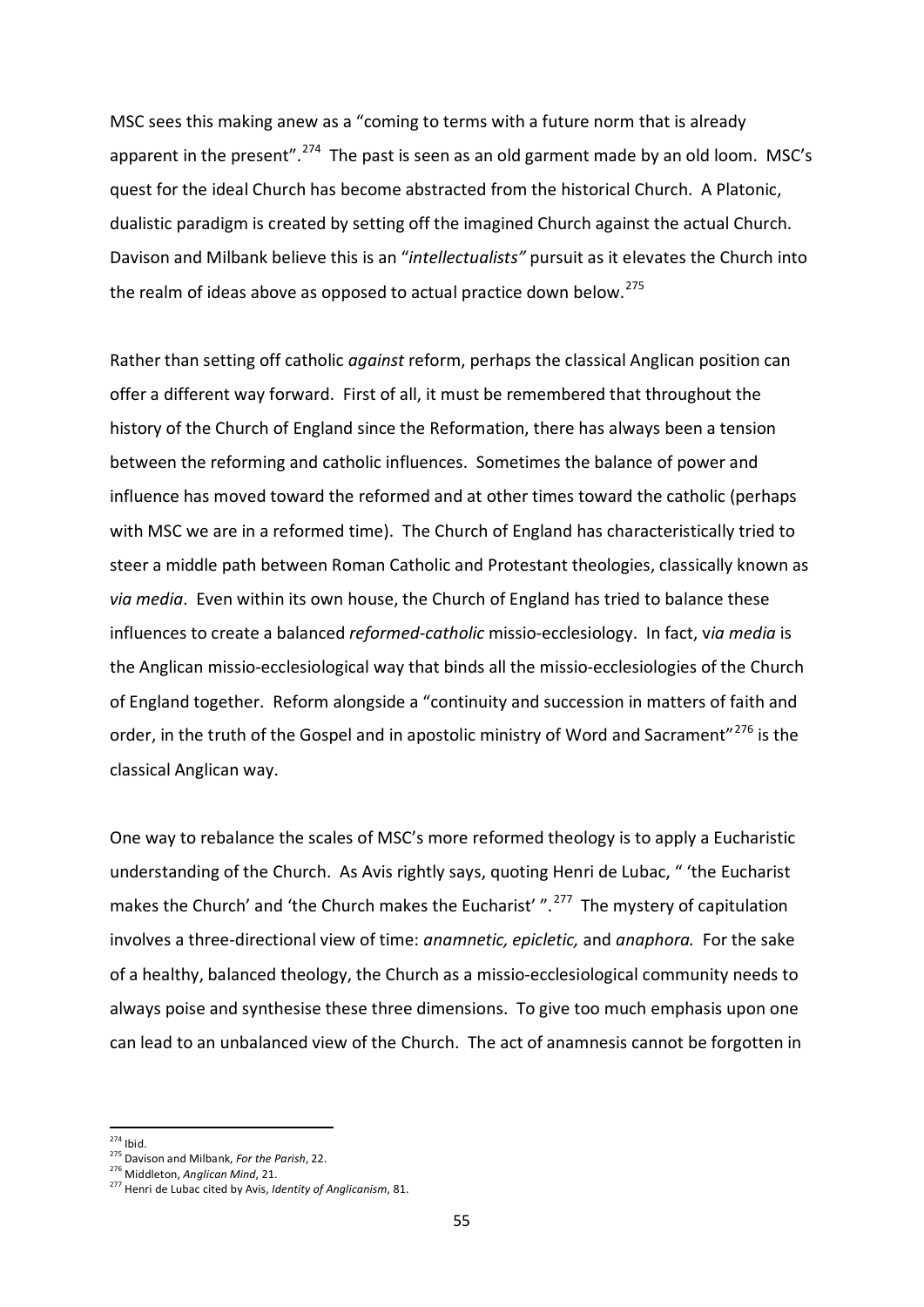MSC sees this making anew as a "coming to terms with a future norm that is already apparent in the present".[274] The past is seen as an old garment made by an old loom. MSC's quest for the ideal Church has become abstracted from the historical Church. A Platonic, dualistic paradigm is created by setting off the imagined Church against the actual Church. Davison and Milbank believe this is an "*intellectualists"* pursuit as it elevates the Church into the realm of ideas above as opposed to actual practice down below.[275]

Rather than setting off catholic *against* reform, perhaps the classical Anglican position can offer a different way forward. First of all, it must be remembered that throughout the history of the Church of England since the Reformation, there has always been a tension between the reforming and catholic influences. Sometimes the balance of power and influence has moved toward the reformed and at other times toward the catholic (perhaps with MSC we are in a reformed time). The Church of England has characteristically tried to steer a middle path between Roman Catholic and Protestant theologies, classically known as *via media*. Even within its own house, the Church of England has tried to balance these influences to create a balanced *reformed-catholic* missio-ecclesiology. In fact, v*ia media* is the Anglican missio-ecclesiological way that binds all the missio-ecclesiologies of the Church of England together. Reform alongside a "continuity and succession in matters of faith and order, in the truth of the Gospel and in apostolic ministry of Word and Sacrament"[276] is the classical Anglican way.

One way to rebalance the scales of MSC's more reformed theology is to apply a Eucharistic understanding of the Church. As Avis rightly says, quoting Henri de Lubac, " 'the Eucharist makes the Church' and 'the Church makes the Eucharist' ".[277] The mystery of capitulation involves a three-directional view of time: *anamnetic, epicletic,* and *anaphora.* For the sake of a healthy, balanced theology, the Church as a missio-ecclesiological community needs to always poise and synthesise these three dimensions. To give too much emphasis upon one can lead to an unbalanced view of the Church. The act of anamnesis cannot be forgotten in

---

[274] Ibid.

[275] Davison and Milbank, *For the Parish*, 22.

[276] Middleton, *Anglican Mind*, 21.

[277] Henri de Lubac cited by Avis, *Identity of Anglicanism*, 81.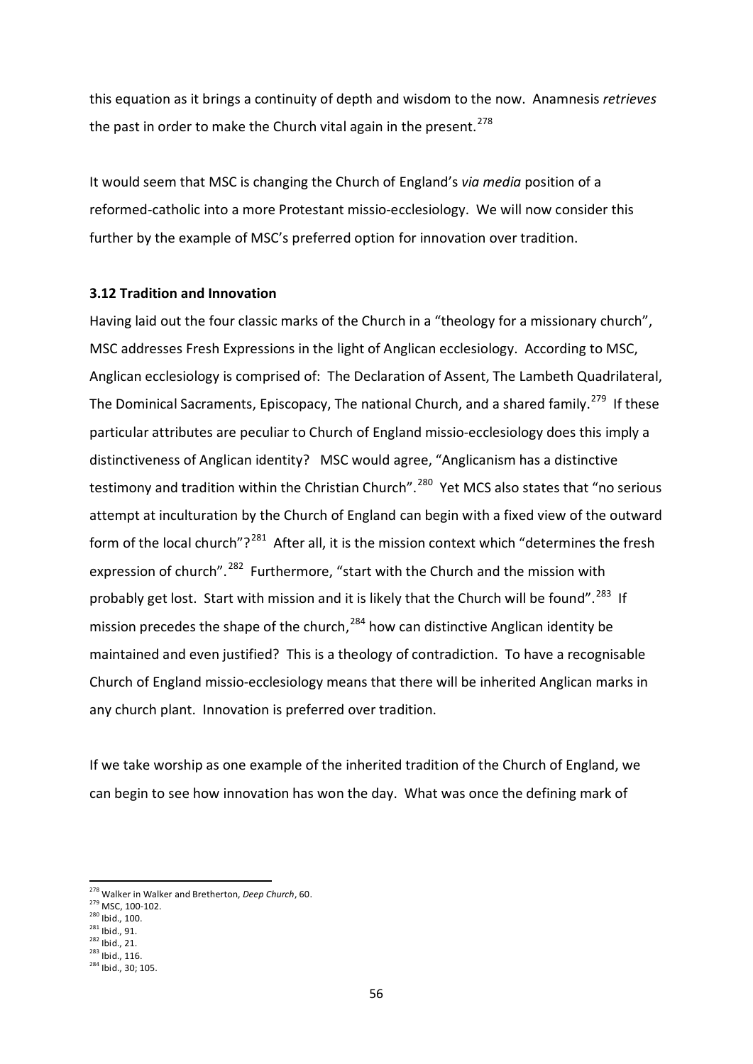this equation as it brings a continuity of depth and wisdom to the now. Anamnesis *retrieves* the past in order to make the Church vital again in the present.[278]

It would seem that MSC is changing the Church of England's *via media* position of a reformed-catholic into a more Protestant missio-ecclesiology. We will now consider this further by the example of MSC's preferred option for innovation over tradition.

**3.12 Tradition and Innovation**

Having laid out the four classic marks of the Church in a "theology for a missionary church", MSC addresses Fresh Expressions in the light of Anglican ecclesiology. According to MSC, Anglican ecclesiology is comprised of: The Declaration of Assent, The Lambeth Quadrilateral, The Dominical Sacraments, Episcopacy, The national Church, and a shared family.[279] If these particular attributes are peculiar to Church of England missio-ecclesiology does this imply a distinctiveness of Anglican identity? MSC would agree, "Anglicanism has a distinctive testimony and tradition within the Christian Church".[280] Yet MCS also states that "no serious attempt at inculturation by the Church of England can begin with a fixed view of the outward form of the local church"?[281] After all, it is the mission context which "determines the fresh expression of church".[282] Furthermore, "start with the Church and the mission with probably get lost. Start with mission and it is likely that the Church will be found".[283] If mission precedes the shape of the church,[284] how can distinctive Anglican identity be maintained and even justified? This is a theology of contradiction. To have a recognisable Church of England missio-ecclesiology means that there will be inherited Anglican marks in any church plant. Innovation is preferred over tradition.

If we take worship as one example of the inherited tradition of the Church of England, we can begin to see how innovation has won the day. What was once the defining mark of

---

[278] Walker in Walker and Bretherton, *Deep Church*, 60.
[279] MSC, 100-102.
[280] Ibid., 100.
[281] Ibid., 91.
[282] Ibid., 21.
[283] Ibid., 116.
[284] Ibid., 30; 105.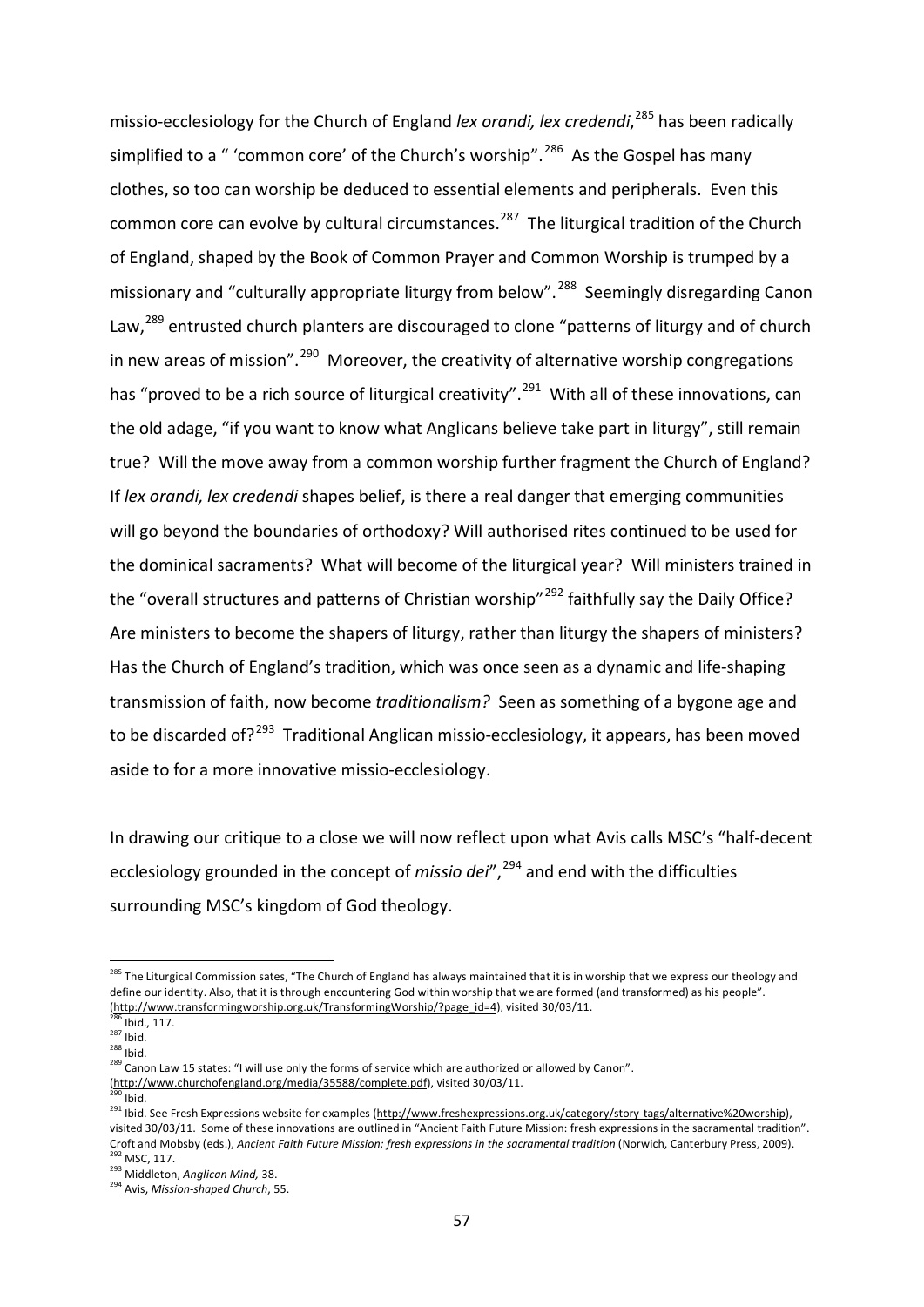missio-ecclesiology for the Church of England *lex orandi, lex credendi*,[285] has been radically simplified to a " 'common core' of the Church's worship".[286] As the Gospel has many clothes, so too can worship be deduced to essential elements and peripherals. Even this common core can evolve by cultural circumstances.[287] The liturgical tradition of the Church of England, shaped by the Book of Common Prayer and Common Worship is trumped by a missionary and "culturally appropriate liturgy from below".[288] Seemingly disregarding Canon Law,[289] entrusted church planters are discouraged to clone "patterns of liturgy and of church in new areas of mission".[290] Moreover, the creativity of alternative worship congregations has "proved to be a rich source of liturgical creativity".[291] With all of these innovations, can the old adage, "if you want to know what Anglicans believe take part in liturgy", still remain true? Will the move away from a common worship further fragment the Church of England? If *lex orandi, lex credendi* shapes belief, is there a real danger that emerging communities will go beyond the boundaries of orthodoxy? Will authorised rites continued to be used for the dominical sacraments? What will become of the liturgical year? Will ministers trained in the "overall structures and patterns of Christian worship"[292] faithfully say the Daily Office? Are ministers to become the shapers of liturgy, rather than liturgy the shapers of ministers? Has the Church of England's tradition, which was once seen as a dynamic and life-shaping transmission of faith, now become *traditionalism?* Seen as something of a bygone age and to be discarded of?[293] Traditional Anglican missio-ecclesiology, it appears, has been moved aside to for a more innovative missio-ecclesiology.

In drawing our critique to a close we will now reflect upon what Avis calls MSC's "half-decent ecclesiology grounded in the concept of *missio dei*",[294] and end with the difficulties surrounding MSC's kingdom of God theology.

---

[285] The Liturgical Commission sates, "The Church of England has always maintained that it is in worship that we express our theology and define our identity. Also, that it is through encountering God within worship that we are formed (and transformed) as his people". (http://www.transformingworship.org.uk/TransformingWorship/?page_id=4), visited 30/03/11.

[286] Ibid., 117.

[287] Ibid.

[288] Ibid.

[289] Canon Law 15 states: "I will use only the forms of service which are authorized or allowed by Canon". (http://www.churchofengland.org/media/35588/complete.pdf), visited 30/03/11.

[290] Ibid.

[291] Ibid. See Fresh Expressions website for examples (http://www.freshexpressions.org.uk/category/story-tags/alternative%20worship), visited 30/03/11. Some of these innovations are outlined in "Ancient Faith Future Mission: fresh expressions in the sacramental tradition". Croft and Mobsby (eds.), *Ancient Faith Future Mission: fresh expressions in the sacramental tradition* (Norwich, Canterbury Press, 2009).

[292] MSC, 117.

[293] Middleton, *Anglican Mind,* 38.

[294] Avis, *Mission-shaped Church*, 55.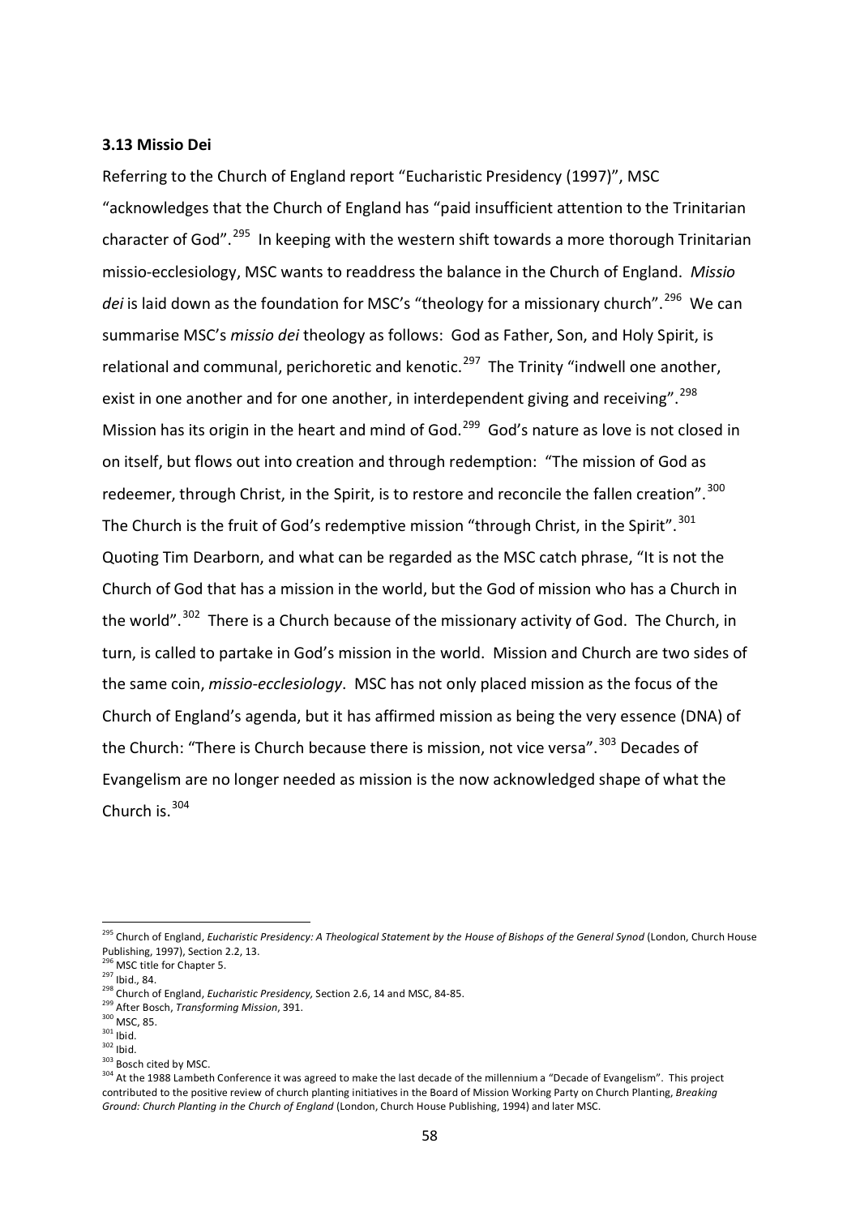### 3.13 Missio Dei

Referring to the Church of England report "Eucharistic Presidency (1997)", MSC "acknowledges that the Church of England has "paid insufficient attention to the Trinitarian character of God".[295] In keeping with the western shift towards a more thorough Trinitarian missio-ecclesiology, MSC wants to readdress the balance in the Church of England. *Missio dei* is laid down as the foundation for MSC's "theology for a missionary church".[296] We can summarise MSC's *missio dei* theology as follows: God as Father, Son, and Holy Spirit, is relational and communal, perichoretic and kenotic.[297] The Trinity "indwell one another, exist in one another and for one another, in interdependent giving and receiving".[298] Mission has its origin in the heart and mind of God.[299] God's nature as love is not closed in on itself, but flows out into creation and through redemption: "The mission of God as redeemer, through Christ, in the Spirit, is to restore and reconcile the fallen creation".[300] The Church is the fruit of God's redemptive mission "through Christ, in the Spirit".[301] Quoting Tim Dearborn, and what can be regarded as the MSC catch phrase, "It is not the Church of God that has a mission in the world, but the God of mission who has a Church in the world".[302] There is a Church because of the missionary activity of God. The Church, in turn, is called to partake in God's mission in the world. Mission and Church are two sides of the same coin, *missio-ecclesiology*. MSC has not only placed mission as the focus of the Church of England's agenda, but it has affirmed mission as being the very essence (DNA) of the Church: "There is Church because there is mission, not vice versa".[303] Decades of Evangelism are no longer needed as mission is the now acknowledged shape of what the Church is.[304]

---

[295] Church of England, *Eucharistic Presidency: A Theological Statement by the House of Bishops of the General Synod* (London, Church House Publishing, 1997), Section 2.2, 13.

[296] MSC title for Chapter 5.

[297] Ibid., 84.

[298] Church of England, *Eucharistic Presidency,* Section 2.6, 14 and MSC, 84-85.

[299] After Bosch, *Transforming Mission*, 391.

[300] MSC, 85.

[301] Ibid.

[302] Ibid.

[303] Bosch cited by MSC.

[304] At the 1988 Lambeth Conference it was agreed to make the last decade of the millennium a "Decade of Evangelism". This project contributed to the positive review of church planting initiatives in the Board of Mission Working Party on Church Planting, *Breaking Ground: Church Planting in the Church of England* (London, Church House Publishing, 1994) and later MSC.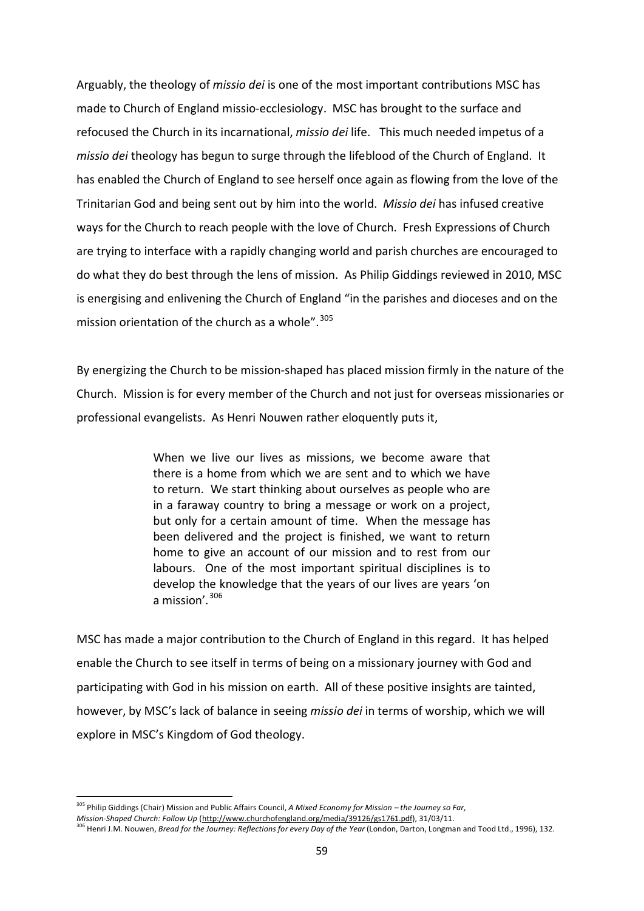Arguably, the theology of *missio dei* is one of the most important contributions MSC has made to Church of England missio-ecclesiology. MSC has brought to the surface and refocused the Church in its incarnational, *missio dei* life. This much needed impetus of a *missio dei* theology has begun to surge through the lifeblood of the Church of England. It has enabled the Church of England to see herself once again as flowing from the love of the Trinitarian God and being sent out by him into the world. *Missio dei* has infused creative ways for the Church to reach people with the love of Church. Fresh Expressions of Church are trying to interface with a rapidly changing world and parish churches are encouraged to do what they do best through the lens of mission. As Philip Giddings reviewed in 2010, MSC is energising and enlivening the Church of England "in the parishes and dioceses and on the mission orientation of the church as a whole".[305]

By energizing the Church to be mission-shaped has placed mission firmly in the nature of the Church. Mission is for every member of the Church and not just for overseas missionaries or professional evangelists. As Henri Nouwen rather eloquently puts it,

> When we live our lives as missions, we become aware that there is a home from which we are sent and to which we have to return. We start thinking about ourselves as people who are in a faraway country to bring a message or work on a project, but only for a certain amount of time. When the message has been delivered and the project is finished, we want to return home to give an account of our mission and to rest from our labours. One of the most important spiritual disciplines is to develop the knowledge that the years of our lives are years 'on a mission'.[306]

MSC has made a major contribution to the Church of England in this regard. It has helped enable the Church to see itself in terms of being on a missionary journey with God and participating with God in his mission on earth. All of these positive insights are tainted, however, by MSC's lack of balance in seeing *missio dei* in terms of worship, which we will explore in MSC's Kingdom of God theology.

---

[305] Philip Giddings (Chair) Mission and Public Affairs Council, *A Mixed Economy for Mission – the Journey so Far, Mission-Shaped Church: Follow Up* (http://www.churchofengland.org/media/39126/gs1761.pdf), 31/03/11.

[306] Henri J.M. Nouwen, *Bread for the Journey: Reflections for every Day of the Year* (London, Darton, Longman and Tood Ltd., 1996), 132.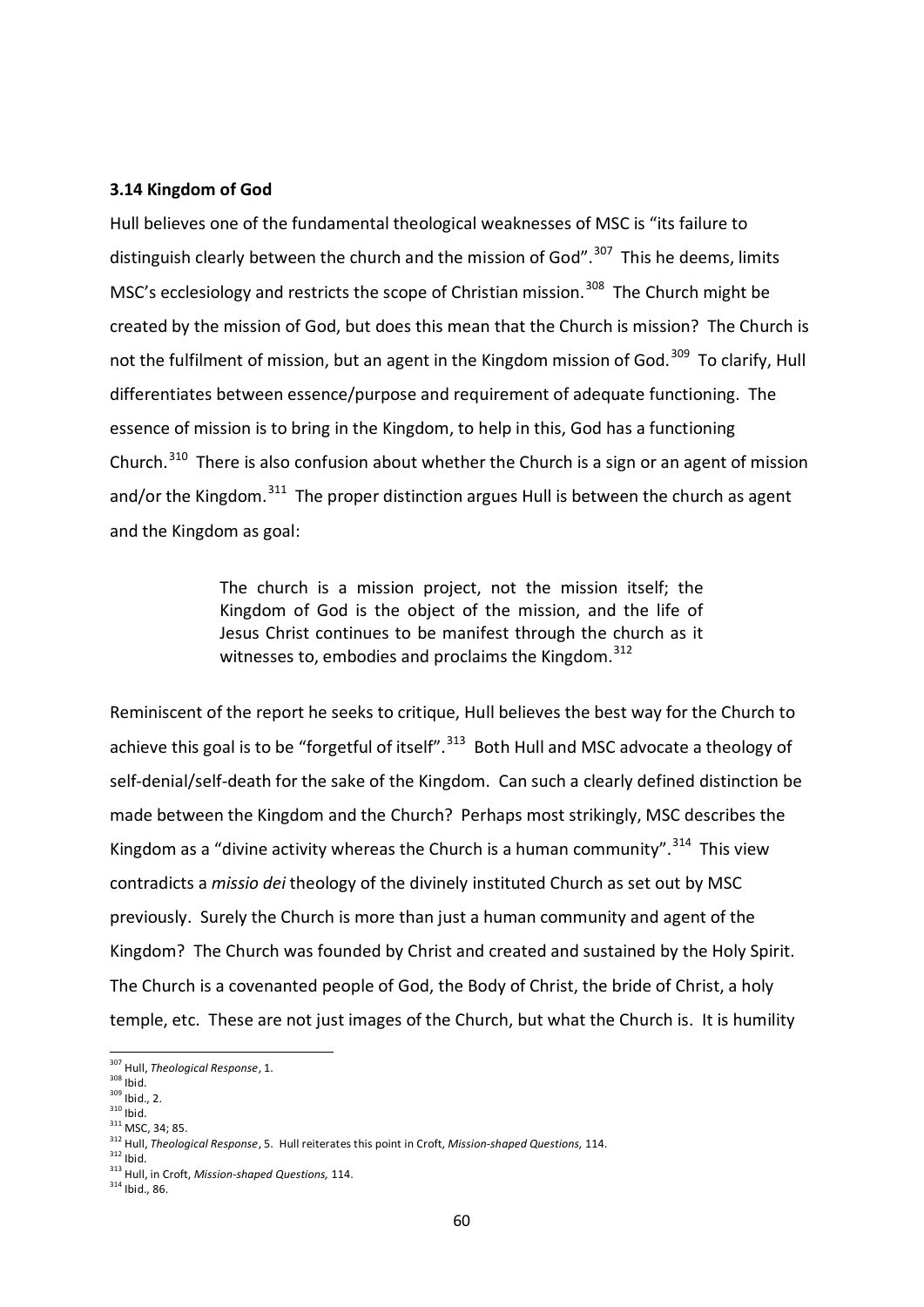### 3.14 Kingdom of God

Hull believes one of the fundamental theological weaknesses of MSC is "its failure to distinguish clearly between the church and the mission of God".[307] This he deems, limits MSC's ecclesiology and restricts the scope of Christian mission.[308] The Church might be created by the mission of God, but does this mean that the Church is mission? The Church is not the fulfilment of mission, but an agent in the Kingdom mission of God.[309] To clarify, Hull differentiates between essence/purpose and requirement of adequate functioning. The essence of mission is to bring in the Kingdom, to help in this, God has a functioning Church.[310] There is also confusion about whether the Church is a sign or an agent of mission and/or the Kingdom.[311] The proper distinction argues Hull is between the church as agent and the Kingdom as goal:

> The church is a mission project, not the mission itself; the Kingdom of God is the object of the mission, and the life of Jesus Christ continues to be manifest through the church as it witnesses to, embodies and proclaims the Kingdom.[312]

Reminiscent of the report he seeks to critique, Hull believes the best way for the Church to achieve this goal is to be "forgetful of itself".[313] Both Hull and MSC advocate a theology of self-denial/self-death for the sake of the Kingdom. Can such a clearly defined distinction be made between the Kingdom and the Church? Perhaps most strikingly, MSC describes the Kingdom as a "divine activity whereas the Church is a human community".[314] This view contradicts a *missio dei* theology of the divinely instituted Church as set out by MSC previously. Surely the Church is more than just a human community and agent of the Kingdom? The Church was founded by Christ and created and sustained by the Holy Spirit. The Church is a covenanted people of God, the Body of Christ, the bride of Christ, a holy temple, etc. These are not just images of the Church, but what the Church is. It is humility

---

[307] Hull, *Theological Response*, 1.
[308] Ibid.
[309] Ibid., 2.
[310] Ibid.
[311] MSC, 34; 85.
[312] Hull, *Theological Response*, 5. Hull reiterates this point in Croft, *Mission-shaped Questions,* 114.
[312] Ibid.
[313] Hull, in Croft, *Mission-shaped Questions,* 114.
[314] Ibid., 86.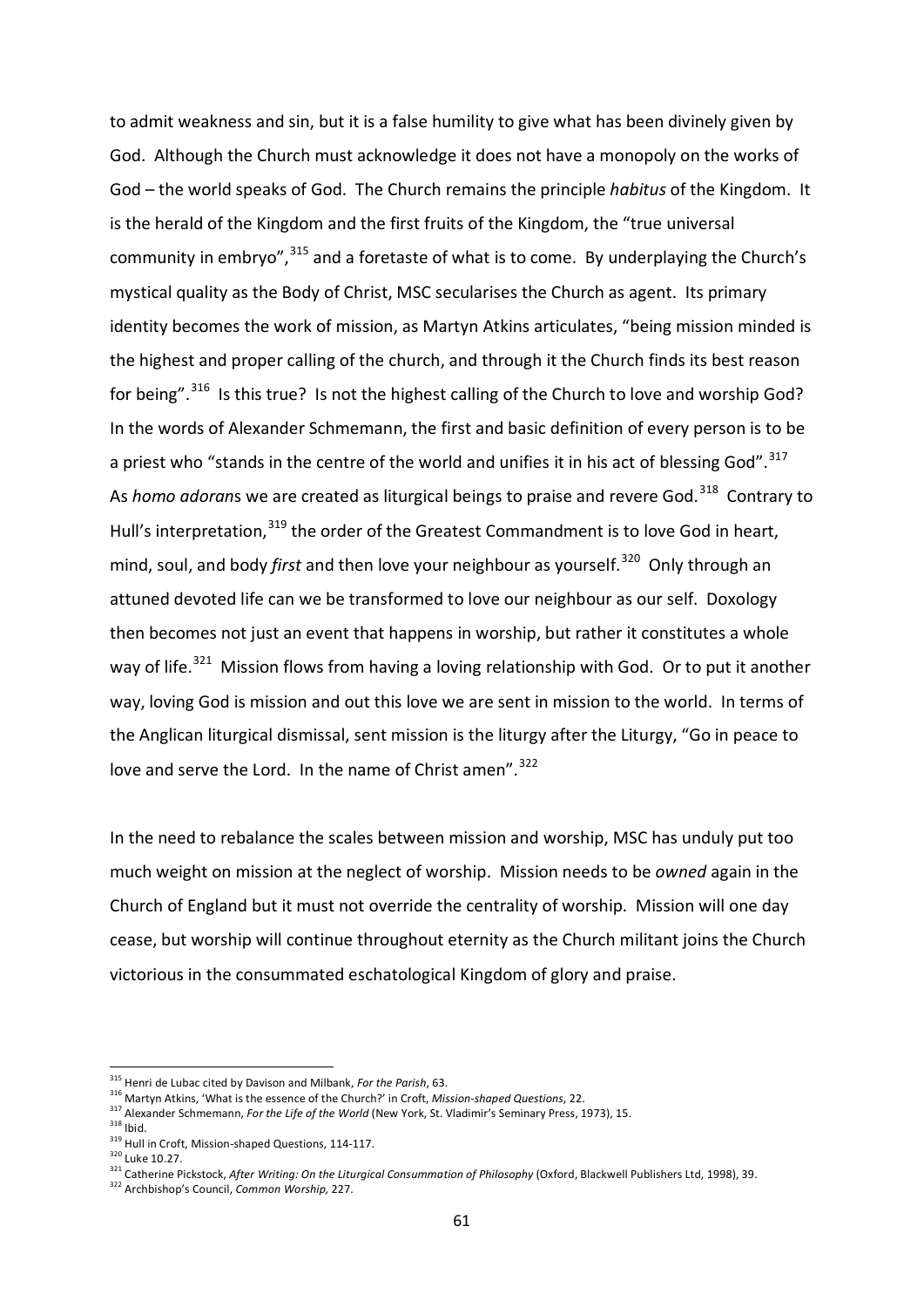to admit weakness and sin, but it is a false humility to give what has been divinely given by God. Although the Church must acknowledge it does not have a monopoly on the works of God – the world speaks of God. The Church remains the principle *habitus* of the Kingdom. It is the herald of the Kingdom and the first fruits of the Kingdom, the "true universal community in embryo",[315] and a foretaste of what is to come. By underplaying the Church's mystical quality as the Body of Christ, MSC secularises the Church as agent. Its primary identity becomes the work of mission, as Martyn Atkins articulates, "being mission minded is the highest and proper calling of the church, and through it the Church finds its best reason for being".[316] Is this true? Is not the highest calling of the Church to love and worship God? In the words of Alexander Schmemann, the first and basic definition of every person is to be a priest who "stands in the centre of the world and unifies it in his act of blessing God".[317] As *homo adoran*s we are created as liturgical beings to praise and revere God.[318] Contrary to Hull's interpretation,[319] the order of the Greatest Commandment is to love God in heart, mind, soul, and body *first* and then love your neighbour as yourself.[320] Only through an attuned devoted life can we be transformed to love our neighbour as our self. Doxology then becomes not just an event that happens in worship, but rather it constitutes a whole way of life.[321] Mission flows from having a loving relationship with God. Or to put it another way, loving God is mission and out this love we are sent in mission to the world. In terms of the Anglican liturgical dismissal, sent mission is the liturgy after the Liturgy, "Go in peace to love and serve the Lord. In the name of Christ amen".[322]

In the need to rebalance the scales between mission and worship, MSC has unduly put too much weight on mission at the neglect of worship. Mission needs to be *owned* again in the Church of England but it must not override the centrality of worship. Mission will one day cease, but worship will continue throughout eternity as the Church militant joins the Church victorious in the consummated eschatological Kingdom of glory and praise.

---

[315] Henri de Lubac cited by Davison and Milbank, *For the Parish*, 63.

[316] Martyn Atkins, 'What is the essence of the Church?' in Croft, *Mission-shaped Questions*, 22.

[317] Alexander Schmemann, *For the Life of the World* (New York, St. Vladimir's Seminary Press, 1973), 15.

[318] Ibid.

[319] Hull in Croft, Mission-shaped Questions, 114-117.

[320] Luke 10.27.

[321] Catherine Pickstock, *After Writing: On the Liturgical Consummation of Philosophy* (Oxford, Blackwell Publishers Ltd, 1998), 39.

[322] Archbishop's Council, *Common Worship,* 227.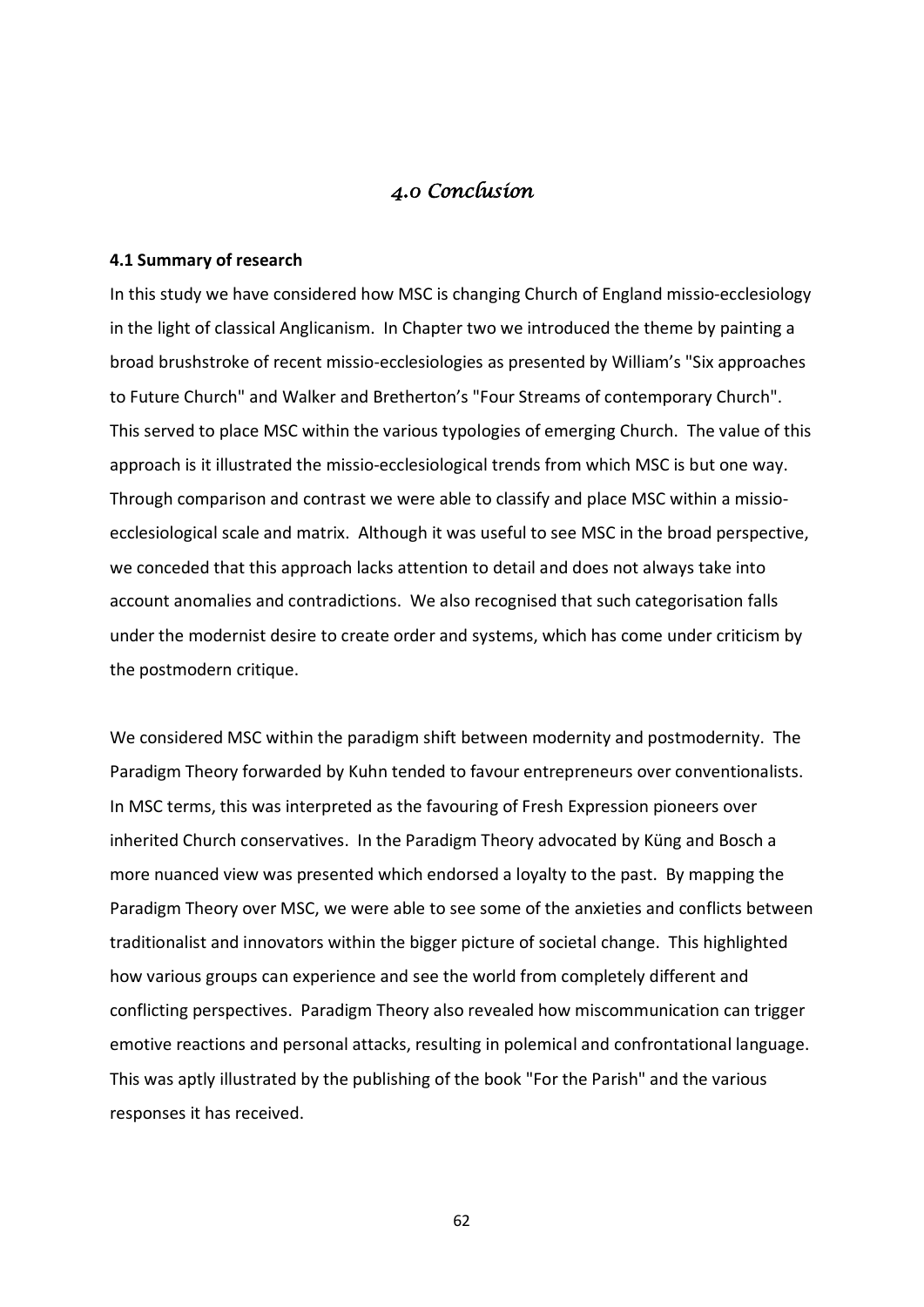# *4.0 Conclusion*

**4.1 Summary of research**

In this study we have considered how MSC is changing Church of England missio-ecclesiology in the light of classical Anglicanism. In Chapter two we introduced the theme by painting a broad brushstroke of recent missio-ecclesiologies as presented by William's "Six approaches to Future Church" and Walker and Bretherton's "Four Streams of contemporary Church". This served to place MSC within the various typologies of emerging Church. The value of this approach is it illustrated the missio-ecclesiological trends from which MSC is but one way. Through comparison and contrast we were able to classify and place MSC within a missio-ecclesiological scale and matrix. Although it was useful to see MSC in the broad perspective, we conceded that this approach lacks attention to detail and does not always take into account anomalies and contradictions. We also recognised that such categorisation falls under the modernist desire to create order and systems, which has come under criticism by the postmodern critique.

We considered MSC within the paradigm shift between modernity and postmodernity. The Paradigm Theory forwarded by Kuhn tended to favour entrepreneurs over conventionalists. In MSC terms, this was interpreted as the favouring of Fresh Expression pioneers over inherited Church conservatives. In the Paradigm Theory advocated by Küng and Bosch a more nuanced view was presented which endorsed a loyalty to the past. By mapping the Paradigm Theory over MSC, we were able to see some of the anxieties and conflicts between traditionalist and innovators within the bigger picture of societal change. This highlighted how various groups can experience and see the world from completely different and conflicting perspectives. Paradigm Theory also revealed how miscommunication can trigger emotive reactions and personal attacks, resulting in polemical and confrontational language. This was aptly illustrated by the publishing of the book "For the Parish" and the various responses it has received.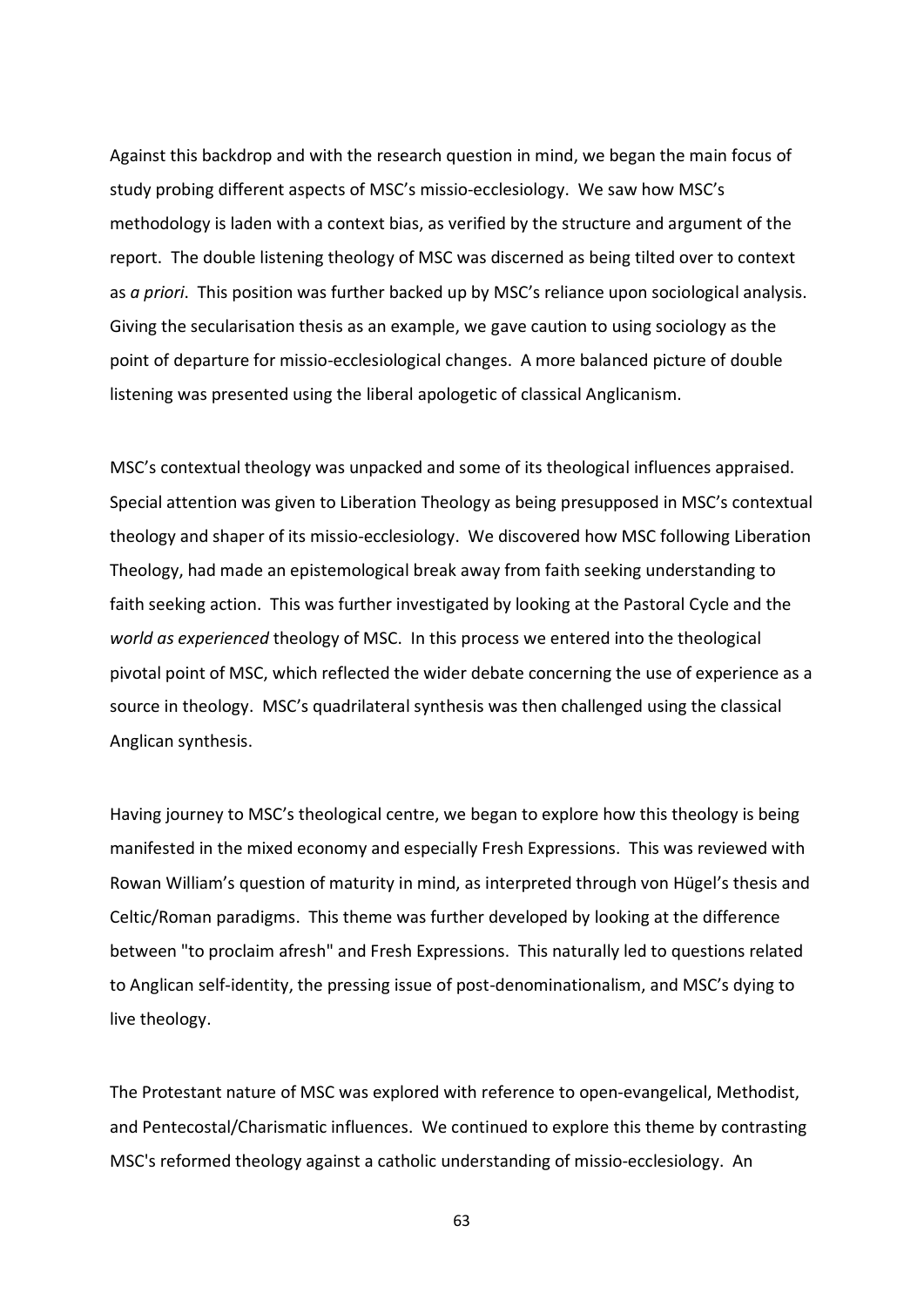Against this backdrop and with the research question in mind, we began the main focus of study probing different aspects of MSC's missio-ecclesiology. We saw how MSC's methodology is laden with a context bias, as verified by the structure and argument of the report. The double listening theology of MSC was discerned as being tilted over to context as *a priori*. This position was further backed up by MSC's reliance upon sociological analysis. Giving the secularisation thesis as an example, we gave caution to using sociology as the point of departure for missio-ecclesiological changes. A more balanced picture of double listening was presented using the liberal apologetic of classical Anglicanism.

MSC's contextual theology was unpacked and some of its theological influences appraised. Special attention was given to Liberation Theology as being presupposed in MSC's contextual theology and shaper of its missio-ecclesiology. We discovered how MSC following Liberation Theology, had made an epistemological break away from faith seeking understanding to faith seeking action. This was further investigated by looking at the Pastoral Cycle and the *world as experienced* theology of MSC. In this process we entered into the theological pivotal point of MSC, which reflected the wider debate concerning the use of experience as a source in theology. MSC's quadrilateral synthesis was then challenged using the classical Anglican synthesis.

Having journey to MSC's theological centre, we began to explore how this theology is being manifested in the mixed economy and especially Fresh Expressions. This was reviewed with Rowan William's question of maturity in mind, as interpreted through von Hügel's thesis and Celtic/Roman paradigms. This theme was further developed by looking at the difference between "to proclaim afresh" and Fresh Expressions. This naturally led to questions related to Anglican self-identity, the pressing issue of post-denominationalism, and MSC's dying to live theology.

The Protestant nature of MSC was explored with reference to open-evangelical, Methodist, and Pentecostal/Charismatic influences. We continued to explore this theme by contrasting MSC's reformed theology against a catholic understanding of missio-ecclesiology. An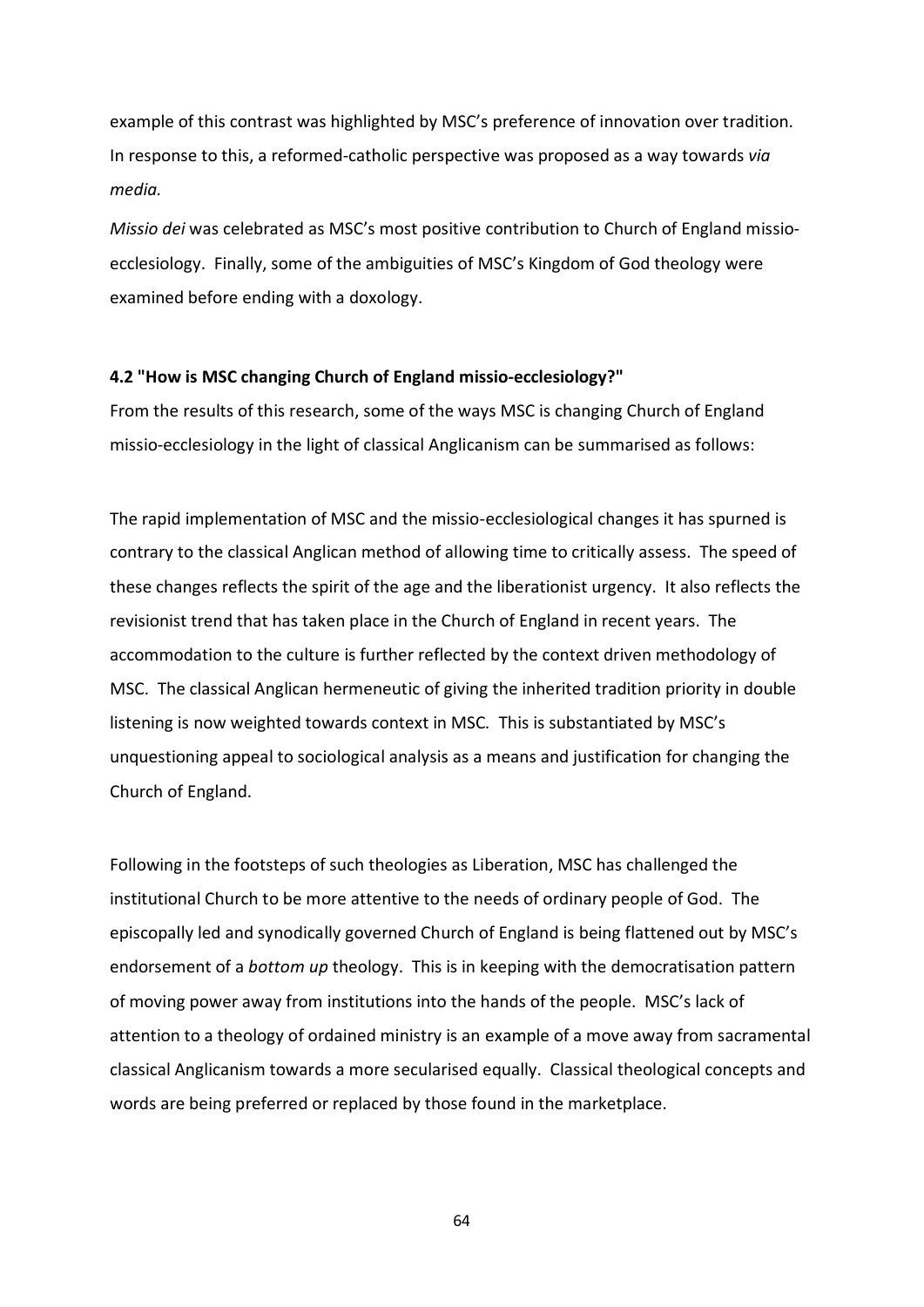example of this contrast was highlighted by MSC's preference of innovation over tradition. In response to this, a reformed-catholic perspective was proposed as a way towards *via media.*

*Missio dei* was celebrated as MSC's most positive contribution to Church of England missio-ecclesiology. Finally, some of the ambiguities of MSC's Kingdom of God theology were examined before ending with a doxology.

### 4.2 "How is MSC changing Church of England missio-ecclesiology?"

From the results of this research, some of the ways MSC is changing Church of England missio-ecclesiology in the light of classical Anglicanism can be summarised as follows:

The rapid implementation of MSC and the missio-ecclesiological changes it has spurned is contrary to the classical Anglican method of allowing time to critically assess. The speed of these changes reflects the spirit of the age and the liberationist urgency. It also reflects the revisionist trend that has taken place in the Church of England in recent years. The accommodation to the culture is further reflected by the context driven methodology of MSC. The classical Anglican hermeneutic of giving the inherited tradition priority in double listening is now weighted towards context in MSC. This is substantiated by MSC's unquestioning appeal to sociological analysis as a means and justification for changing the Church of England.

Following in the footsteps of such theologies as Liberation, MSC has challenged the institutional Church to be more attentive to the needs of ordinary people of God. The episcopally led and synodically governed Church of England is being flattened out by MSC's endorsement of a *bottom up* theology. This is in keeping with the democratisation pattern of moving power away from institutions into the hands of the people. MSC's lack of attention to a theology of ordained ministry is an example of a move away from sacramental classical Anglicanism towards a more secularised equally. Classical theological concepts and words are being preferred or replaced by those found in the marketplace.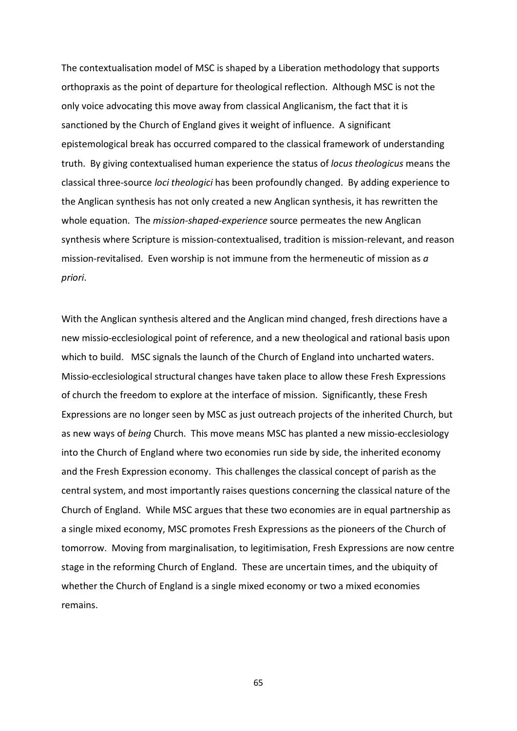The contextualisation model of MSC is shaped by a Liberation methodology that supports orthopraxis as the point of departure for theological reflection. Although MSC is not the only voice advocating this move away from classical Anglicanism, the fact that it is sanctioned by the Church of England gives it weight of influence. A significant epistemological break has occurred compared to the classical framework of understanding truth. By giving contextualised human experience the status of *locus theologicus* means the classical three-source *loci theologici* has been profoundly changed. By adding experience to the Anglican synthesis has not only created a new Anglican synthesis, it has rewritten the whole equation. The *mission-shaped-experience* source permeates the new Anglican synthesis where Scripture is mission-contextualised, tradition is mission-relevant, and reason mission-revitalised. Even worship is not immune from the hermeneutic of mission as *a priori*.

With the Anglican synthesis altered and the Anglican mind changed, fresh directions have a new missio-ecclesiological point of reference, and a new theological and rational basis upon which to build. MSC signals the launch of the Church of England into uncharted waters. Missio-ecclesiological structural changes have taken place to allow these Fresh Expressions of church the freedom to explore at the interface of mission. Significantly, these Fresh Expressions are no longer seen by MSC as just outreach projects of the inherited Church, but as new ways of *being* Church. This move means MSC has planted a new missio-ecclesiology into the Church of England where two economies run side by side, the inherited economy and the Fresh Expression economy. This challenges the classical concept of parish as the central system, and most importantly raises questions concerning the classical nature of the Church of England. While MSC argues that these two economies are in equal partnership as a single mixed economy, MSC promotes Fresh Expressions as the pioneers of the Church of tomorrow. Moving from marginalisation, to legitimisation, Fresh Expressions are now centre stage in the reforming Church of England. These are uncertain times, and the ubiquity of whether the Church of England is a single mixed economy or two a mixed economies remains.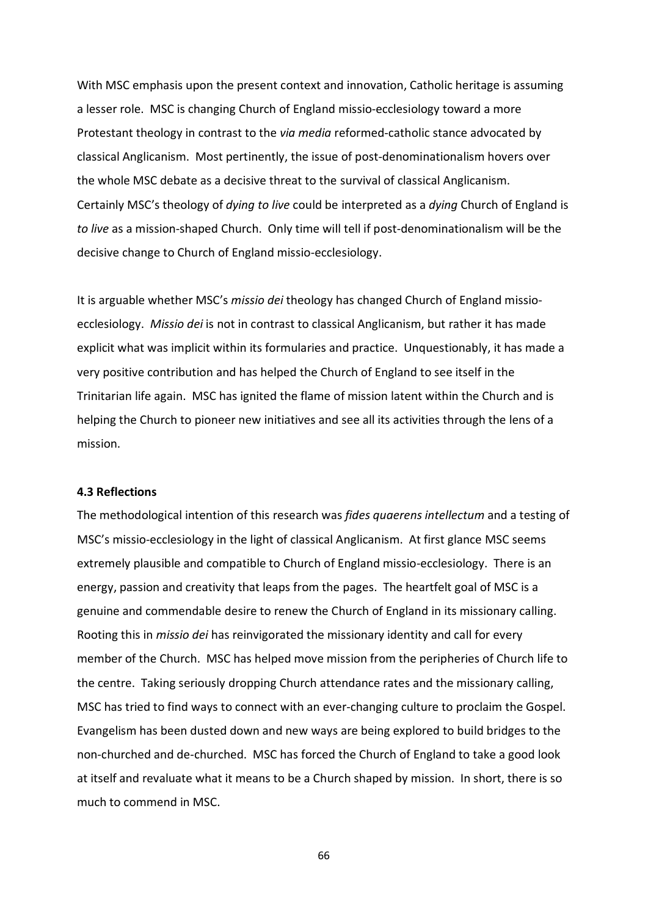With MSC emphasis upon the present context and innovation, Catholic heritage is assuming a lesser role. MSC is changing Church of England missio-ecclesiology toward a more Protestant theology in contrast to the *via media* reformed-catholic stance advocated by classical Anglicanism. Most pertinently, the issue of post-denominationalism hovers over the whole MSC debate as a decisive threat to the survival of classical Anglicanism. Certainly MSC's theology of *dying to live* could be interpreted as a *dying* Church of England is *to live* as a mission-shaped Church. Only time will tell if post-denominationalism will be the decisive change to Church of England missio-ecclesiology.

It is arguable whether MSC's *missio dei* theology has changed Church of England missio-ecclesiology. *Missio dei* is not in contrast to classical Anglicanism, but rather it has made explicit what was implicit within its formularies and practice. Unquestionably, it has made a very positive contribution and has helped the Church of England to see itself in the Trinitarian life again. MSC has ignited the flame of mission latent within the Church and is helping the Church to pioneer new initiatives and see all its activities through the lens of a mission.

**4.3 Reflections**

The methodological intention of this research was *fides quaerens intellectum* and a testing of MSC's missio-ecclesiology in the light of classical Anglicanism. At first glance MSC seems extremely plausible and compatible to Church of England missio-ecclesiology. There is an energy, passion and creativity that leaps from the pages. The heartfelt goal of MSC is a genuine and commendable desire to renew the Church of England in its missionary calling. Rooting this in *missio dei* has reinvigorated the missionary identity and call for every member of the Church. MSC has helped move mission from the peripheries of Church life to the centre. Taking seriously dropping Church attendance rates and the missionary calling, MSC has tried to find ways to connect with an ever-changing culture to proclaim the Gospel. Evangelism has been dusted down and new ways are being explored to build bridges to the non-churched and de-churched. MSC has forced the Church of England to take a good look at itself and revaluate what it means to be a Church shaped by mission. In short, there is so much to commend in MSC.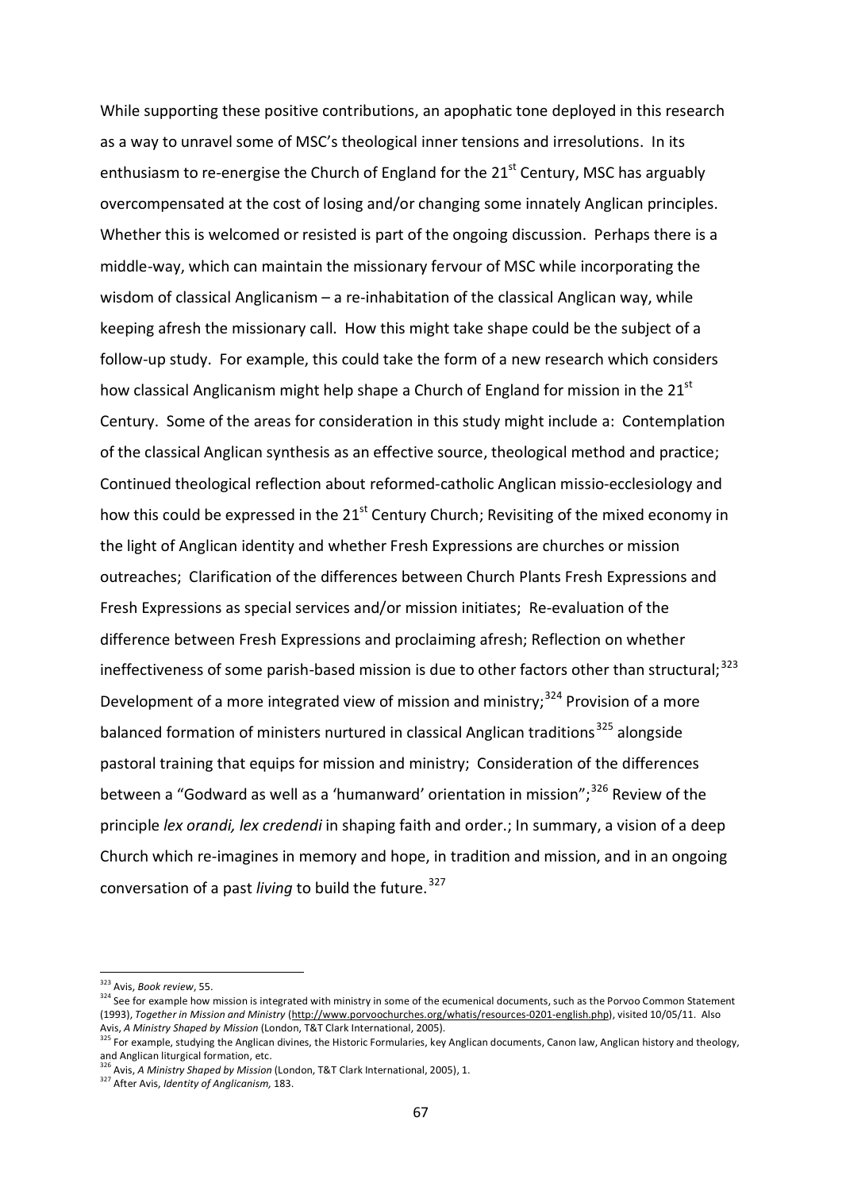While supporting these positive contributions, an apophatic tone deployed in this research as a way to unravel some of MSC's theological inner tensions and irresolutions. In its enthusiasm to re-energise the Church of England for the 21st Century, MSC has arguably overcompensated at the cost of losing and/or changing some innately Anglican principles. Whether this is welcomed or resisted is part of the ongoing discussion. Perhaps there is a middle-way, which can maintain the missionary fervour of MSC while incorporating the wisdom of classical Anglicanism – a re-inhabitation of the classical Anglican way, while keeping afresh the missionary call. How this might take shape could be the subject of a follow-up study. For example, this could take the form of a new research which considers how classical Anglicanism might help shape a Church of England for mission in the 21st Century. Some of the areas for consideration in this study might include a: Contemplation of the classical Anglican synthesis as an effective source, theological method and practice; Continued theological reflection about reformed-catholic Anglican missio-ecclesiology and how this could be expressed in the 21st Century Church; Revisiting of the mixed economy in the light of Anglican identity and whether Fresh Expressions are churches or mission outreaches; Clarification of the differences between Church Plants Fresh Expressions and Fresh Expressions as special services and/or mission initiates; Re-evaluation of the difference between Fresh Expressions and proclaiming afresh; Reflection on whether ineffectiveness of some parish-based mission is due to other factors other than structural;[323] Development of a more integrated view of mission and ministry;[324] Provision of a more balanced formation of ministers nurtured in classical Anglican traditions[325] alongside pastoral training that equips for mission and ministry; Consideration of the differences between a "Godward as well as a 'humanward' orientation in mission";[326] Review of the principle *lex orandi, lex credendi* in shaping faith and order.; In summary, a vision of a deep Church which re-imagines in memory and hope, in tradition and mission, and in an ongoing conversation of a past *living* to build the future.[327]

---

[323] Avis, *Book review*, 55.

[324] See for example how mission is integrated with ministry in some of the ecumenical documents, such as the Porvoo Common Statement (1993), *Together in Mission and Ministry* (http://www.porvoochurches.org/whatis/resources-0201-english.php), visited 10/05/11. Also Avis, *A Ministry Shaped by Mission* (London, T&T Clark International, 2005).

[325] For example, studying the Anglican divines, the Historic Formularies, key Anglican documents, Canon law, Anglican history and theology, and Anglican liturgical formation, etc.

[326] Avis, *A Ministry Shaped by Mission* (London, T&T Clark International, 2005), 1.

[327] After Avis, *Identity of Anglicanism,* 183.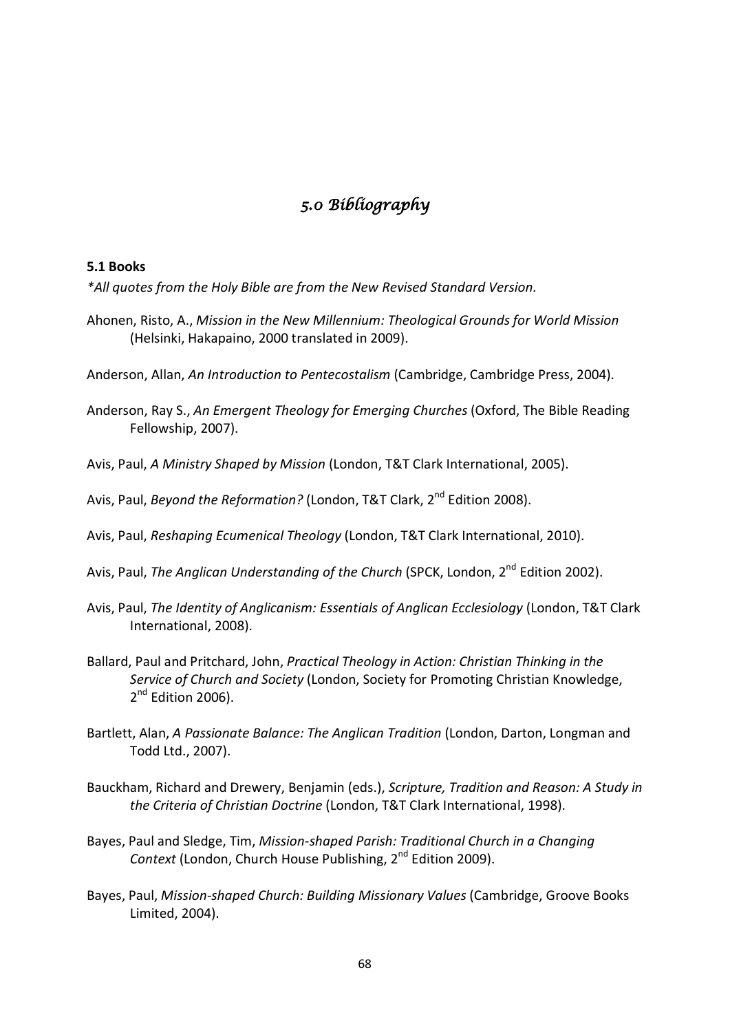# *5.0 Bibliography*

**5.1 Books**

*\*All quotes from the Holy Bible are from the New Revised Standard Version.*

Ahonen, Risto, A., *Mission in the New Millennium: Theological Grounds for World Mission* (Helsinki, Hakapaino, 2000 translated in 2009).

Anderson, Allan, *An Introduction to Pentecostalism* (Cambridge, Cambridge Press, 2004).

Anderson, Ray S., *An Emergent Theology for Emerging Churches* (Oxford, The Bible Reading Fellowship, 2007).

Avis, Paul, *A Ministry Shaped by Mission* (London, T&T Clark International, 2005).

Avis, Paul, *Beyond the Reformation?* (London, T&T Clark, 2nd Edition 2008).

Avis, Paul, *Reshaping Ecumenical Theology* (London, T&T Clark International, 2010).

Avis, Paul, *The Anglican Understanding of the Church* (SPCK, London, 2nd Edition 2002).

Avis, Paul, *The Identity of Anglicanism: Essentials of Anglican Ecclesiology* (London, T&T Clark International, 2008).

Ballard, Paul and Pritchard, John, *Practical Theology in Action: Christian Thinking in the Service of Church and Society* (London, Society for Promoting Christian Knowledge, 2nd Edition 2006).

Bartlett, Alan, *A Passionate Balance: The Anglican Tradition* (London, Darton, Longman and Todd Ltd., 2007).

Bauckham, Richard and Drewery, Benjamin (eds.), *Scripture, Tradition and Reason: A Study in the Criteria of Christian Doctrine* (London, T&T Clark International, 1998).

Bayes, Paul and Sledge, Tim, *Mission-shaped Parish: Traditional Church in a Changing Context* (London, Church House Publishing, 2nd Edition 2009).

Bayes, Paul, *Mission-shaped Church: Building Missionary Values* (Cambridge, Groove Books Limited, 2004).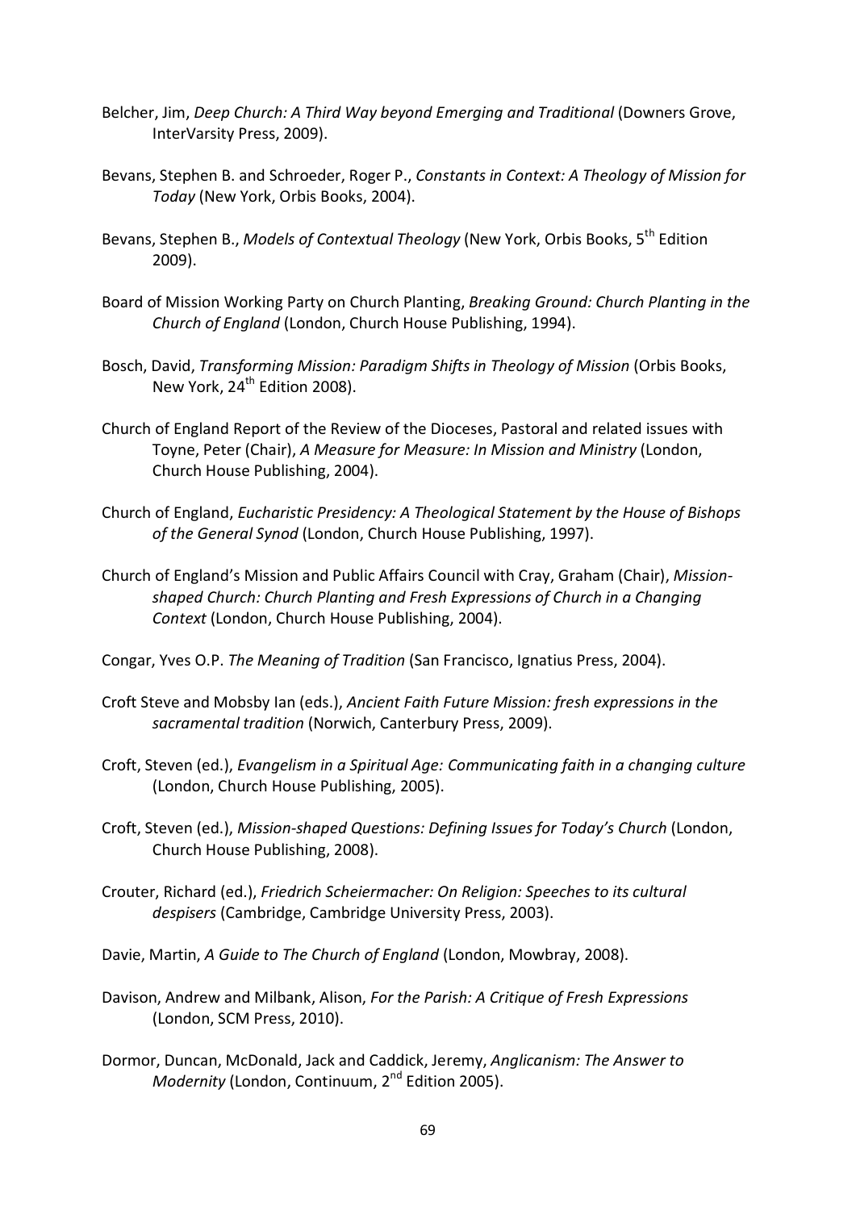Belcher, Jim, *Deep Church: A Third Way beyond Emerging and Traditional* (Downers Grove, InterVarsity Press, 2009).

Bevans, Stephen B. and Schroeder, Roger P., *Constants in Context: A Theology of Mission for Today* (New York, Orbis Books, 2004).

Bevans, Stephen B., *Models of Contextual Theology* (New York, Orbis Books, 5th Edition 2009).

Board of Mission Working Party on Church Planting, *Breaking Ground: Church Planting in the Church of England* (London, Church House Publishing, 1994).

Bosch, David, *Transforming Mission: Paradigm Shifts in Theology of Mission* (Orbis Books, New York, 24th Edition 2008).

Church of England Report of the Review of the Dioceses, Pastoral and related issues with Toyne, Peter (Chair), *A Measure for Measure: In Mission and Ministry* (London, Church House Publishing, 2004).

Church of England, *Eucharistic Presidency: A Theological Statement by the House of Bishops of the General Synod* (London, Church House Publishing, 1997).

Church of England's Mission and Public Affairs Council with Cray, Graham (Chair), *Mission-shaped Church: Church Planting and Fresh Expressions of Church in a Changing Context* (London, Church House Publishing, 2004).

Congar, Yves O.P. *The Meaning of Tradition* (San Francisco, Ignatius Press, 2004).

Croft Steve and Mobsby Ian (eds.), *Ancient Faith Future Mission: fresh expressions in the sacramental tradition* (Norwich, Canterbury Press, 2009).

Croft, Steven (ed.), *Evangelism in a Spiritual Age: Communicating faith in a changing culture* (London, Church House Publishing, 2005).

Croft, Steven (ed.), *Mission-shaped Questions: Defining Issues for Today's Church* (London, Church House Publishing, 2008).

Crouter, Richard (ed.), *Friedrich Scheiermacher: On Religion: Speeches to its cultural despisers* (Cambridge, Cambridge University Press, 2003).

Davie, Martin, *A Guide to The Church of England* (London, Mowbray, 2008).

Davison, Andrew and Milbank, Alison, *For the Parish: A Critique of Fresh Expressions* (London, SCM Press, 2010).

Dormor, Duncan, McDonald, Jack and Caddick, Jeremy, *Anglicanism: The Answer to Modernity* (London, Continuum, 2nd Edition 2005).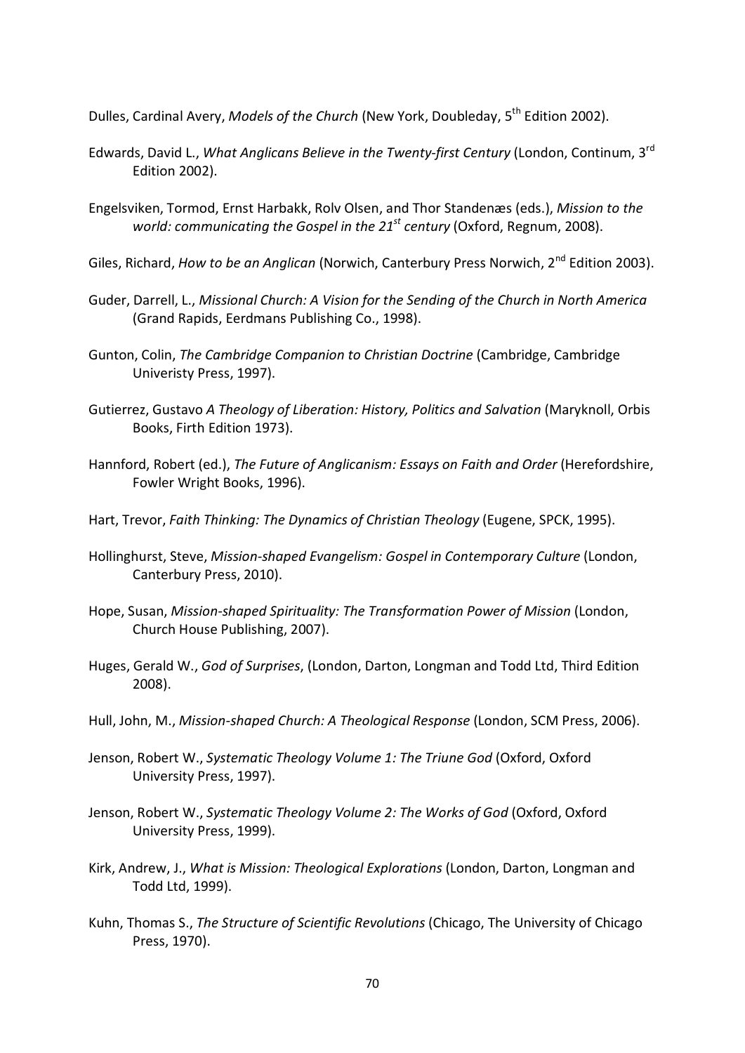Dulles, Cardinal Avery, *Models of the Church* (New York, Doubleday, 5th Edition 2002).

Edwards, David L., *What Anglicans Believe in the Twenty-first Century* (London, Continum, 3rd Edition 2002).

Engelsviken, Tormod, Ernst Harbakk, Rolv Olsen, and Thor Standenæs (eds.), *Mission to the world: communicating the Gospel in the 21st century* (Oxford, Regnum, 2008).

Giles, Richard, *How to be an Anglican* (Norwich, Canterbury Press Norwich, 2nd Edition 2003).

Guder, Darrell, L., *Missional Church: A Vision for the Sending of the Church in North America* (Grand Rapids, Eerdmans Publishing Co., 1998).

Gunton, Colin, *The Cambridge Companion to Christian Doctrine* (Cambridge, Cambridge Univeristy Press, 1997).

Gutierrez, Gustavo *A Theology of Liberation: History, Politics and Salvation* (Maryknoll, Orbis Books, Firth Edition 1973).

Hannford, Robert (ed.), *The Future of Anglicanism: Essays on Faith and Order* (Herefordshire, Fowler Wright Books, 1996).

Hart, Trevor, *Faith Thinking: The Dynamics of Christian Theology* (Eugene, SPCK, 1995).

Hollinghurst, Steve, *Mission-shaped Evangelism: Gospel in Contemporary Culture* (London, Canterbury Press, 2010).

Hope, Susan, *Mission-shaped Spirituality: The Transformation Power of Mission* (London, Church House Publishing, 2007).

Huges, Gerald W., *God of Surprises*, (London, Darton, Longman and Todd Ltd, Third Edition 2008).

Hull, John, M., *Mission-shaped Church: A Theological Response* (London, SCM Press, 2006).

Jenson, Robert W., *Systematic Theology Volume 1: The Triune God* (Oxford, Oxford University Press, 1997).

Jenson, Robert W., *Systematic Theology Volume 2: The Works of God* (Oxford, Oxford University Press, 1999).

Kirk, Andrew, J., *What is Mission: Theological Explorations* (London, Darton, Longman and Todd Ltd, 1999).

Kuhn, Thomas S., *The Structure of Scientific Revolutions* (Chicago, The University of Chicago Press, 1970).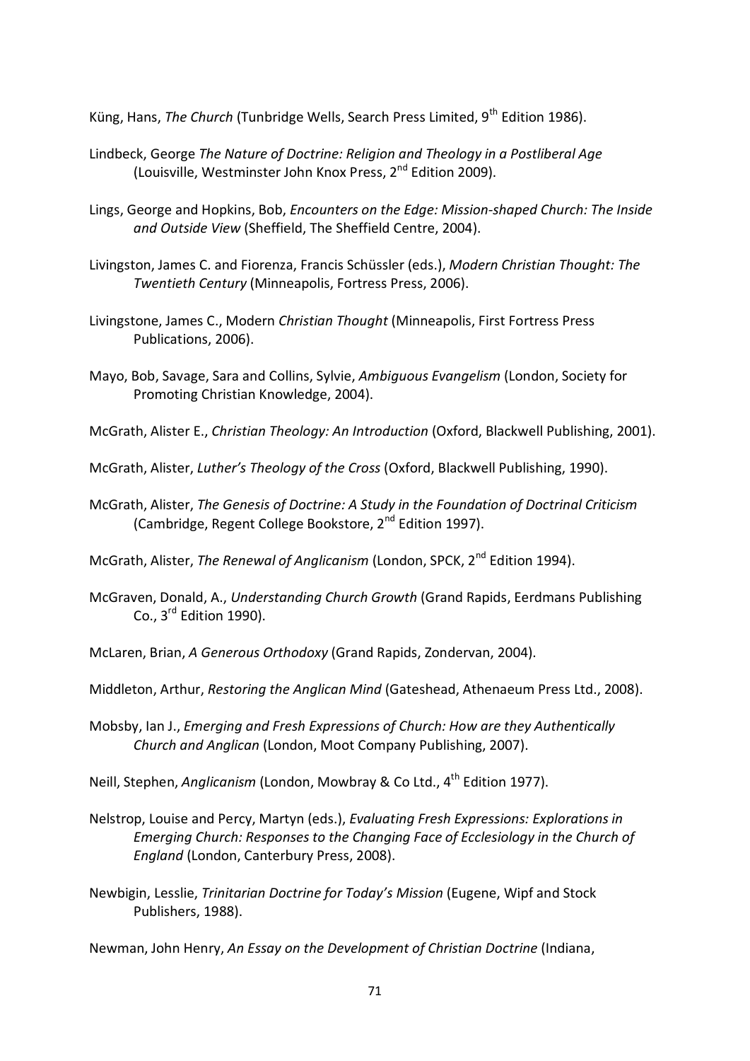Küng, Hans, *The Church* (Tunbridge Wells, Search Press Limited, 9th Edition 1986).

Lindbeck, George *The Nature of Doctrine: Religion and Theology in a Postliberal Age* (Louisville, Westminster John Knox Press, 2nd Edition 2009).

Lings, George and Hopkins, Bob, *Encounters on the Edge: Mission-shaped Church: The Inside and Outside View* (Sheffield, The Sheffield Centre, 2004).

Livingston, James C. and Fiorenza, Francis Schüssler (eds.), *Modern Christian Thought: The Twentieth Century* (Minneapolis, Fortress Press, 2006).

Livingstone, James C., Modern *Christian Thought* (Minneapolis, First Fortress Press Publications, 2006).

Mayo, Bob, Savage, Sara and Collins, Sylvie, *Ambiguous Evangelism* (London, Society for Promoting Christian Knowledge, 2004).

McGrath, Alister E., *Christian Theology: An Introduction* (Oxford, Blackwell Publishing, 2001).

McGrath, Alister, *Luther's Theology of the Cross* (Oxford, Blackwell Publishing, 1990).

McGrath, Alister, *The Genesis of Doctrine: A Study in the Foundation of Doctrinal Criticism* (Cambridge, Regent College Bookstore, 2nd Edition 1997).

McGrath, Alister, *The Renewal of Anglicanism* (London, SPCK, 2nd Edition 1994).

McGraven, Donald, A., *Understanding Church Growth* (Grand Rapids, Eerdmans Publishing Co., 3rd Edition 1990).

McLaren, Brian, *A Generous Orthodoxy* (Grand Rapids, Zondervan, 2004).

Middleton, Arthur, *Restoring the Anglican Mind* (Gateshead, Athenaeum Press Ltd., 2008).

Mobsby, Ian J., *Emerging and Fresh Expressions of Church: How are they Authentically Church and Anglican* (London, Moot Company Publishing, 2007).

Neill, Stephen, *Anglicanism* (London, Mowbray & Co Ltd., 4th Edition 1977).

Nelstrop, Louise and Percy, Martyn (eds.), *Evaluating Fresh Expressions: Explorations in Emerging Church: Responses to the Changing Face of Ecclesiology in the Church of England* (London, Canterbury Press, 2008).

Newbigin, Lesslie, *Trinitarian Doctrine for Today's Mission* (Eugene, Wipf and Stock Publishers, 1988).

Newman, John Henry, *An Essay on the Development of Christian Doctrine* (Indiana,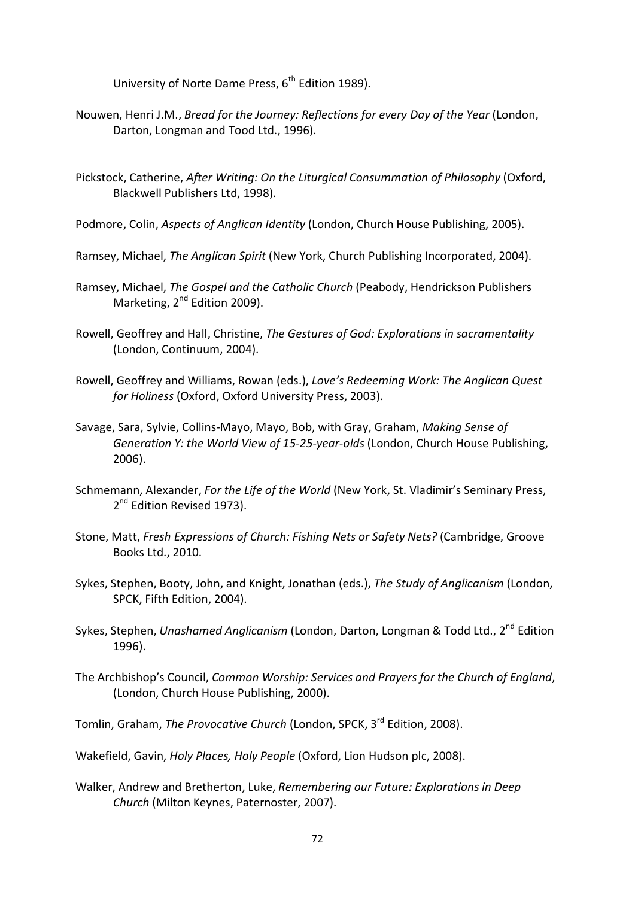University of Norte Dame Press, 6th Edition 1989).

Nouwen, Henri J.M., *Bread for the Journey: Reflections for every Day of the Year* (London, Darton, Longman and Tood Ltd., 1996).

Pickstock, Catherine, *After Writing: On the Liturgical Consummation of Philosophy* (Oxford, Blackwell Publishers Ltd, 1998).

Podmore, Colin, *Aspects of Anglican Identity* (London, Church House Publishing, 2005).

Ramsey, Michael, *The Anglican Spirit* (New York, Church Publishing Incorporated, 2004).

Ramsey, Michael, *The Gospel and the Catholic Church* (Peabody, Hendrickson Publishers Marketing, 2nd Edition 2009).

Rowell, Geoffrey and Hall, Christine, *The Gestures of God: Explorations in sacramentality* (London, Continuum, 2004).

Rowell, Geoffrey and Williams, Rowan (eds.), *Love's Redeeming Work: The Anglican Quest for Holiness* (Oxford, Oxford University Press, 2003).

Savage, Sara, Sylvie, Collins-Mayo, Mayo, Bob, with Gray, Graham, *Making Sense of Generation Y: the World View of 15-25-year-olds* (London, Church House Publishing, 2006).

Schmemann, Alexander, *For the Life of the World* (New York, St. Vladimir's Seminary Press, 2nd Edition Revised 1973).

Stone, Matt, *Fresh Expressions of Church: Fishing Nets or Safety Nets?* (Cambridge, Groove Books Ltd., 2010.

Sykes, Stephen, Booty, John, and Knight, Jonathan (eds.), *The Study of Anglicanism* (London, SPCK, Fifth Edition, 2004).

Sykes, Stephen, *Unashamed Anglicanism* (London, Darton, Longman & Todd Ltd., 2nd Edition 1996).

The Archbishop's Council, *Common Worship: Services and Prayers for the Church of England*, (London, Church House Publishing, 2000).

Tomlin, Graham, *The Provocative Church* (London, SPCK, 3rd Edition, 2008).

Wakefield, Gavin, *Holy Places, Holy People* (Oxford, Lion Hudson plc, 2008).

Walker, Andrew and Bretherton, Luke, *Remembering our Future: Explorations in Deep Church* (Milton Keynes, Paternoster, 2007).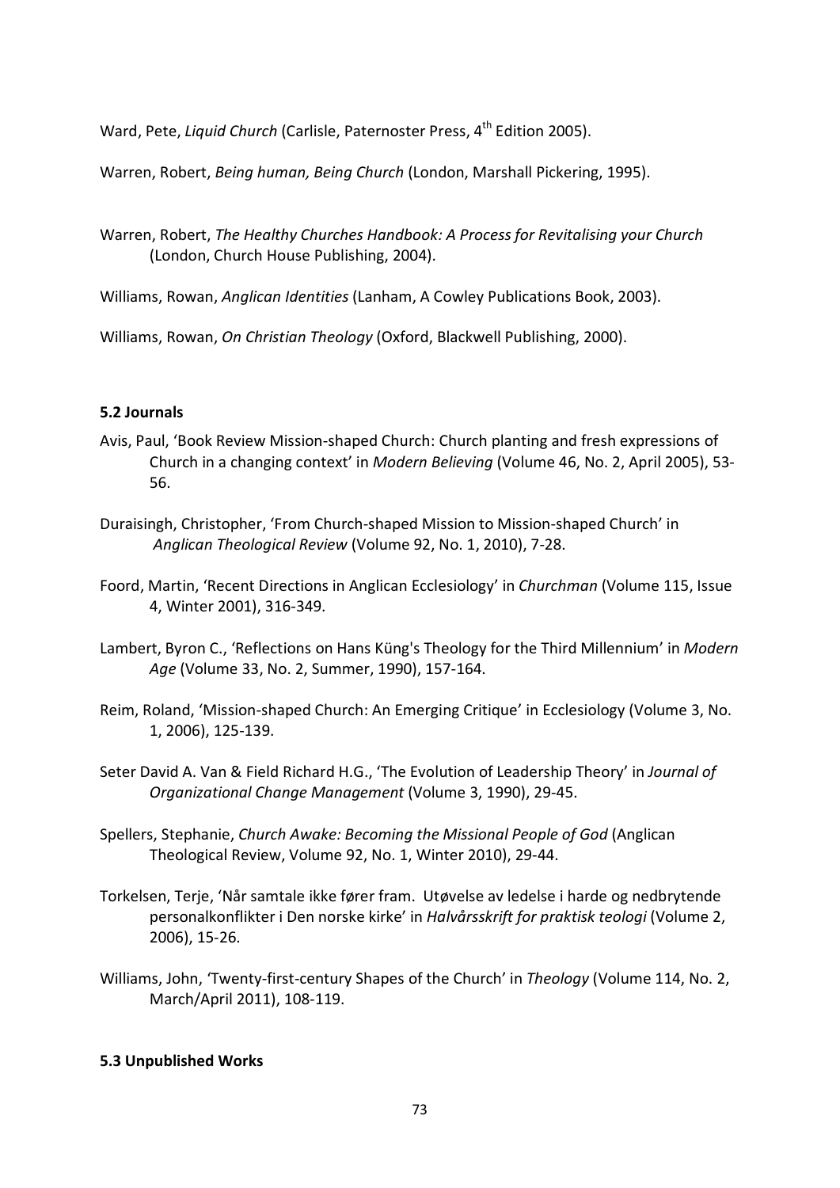Ward, Pete, *Liquid Church* (Carlisle, Paternoster Press, 4th Edition 2005).

Warren, Robert, *Being human, Being Church* (London, Marshall Pickering, 1995).

Warren, Robert, *The Healthy Churches Handbook: A Process for Revitalising your Church* (London, Church House Publishing, 2004).

Williams, Rowan, *Anglican Identities* (Lanham, A Cowley Publications Book, 2003).

Williams, Rowan, *On Christian Theology* (Oxford, Blackwell Publishing, 2000).

#### 5.2 Journals

Avis, Paul, 'Book Review Mission-shaped Church: Church planting and fresh expressions of Church in a changing context' in *Modern Believing* (Volume 46, No. 2, April 2005), 53-56.

Duraisingh, Christopher, 'From Church-shaped Mission to Mission-shaped Church' in *Anglican Theological Review* (Volume 92, No. 1, 2010), 7-28.

Foord, Martin, 'Recent Directions in Anglican Ecclesiology' in *Churchman* (Volume 115, Issue 4, Winter 2001), 316-349.

Lambert, Byron C., 'Reflections on Hans Küng's Theology for the Third Millennium' in *Modern Age* (Volume 33, No. 2, Summer, 1990), 157-164.

Reim, Roland, 'Mission-shaped Church: An Emerging Critique' in Ecclesiology (Volume 3, No. 1, 2006), 125-139.

Seter David A. Van & Field Richard H.G., 'The Evolution of Leadership Theory' in *Journal of Organizational Change Management* (Volume 3, 1990), 29-45.

Spellers, Stephanie, *Church Awake: Becoming the Missional People of God* (Anglican Theological Review, Volume 92, No. 1, Winter 2010), 29-44.

Torkelsen, Terje, 'Når samtale ikke fører fram. Utøvelse av ledelse i harde og nedbrytende personalkonflikter i Den norske kirke' in *Halvårsskrift for praktisk teologi* (Volume 2, 2006), 15-26.

Williams, John, 'Twenty-first-century Shapes of the Church' in *Theology* (Volume 114, No. 2, March/April 2011), 108-119.

#### 5.3 Unpublished Works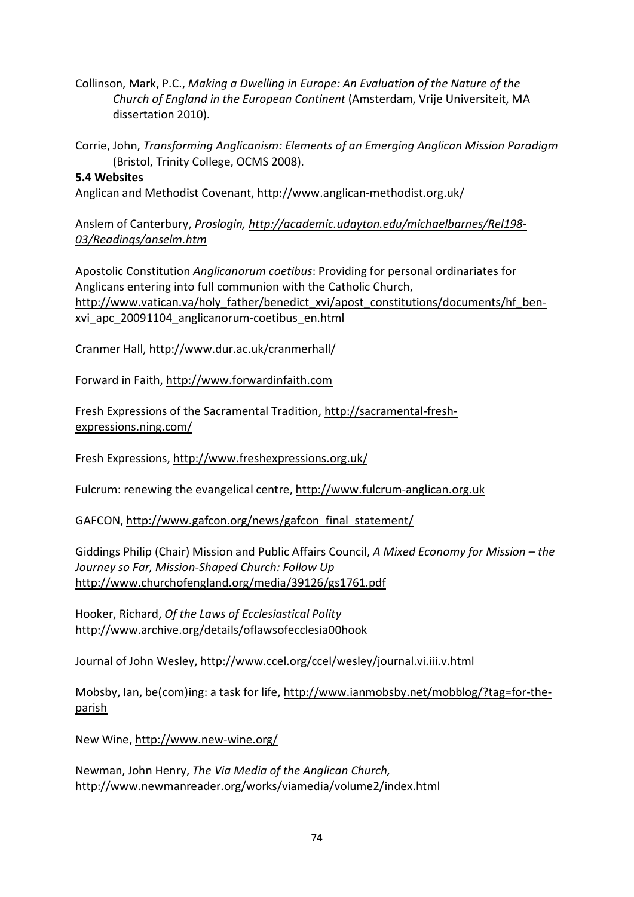Collinson, Mark, P.C., *Making a Dwelling in Europe: An Evaluation of the Nature of the Church of England in the European Continent* (Amsterdam, Vrije Universiteit, MA dissertation 2010).

Corrie, John, *Transforming Anglicanism: Elements of an Emerging Anglican Mission Paradigm* (Bristol, Trinity College, OCMS 2008).

**5.4 Websites**

Anglican and Methodist Covenant, http://www.anglican-methodist.org.uk/

Anslem of Canterbury, *Proslogin, http://academic.udayton.edu/michaelbarnes/Rel198-03/Readings/anselm.htm*

Apostolic Constitution *Anglicanorum coetibus*: Providing for personal ordinariates for Anglicans entering into full communion with the Catholic Church, http://www.vatican.va/holy_father/benedict_xvi/apost_constitutions/documents/hf_ben-xvi_apc_20091104_anglicanorum-coetibus_en.html

Cranmer Hall, http://www.dur.ac.uk/cranmerhall/

Forward in Faith, http://www.forwardinfaith.com

Fresh Expressions of the Sacramental Tradition, http://sacramental-fresh-expressions.ning.com/

Fresh Expressions, http://www.freshexpressions.org.uk/

Fulcrum: renewing the evangelical centre, http://www.fulcrum-anglican.org.uk

GAFCON, http://www.gafcon.org/news/gafcon_final_statement/

Giddings Philip (Chair) Mission and Public Affairs Council, *A Mixed Economy for Mission – the Journey so Far, Mission-Shaped Church: Follow Up* http://www.churchofengland.org/media/39126/gs1761.pdf

Hooker, Richard, *Of the Laws of Ecclesiastical Polity* http://www.archive.org/details/oflawsofecclesia00hook

Journal of John Wesley, http://www.ccel.org/ccel/wesley/journal.vi.iii.v.html

Mobsby, Ian, be(com)ing: a task for life, http://www.ianmobsby.net/mobblog/?tag=for-the-parish

New Wine, http://www.new-wine.org/

Newman, John Henry, *The Via Media of the Anglican Church,* http://www.newmanreader.org/works/viamedia/volume2/index.html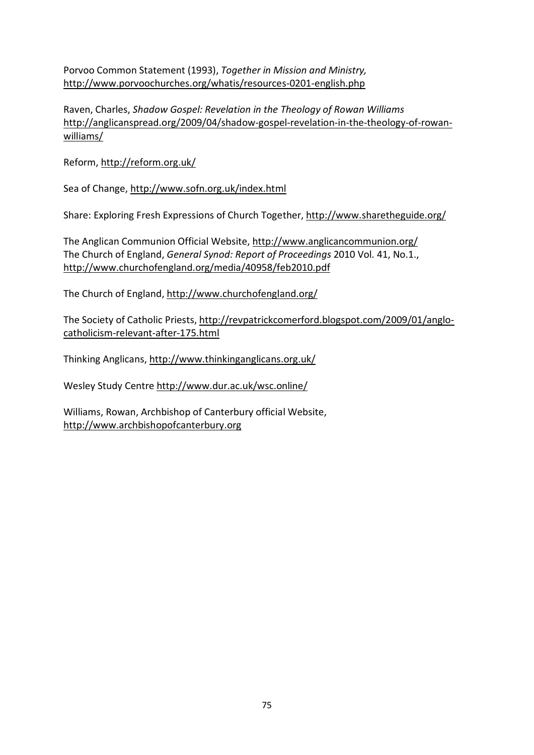Porvoo Common Statement (1993), *Together in Mission and Ministry,* http://www.porvoochurches.org/whatis/resources-0201-english.php

Raven, Charles, *Shadow Gospel: Revelation in the Theology of Rowan Williams* http://anglicanspread.org/2009/04/shadow-gospel-revelation-in-the-theology-of-rowan-williams/

Reform, http://reform.org.uk/

Sea of Change, http://www.sofn.org.uk/index.html

Share: Exploring Fresh Expressions of Church Together, http://www.sharetheguide.org/

The Anglican Communion Official Website, http://www.anglicancommunion.org/
The Church of England, *General Synod: Report of Proceedings* 2010 Vol. 41, No.1., http://www.churchofengland.org/media/40958/feb2010.pdf

The Church of England, http://www.churchofengland.org/

The Society of Catholic Priests, http://revpatrickcomerford.blogspot.com/2009/01/anglo-catholicism-relevant-after-175.html

Thinking Anglicans, http://www.thinkinganglicans.org.uk/

Wesley Study Centre http://www.dur.ac.uk/wsc.online/

Williams, Rowan, Archbishop of Canterbury official Website, http://www.archbishopofcanterbury.org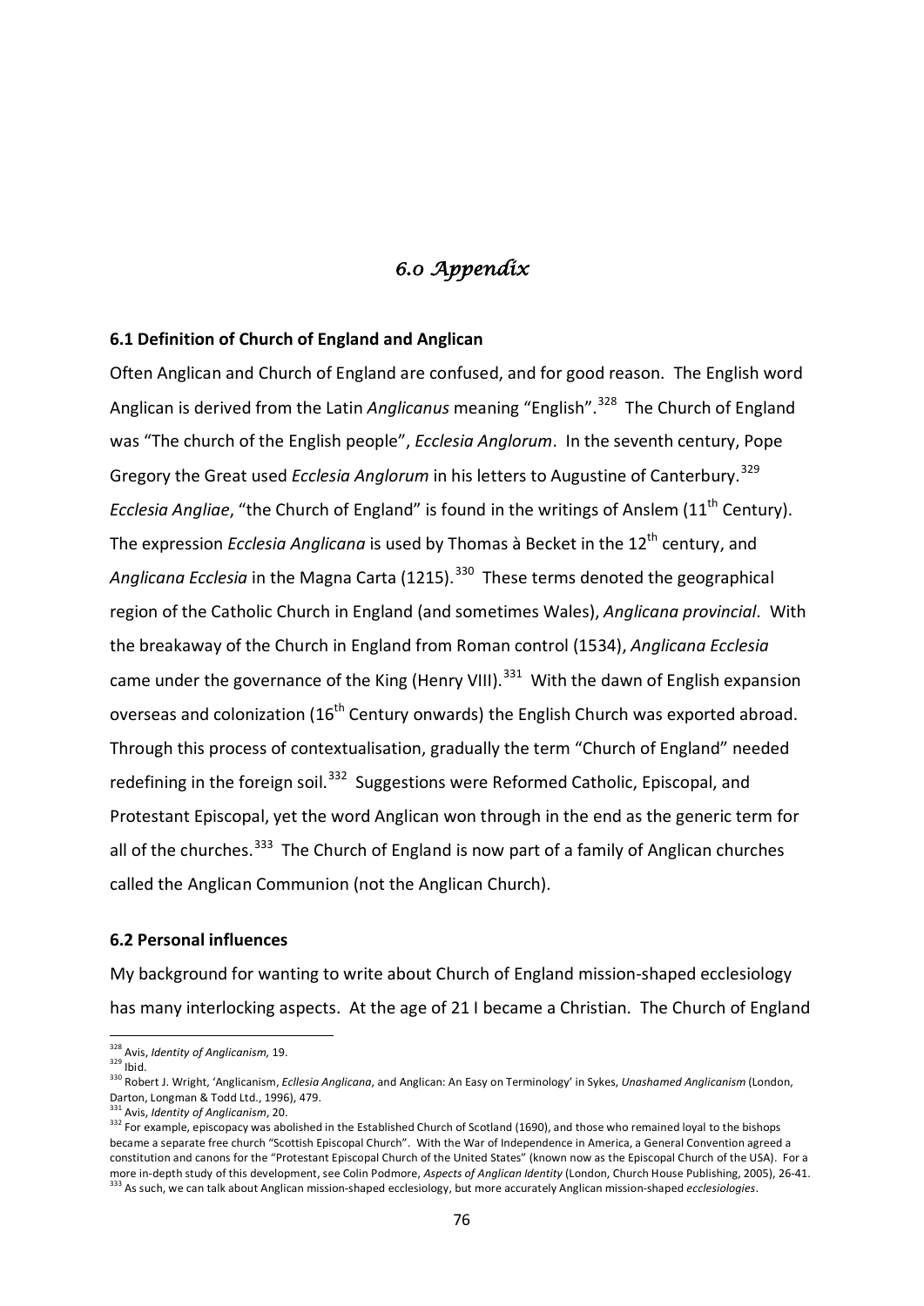# 6.0 Appendix

## 6.1 Definition of Church of England and Anglican

Often Anglican and Church of England are confused, and for good reason. The English word Anglican is derived from the Latin *Anglicanus* meaning "English".[328] The Church of England was "The church of the English people", *Ecclesia Anglorum*. In the seventh century, Pope Gregory the Great used *Ecclesia Anglorum* in his letters to Augustine of Canterbury.[329] *Ecclesia Angliae*, "the Church of England" is found in the writings of Anslem (11th Century). The expression *Ecclesia Anglicana* is used by Thomas à Becket in the 12th century, and *Anglicana Ecclesia* in the Magna Carta (1215).[330] These terms denoted the geographical region of the Catholic Church in England (and sometimes Wales), *Anglicana provincial*. With the breakaway of the Church in England from Roman control (1534), *Anglicana Ecclesia* came under the governance of the King (Henry VIII).[331] With the dawn of English expansion overseas and colonization (16th Century onwards) the English Church was exported abroad. Through this process of contextualisation, gradually the term "Church of England" needed redefining in the foreign soil.[332] Suggestions were Reformed Catholic, Episcopal, and Protestant Episcopal, yet the word Anglican won through in the end as the generic term for all of the churches.[333] The Church of England is now part of a family of Anglican churches called the Anglican Communion (not the Anglican Church).

## 6.2 Personal influences

My background for wanting to write about Church of England mission-shaped ecclesiology has many interlocking aspects. At the age of 21 I became a Christian. The Church of England

---

[328] Avis, *Identity of Anglicanism,* 19.

[329] Ibid.

[330] Robert J. Wright, 'Anglicanism, *Ecllesia Anglicana*, and Anglican: An Easy on Terminology' in Sykes, *Unashamed Anglicanism* (London, Darton, Longman & Todd Ltd., 1996), 479.

[331] Avis, *Identity of Anglicanism*, 20.

[332] For example, episcopacy was abolished in the Established Church of Scotland (1690), and those who remained loyal to the bishops became a separate free church "Scottish Episcopal Church". With the War of Independence in America, a General Convention agreed a constitution and canons for the "Protestant Episcopal Church of the United States" (known now as the Episcopal Church of the USA). For a more in-depth study of this development, see Colin Podmore, *Aspects of Anglican Identity* (London, Church House Publishing, 2005), 26-41.

[333] As such, we can talk about Anglican mission-shaped ecclesiology, but more accurately Anglican mission-shaped *ecclesiologies*.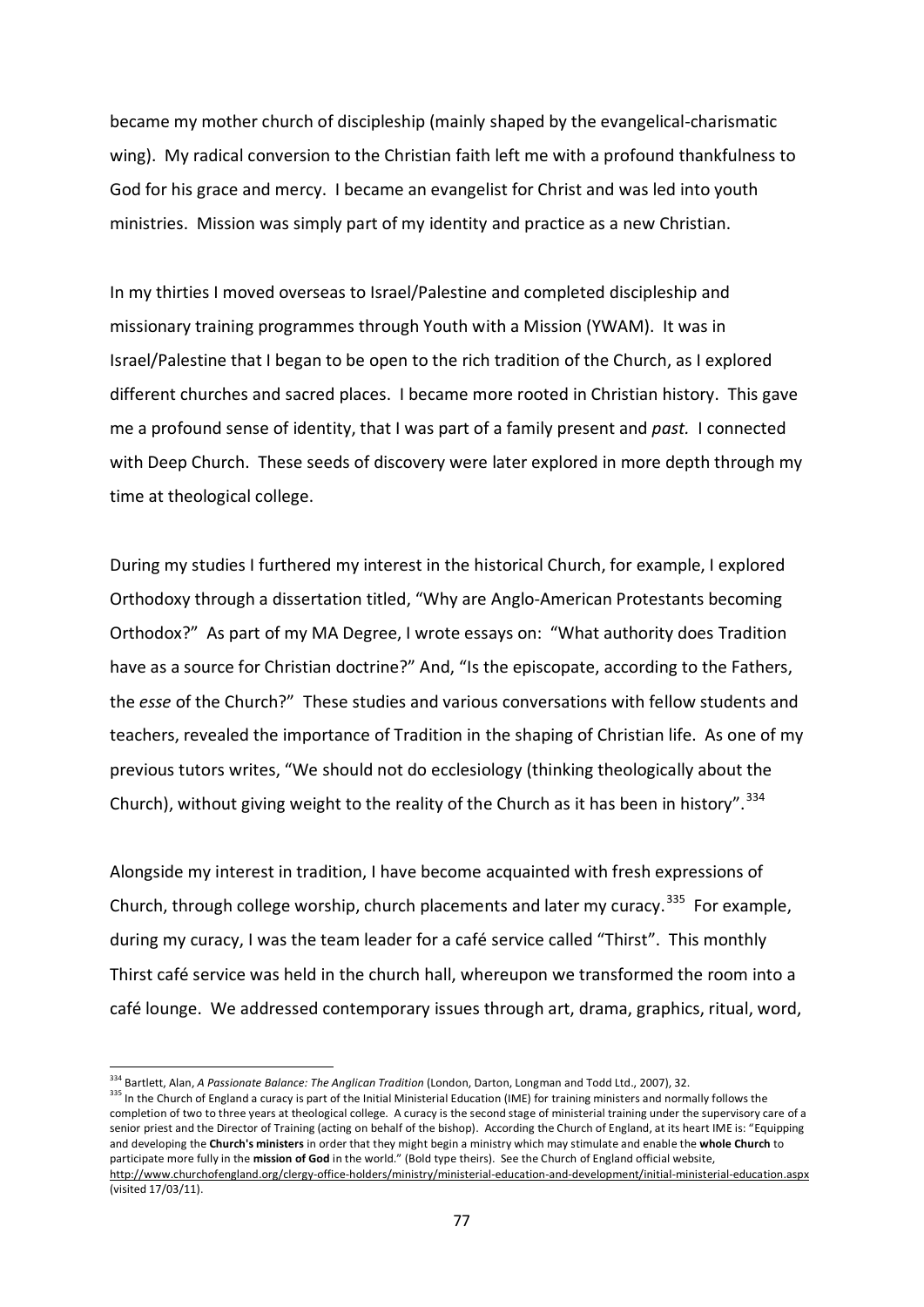became my mother church of discipleship (mainly shaped by the evangelical-charismatic wing). My radical conversion to the Christian faith left me with a profound thankfulness to God for his grace and mercy. I became an evangelist for Christ and was led into youth ministries. Mission was simply part of my identity and practice as a new Christian.

In my thirties I moved overseas to Israel/Palestine and completed discipleship and missionary training programmes through Youth with a Mission (YWAM). It was in Israel/Palestine that I began to be open to the rich tradition of the Church, as I explored different churches and sacred places. I became more rooted in Christian history. This gave me a profound sense of identity, that I was part of a family present and *past.* I connected with Deep Church. These seeds of discovery were later explored in more depth through my time at theological college.

During my studies I furthered my interest in the historical Church, for example, I explored Orthodoxy through a dissertation titled, "Why are Anglo-American Protestants becoming Orthodox?" As part of my MA Degree, I wrote essays on: "What authority does Tradition have as a source for Christian doctrine?" And, "Is the episcopate, according to the Fathers, the *esse* of the Church?" These studies and various conversations with fellow students and teachers, revealed the importance of Tradition in the shaping of Christian life. As one of my previous tutors writes, "We should not do ecclesiology (thinking theologically about the Church), without giving weight to the reality of the Church as it has been in history".[334]

Alongside my interest in tradition, I have become acquainted with fresh expressions of Church, through college worship, church placements and later my curacy.[335] For example, during my curacy, I was the team leader for a café service called "Thirst". This monthly Thirst café service was held in the church hall, whereupon we transformed the room into a café lounge. We addressed contemporary issues through art, drama, graphics, ritual, word,

---

[334] Bartlett, Alan, *A Passionate Balance: The Anglican Tradition* (London, Darton, Longman and Todd Ltd., 2007), 32.

[335] In the Church of England a curacy is part of the Initial Ministerial Education (IME) for training ministers and normally follows the completion of two to three years at theological college. A curacy is the second stage of ministerial training under the supervisory care of a senior priest and the Director of Training (acting on behalf of the bishop). According the Church of England, at its heart IME is: "Equipping and developing the **Church's ministers** in order that they might begin a ministry which may stimulate and enable the **whole Church** to participate more fully in the **mission of God** in the world." (Bold type theirs). See the Church of England official website, http://www.churchofengland.org/clergy-office-holders/ministry/ministerial-education-and-development/initial-ministerial-education.aspx (visited 17/03/11).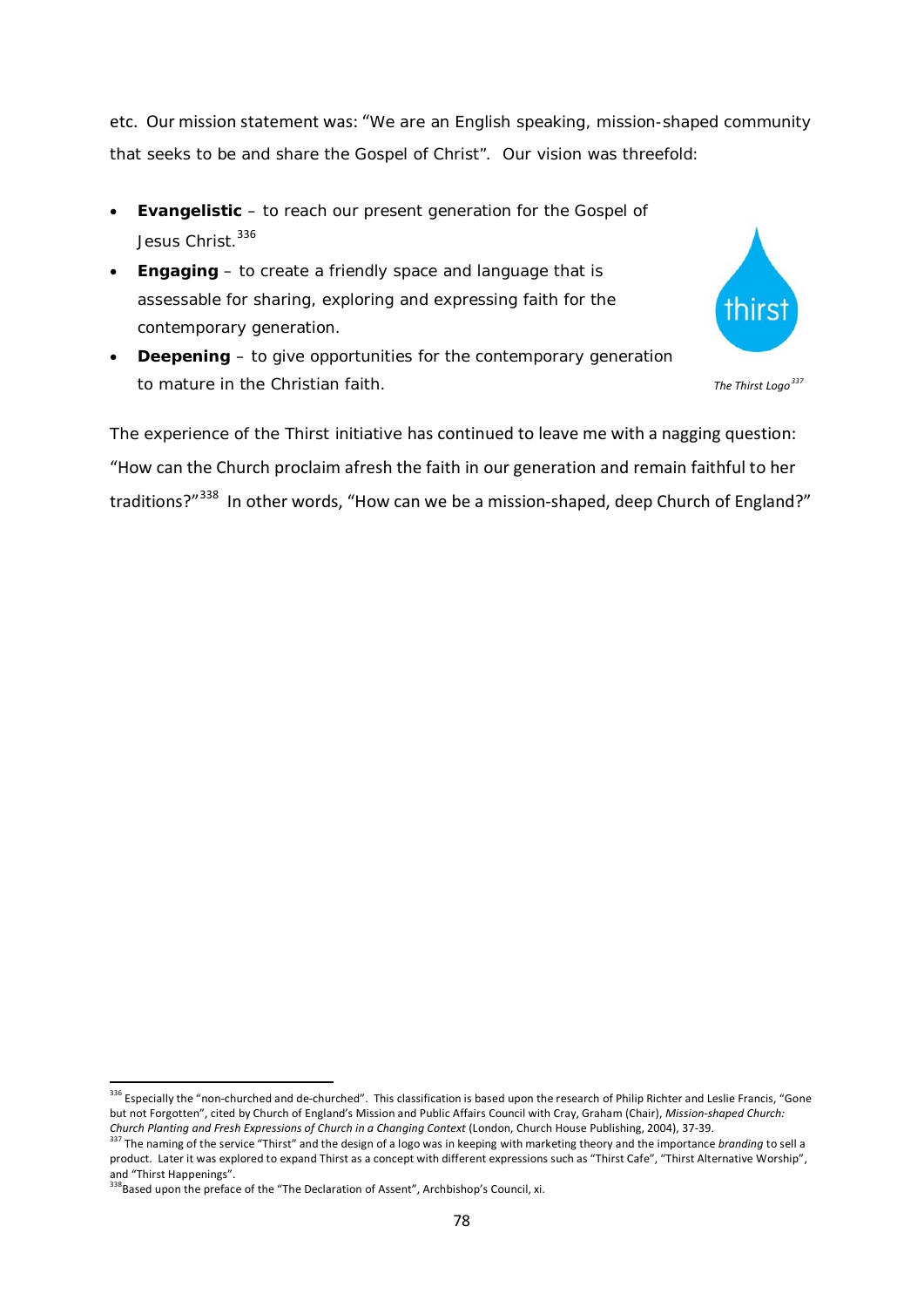etc. Our mission statement was: "We are an English speaking, mission-shaped community that seeks to be and share the Gospel of Christ". Our vision was threefold:

- **Evangelistic** – to reach our present generation for the Gospel of Jesus Christ.[336]
- **Engaging** – to create a friendly space and language that is assessable for sharing, exploring and expressing faith for the contemporary generation.
- **Deepening** – to give opportunities for the contemporary generation to mature in the Christian faith.

*The Thirst Logo*[337]

The experience of the Thirst initiative has continued to leave me with a nagging question: "How can the Church proclaim afresh the faith in our generation and remain faithful to her traditions?"[338] In other words, "How can we be a mission-shaped, deep Church of England?"

---

[336] Especially the "non-churched and de-churched". This classification is based upon the research of Philip Richter and Leslie Francis, "Gone but not Forgotten", cited by Church of England's Mission and Public Affairs Council with Cray, Graham (Chair), *Mission-shaped Church: Church Planting and Fresh Expressions of Church in a Changing Context* (London, Church House Publishing, 2004), 37-39.

[337] The naming of the service "Thirst" and the design of a logo was in keeping with marketing theory and the importance *branding* to sell a product. Later it was explored to expand Thirst as a concept with different expressions such as "Thirst Cafe", "Thirst Alternative Worship", and "Thirst Happenings".

[338] Based upon the preface of the "The Declaration of Assent", Archbishop's Council, xi.